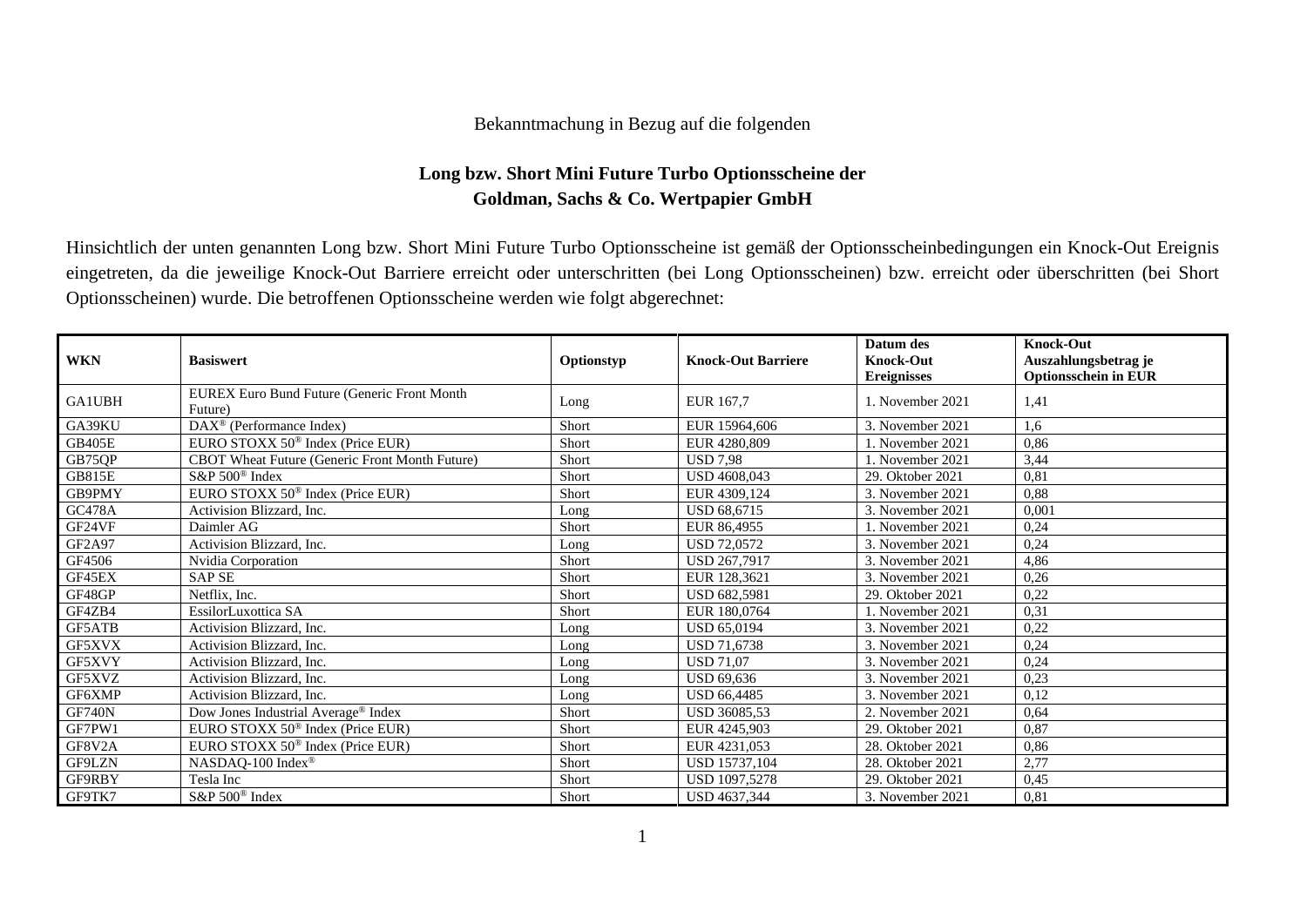Bekanntmachung in Bezug auf die folgenden

**Long bzw. Short Mini Future Turbo Optionsscheine der Goldman, Sachs & Co. Wertpapier GmbH**

Hinsichtlich der unten genannten Long bzw. Short Mini Future Turbo Optionsscheine ist gemäß der Optionsscheinbedingungen ein Knock-Out Ereignis eingetreten, da die jeweilige Knock-Out Barriere erreicht oder unterschritten (bei Long Optionsscheinen) bzw. erreicht oder überschritten (bei Short Optionsscheinen) wurde. Die betroffenen Optionsscheine werden wie folgt abgerechnet:

| WKN | Basiswert | Optionstyp | Knock-Out Barriere | Datum des Knock-Out Ereignisses | Knock-Out Auszahlungsbetrag je Optionsschein in EUR |
|---|---|---|---|---|---|
| GA1UBH | EUREX Euro Bund Future (Generic Front Month Future) | Long | EUR 167,7 | 1. November 2021 | 1,41 |
| GA39KU | DAX® (Performance Index) | Short | EUR 15964,606 | 3. November 2021 | 1,6 |
| GB405E | EURO STOXX 50® Index (Price EUR) | Short | EUR 4280,809 | 1. November 2021 | 0,86 |
| GB75QP | CBOT Wheat Future (Generic Front Month Future) | Short | USD 7,98 | 1. November 2021 | 3,44 |
| GB815E | S&P 500® Index | Short | USD 4608,043 | 29. Oktober 2021 | 0,81 |
| GB9PMY | EURO STOXX 50® Index (Price EUR) | Short | EUR 4309,124 | 3. November 2021 | 0,88 |
| GC478A | Activision Blizzard, Inc. | Long | USD 68,6715 | 3. November 2021 | 0,001 |
| GF24VF | Daimler AG | Short | EUR 86,4955 | 1. November 2021 | 0,24 |
| GF2A97 | Activision Blizzard, Inc. | Long | USD 72,0572 | 3. November 2021 | 0,24 |
| GF4506 | Nvidia Corporation | Short | USD 267,7917 | 3. November 2021 | 4,86 |
| GF45EX | SAP SE | Short | EUR 128,3621 | 3. November 2021 | 0,26 |
| GF48GP | Netflix, Inc. | Short | USD 682,5981 | 29. Oktober 2021 | 0,22 |
| GF4ZB4 | EssilorLuxottica SA | Short | EUR 180,0764 | 1. November 2021 | 0,31 |
| GF5ATB | Activision Blizzard, Inc. | Long | USD 65,0194 | 3. November 2021 | 0,22 |
| GF5XVX | Activision Blizzard, Inc. | Long | USD 71,6738 | 3. November 2021 | 0,24 |
| GF5XVY | Activision Blizzard, Inc. | Long | USD 71,07 | 3. November 2021 | 0,24 |
| GF5XVZ | Activision Blizzard, Inc. | Long | USD 69,636 | 3. November 2021 | 0,23 |
| GF6XMP | Activision Blizzard, Inc. | Long | USD 66,4485 | 3. November 2021 | 0,12 |
| GF740N | Dow Jones Industrial Average® Index | Short | USD 36085,53 | 2. November 2021 | 0,64 |
| GF7PW1 | EURO STOXX 50® Index (Price EUR) | Short | EUR 4245,903 | 29. Oktober 2021 | 0,87 |
| GF8V2A | EURO STOXX 50® Index (Price EUR) | Short | EUR 4231,053 | 28. Oktober 2021 | 0,86 |
| GF9LZN | NASDAQ-100 Index® | Short | USD 15737,104 | 28. Oktober 2021 | 2,77 |
| GF9RBY | Tesla Inc | Short | USD 1097,5278 | 29. Oktober 2021 | 0,45 |
| GF9TK7 | S&P 500® Index | Short | USD 4637,344 | 3. November 2021 | 0,81 |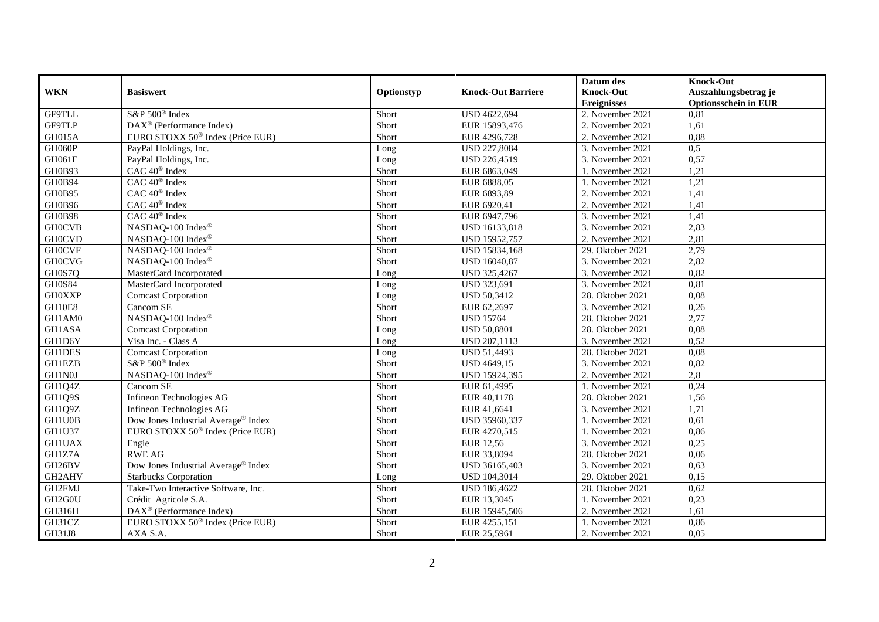| WKN | Basiswert | Optionstyp | Knock-Out Barriere | Datum des Knock-Out Ereignisses | Knock-Out Auszahlungsbetrag je Optionsschein in EUR |
|---|---|---|---|---|---|
| GF9TLL | S&P 500® Index | Short | USD 4622,694 | 2. November 2021 | 0,81 |
| GF9TLP | DAX® (Performance Index) | Short | EUR 15893,476 | 2. November 2021 | 1,61 |
| GH015A | EURO STOXX 50® Index (Price EUR) | Short | EUR 4296,728 | 2. November 2021 | 0,88 |
| GH060P | PayPal Holdings, Inc. | Long | USD 227,8084 | 3. November 2021 | 0,5 |
| GH061E | PayPal Holdings, Inc. | Long | USD 226,4519 | 3. November 2021 | 0,57 |
| GH0B93 | CAC 40® Index | Short | EUR 6863,049 | 1. November 2021 | 1,21 |
| GH0B94 | CAC 40® Index | Short | EUR 6888,05 | 1. November 2021 | 1,21 |
| GH0B95 | CAC 40® Index | Short | EUR 6893,89 | 2. November 2021 | 1,41 |
| GH0B96 | CAC 40® Index | Short | EUR 6920,41 | 2. November 2021 | 1,41 |
| GH0B98 | CAC 40® Index | Short | EUR 6947,796 | 3. November 2021 | 1,41 |
| GH0CVB | NASDAQ-100 Index® | Short | USD 16133,818 | 3. November 2021 | 2,83 |
| GH0CVD | NASDAQ-100 Index® | Short | USD 15952,757 | 2. November 2021 | 2,81 |
| GH0CVF | NASDAQ-100 Index® | Short | USD 15834,168 | 29. Oktober 2021 | 2,79 |
| GH0CVG | NASDAQ-100 Index® | Short | USD 16040,87 | 3. November 2021 | 2,82 |
| GH0S7Q | MasterCard Incorporated | Long | USD 325,4267 | 3. November 2021 | 0,82 |
| GH0S84 | MasterCard Incorporated | Long | USD 323,691 | 3. November 2021 | 0,81 |
| GH0XXP | Comcast Corporation | Long | USD 50,3412 | 28. Oktober 2021 | 0,08 |
| GH10E8 | Cancom SE | Short | EUR 62,2697 | 3. November 2021 | 0,26 |
| GH1AM0 | NASDAQ-100 Index® | Short | USD 15764 | 28. Oktober 2021 | 2,77 |
| GH1ASA | Comcast Corporation | Long | USD 50,8801 | 28. Oktober 2021 | 0,08 |
| GH1D6Y | Visa Inc. - Class A | Long | USD 207,1113 | 3. November 2021 | 0,52 |
| GH1DES | Comcast Corporation | Long | USD 51,4493 | 28. Oktober 2021 | 0,08 |
| GH1EZB | S&P 500® Index | Short | USD 4649,15 | 3. November 2021 | 0,82 |
| GH1N0J | NASDAQ-100 Index® | Short | USD 15924,395 | 2. November 2021 | 2,8 |
| GH1Q4Z | Cancom SE | Short | EUR 61,4995 | 1. November 2021 | 0,24 |
| GH1Q9S | Infineon Technologies AG | Short | EUR 40,1178 | 28. Oktober 2021 | 1,56 |
| GH1Q9Z | Infineon Technologies AG | Short | EUR 41,6641 | 3. November 2021 | 1,71 |
| GH1U0B | Dow Jones Industrial Average® Index | Short | USD 35960,337 | 1. November 2021 | 0,61 |
| GH1U37 | EURO STOXX 50® Index (Price EUR) | Short | EUR 4270,515 | 1. November 2021 | 0,86 |
| GH1UAX | Engie | Short | EUR 12,56 | 3. November 2021 | 0,25 |
| GH1Z7A | RWE AG | Short | EUR 33,8094 | 28. Oktober 2021 | 0,06 |
| GH26BV | Dow Jones Industrial Average® Index | Short | USD 36165,403 | 3. November 2021 | 0,63 |
| GH2AHV | Starbucks Corporation | Long | USD 104,3014 | 29. Oktober 2021 | 0,15 |
| GH2FMJ | Take-Two Interactive Software, Inc. | Short | USD 186,4622 | 28. Oktober 2021 | 0,62 |
| GH2G0U | Crédit Agricole S.A. | Short | EUR 13,3045 | 1. November 2021 | 0,23 |
| GH316H | DAX® (Performance Index) | Short | EUR 15945,506 | 2. November 2021 | 1,61 |
| GH31CZ | EURO STOXX 50® Index (Price EUR) | Short | EUR 4255,151 | 1. November 2021 | 0,86 |
| GH31J8 | AXA S.A. | Short | EUR 25,5961 | 2. November 2021 | 0,05 |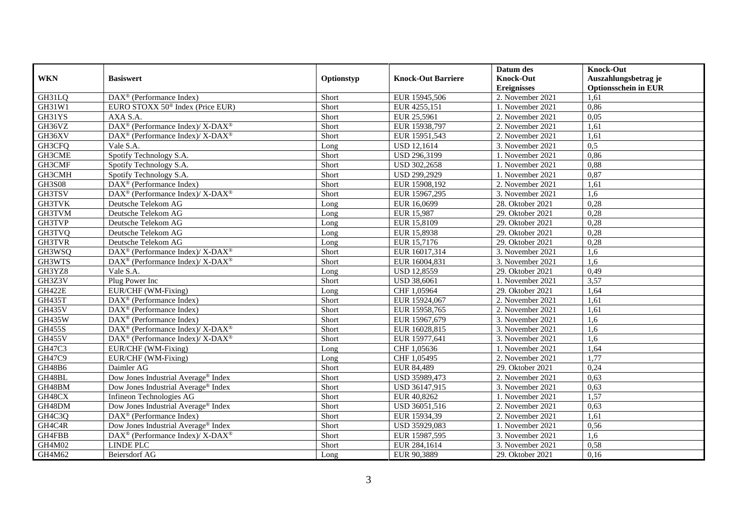| WKN | Basiswert | Optionstyp | Knock-Out Barriere | Datum des Knock-Out Ereignisses | Knock-Out Auszahlungsbetrag je Optionsschein in EUR |
|---|---|---|---|---|---|
| GH31LQ | DAX® (Performance Index) | Short | EUR 15945,506 | 2. November 2021 | 1,61 |
| GH31W1 | EURO STOXX 50® Index (Price EUR) | Short | EUR 4255,151 | 1. November 2021 | 0,86 |
| GH31YS | AXA S.A. | Short | EUR 25,5961 | 2. November 2021 | 0,05 |
| GH36VZ | DAX® (Performance Index)/ X-DAX® | Short | EUR 15938,797 | 2. November 2021 | 1,61 |
| GH36XV | DAX® (Performance Index)/ X-DAX® | Short | EUR 15951,543 | 2. November 2021 | 1,61 |
| GH3CFQ | Vale S.A. | Long | USD 12,1614 | 3. November 2021 | 0,5 |
| GH3CME | Spotify Technology S.A. | Short | USD 296,3199 | 1. November 2021 | 0,86 |
| GH3CMF | Spotify Technology S.A. | Short | USD 302,2658 | 1. November 2021 | 0,88 |
| GH3CMH | Spotify Technology S.A. | Short | USD 299,2929 | 1. November 2021 | 0,87 |
| GH3S08 | DAX® (Performance Index) | Short | EUR 15908,192 | 2. November 2021 | 1,61 |
| GH3TSV | DAX® (Performance Index)/ X-DAX® | Short | EUR 15967,295 | 3. November 2021 | 1,6 |
| GH3TVK | Deutsche Telekom AG | Long | EUR 16,0699 | 28. Oktober 2021 | 0,28 |
| GH3TVM | Deutsche Telekom AG | Long | EUR 15,987 | 29. Oktober 2021 | 0,28 |
| GH3TVP | Deutsche Telekom AG | Long | EUR 15,8109 | 29. Oktober 2021 | 0,28 |
| GH3TVQ | Deutsche Telekom AG | Long | EUR 15,8938 | 29. Oktober 2021 | 0,28 |
| GH3TVR | Deutsche Telekom AG | Long | EUR 15,7176 | 29. Oktober 2021 | 0,28 |
| GH3WSQ | DAX® (Performance Index)/ X-DAX® | Short | EUR 16017,314 | 3. November 2021 | 1,6 |
| GH3WTS | DAX® (Performance Index)/ X-DAX® | Short | EUR 16004,831 | 3. November 2021 | 1,6 |
| GH3YZ8 | Vale S.A. | Long | USD 12,8559 | 29. Oktober 2021 | 0,49 |
| GH3Z3V | Plug Power Inc | Short | USD 38,6061 | 1. November 2021 | 3,57 |
| GH422E | EUR/CHF (WM-Fixing) | Long | CHF 1,05964 | 29. Oktober 2021 | 1,64 |
| GH435T | DAX® (Performance Index) | Short | EUR 15924,067 | 2. November 2021 | 1,61 |
| GH435V | DAX® (Performance Index) | Short | EUR 15958,765 | 2. November 2021 | 1,61 |
| GH435W | DAX® (Performance Index) | Short | EUR 15967,679 | 3. November 2021 | 1,6 |
| GH455S | DAX® (Performance Index)/ X-DAX® | Short | EUR 16028,815 | 3. November 2021 | 1,6 |
| GH455V | DAX® (Performance Index)/ X-DAX® | Short | EUR 15977,641 | 3. November 2021 | 1,6 |
| GH47C3 | EUR/CHF (WM-Fixing) | Long | CHF 1,05636 | 1. November 2021 | 1,64 |
| GH47C9 | EUR/CHF (WM-Fixing) | Long | CHF 1,05495 | 2. November 2021 | 1,77 |
| GH48B6 | Daimler AG | Short | EUR 84,489 | 29. Oktober 2021 | 0,24 |
| GH48BL | Dow Jones Industrial Average® Index | Short | USD 35989,473 | 2. November 2021 | 0,63 |
| GH48BM | Dow Jones Industrial Average® Index | Short | USD 36147,915 | 3. November 2021 | 0,63 |
| GH48CX | Infineon Technologies AG | Short | EUR 40,8262 | 1. November 2021 | 1,57 |
| GH48DM | Dow Jones Industrial Average® Index | Short | USD 36051,516 | 2. November 2021 | 0,63 |
| GH4C3Q | DAX® (Performance Index) | Short | EUR 15934,39 | 2. November 2021 | 1,61 |
| GH4C4R | Dow Jones Industrial Average® Index | Short | USD 35929,083 | 1. November 2021 | 0,56 |
| GH4FBB | DAX® (Performance Index)/ X-DAX® | Short | EUR 15987,595 | 3. November 2021 | 1,6 |
| GH4M02 | LINDE PLC | Short | EUR 284,1614 | 3. November 2021 | 0,58 |
| GH4M62 | Beiersdorf AG | Long | EUR 90,3889 | 29. Oktober 2021 | 0,16 |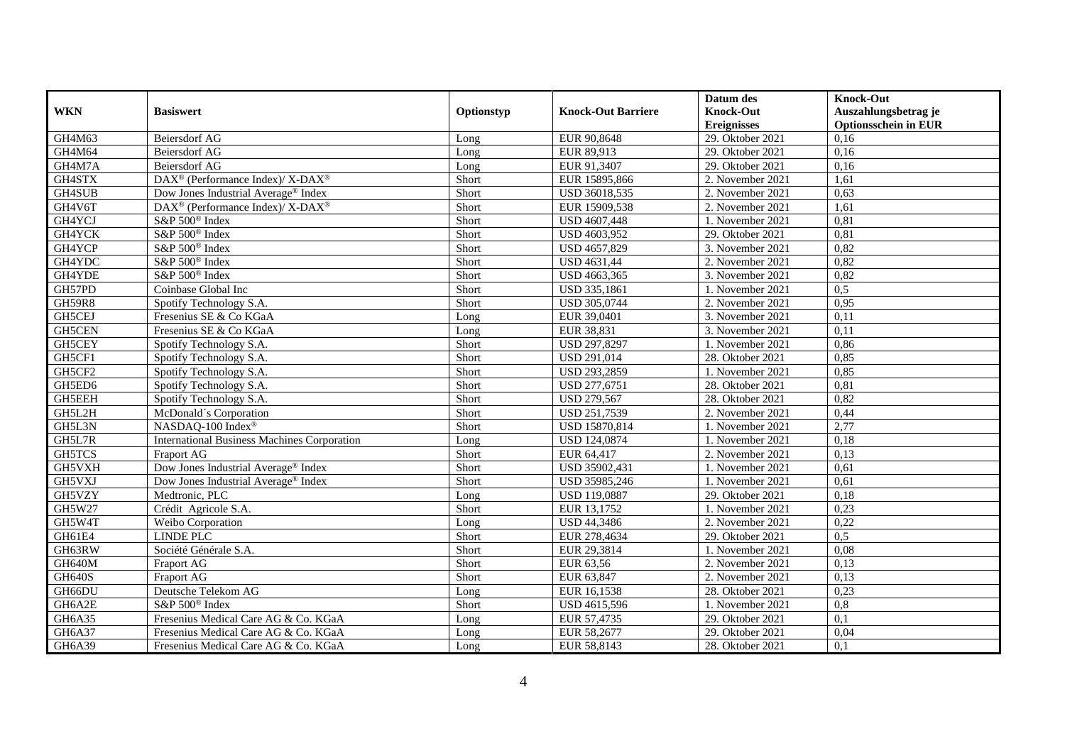| WKN | Basiswert | Optionstyp | Knock-Out Barriere | Datum des Knock-Out Ereignisses | Knock-Out Auszahlungsbetrag je Optionsschein in EUR |
|---|---|---|---|---|---|
| GH4M63 | Beiersdorf AG | Long | EUR 90,8648 | 29. Oktober 2021 | 0,16 |
| GH4M64 | Beiersdorf AG | Long | EUR 89,913 | 29. Oktober 2021 | 0,16 |
| GH4M7A | Beiersdorf AG | Long | EUR 91,3407 | 29. Oktober 2021 | 0,16 |
| GH4STX | DAX® (Performance Index)/ X-DAX® | Short | EUR 15895,866 | 2. November 2021 | 1,61 |
| GH4SUB | Dow Jones Industrial Average® Index | Short | USD 36018,535 | 2. November 2021 | 0,63 |
| GH4V6T | DAX® (Performance Index)/ X-DAX® | Short | EUR 15909,538 | 2. November 2021 | 1,61 |
| GH4YCJ | S&P 500® Index | Short | USD 4607,448 | 1. November 2021 | 0,81 |
| GH4YCK | S&P 500® Index | Short | USD 4603,952 | 29. Oktober 2021 | 0,81 |
| GH4YCP | S&P 500® Index | Short | USD 4657,829 | 3. November 2021 | 0,82 |
| GH4YDC | S&P 500® Index | Short | USD 4631,44 | 2. November 2021 | 0,82 |
| GH4YDE | S&P 500® Index | Short | USD 4663,365 | 3. November 2021 | 0,82 |
| GH57PD | Coinbase Global Inc | Short | USD 335,1861 | 1. November 2021 | 0,5 |
| GH59R8 | Spotify Technology S.A. | Short | USD 305,0744 | 2. November 2021 | 0,95 |
| GH5CEJ | Fresenius SE & Co KGaA | Long | EUR 39,0401 | 3. November 2021 | 0,11 |
| GH5CEN | Fresenius SE & Co KGaA | Long | EUR 38,831 | 3. November 2021 | 0,11 |
| GH5CEY | Spotify Technology S.A. | Short | USD 297,8297 | 1. November 2021 | 0,86 |
| GH5CF1 | Spotify Technology S.A. | Short | USD 291,014 | 28. Oktober 2021 | 0,85 |
| GH5CF2 | Spotify Technology S.A. | Short | USD 293,2859 | 1. November 2021 | 0,85 |
| GH5ED6 | Spotify Technology S.A. | Short | USD 277,6751 | 28. Oktober 2021 | 0,81 |
| GH5EEH | Spotify Technology S.A. | Short | USD 279,567 | 28. Oktober 2021 | 0,82 |
| GH5L2H | McDonald´s Corporation | Short | USD 251,7539 | 2. November 2021 | 0,44 |
| GH5L3N | NASDAQ-100 Index® | Short | USD 15870,814 | 1. November 2021 | 2,77 |
| GH5L7R | International Business Machines Corporation | Long | USD 124,0874 | 1. November 2021 | 0,18 |
| GH5TCS | Fraport AG | Short | EUR 64,417 | 2. November 2021 | 0,13 |
| GH5VXH | Dow Jones Industrial Average® Index | Short | USD 35902,431 | 1. November 2021 | 0,61 |
| GH5VXJ | Dow Jones Industrial Average® Index | Short | USD 35985,246 | 1. November 2021 | 0,61 |
| GH5VZY | Medtronic, PLC | Long | USD 119,0887 | 29. Oktober 2021 | 0,18 |
| GH5W27 | Crédit Agricole S.A. | Short | EUR 13,1752 | 1. November 2021 | 0,23 |
| GH5W4T | Weibo Corporation | Long | USD 44,3486 | 2. November 2021 | 0,22 |
| GH61E4 | LINDE PLC | Short | EUR 278,4634 | 29. Oktober 2021 | 0,5 |
| GH63RW | Société Générale S.A. | Short | EUR 29,3814 | 1. November 2021 | 0,08 |
| GH640M | Fraport AG | Short | EUR 63,56 | 2. November 2021 | 0,13 |
| GH640S | Fraport AG | Short | EUR 63,847 | 2. November 2021 | 0,13 |
| GH66DU | Deutsche Telekom AG | Long | EUR 16,1538 | 28. Oktober 2021 | 0,23 |
| GH6A2E | S&P 500® Index | Short | USD 4615,596 | 1. November 2021 | 0,8 |
| GH6A35 | Fresenius Medical Care AG & Co. KGaA | Long | EUR 57,4735 | 29. Oktober 2021 | 0,1 |
| GH6A37 | Fresenius Medical Care AG & Co. KGaA | Long | EUR 58,2677 | 29. Oktober 2021 | 0,04 |
| GH6A39 | Fresenius Medical Care AG & Co. KGaA | Long | EUR 58,8143 | 28. Oktober 2021 | 0,1 |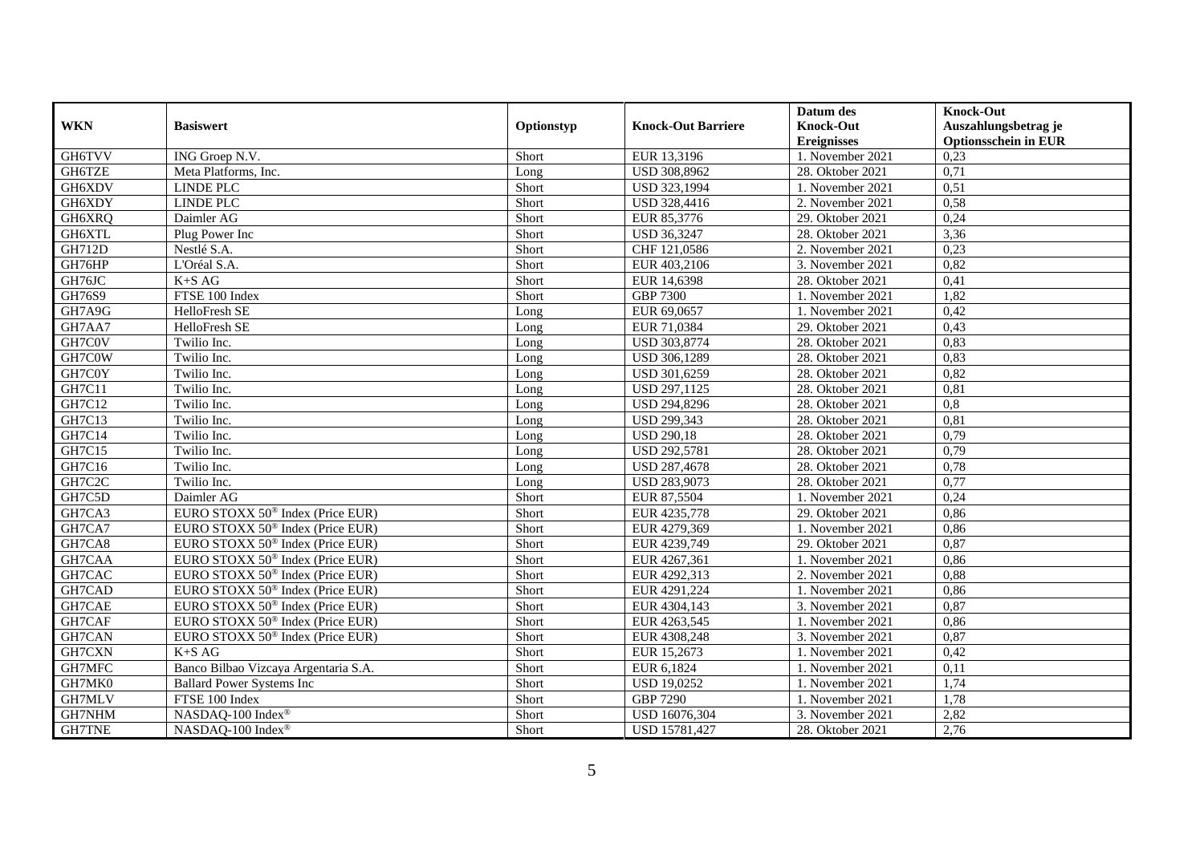| WKN | Basiswert | Optionstyp | Knock-Out Barriere | Datum des Knock-Out Ereignisses | Knock-Out Auszahlungsbetrag je Optionsschein in EUR |
|---|---|---|---|---|---|
| GH6TVV | ING Groep N.V. | Short | EUR 13,3196 | 1. November 2021 | 0,23 |
| GH6TZE | Meta Platforms, Inc. | Long | USD 308,8962 | 28. Oktober 2021 | 0,71 |
| GH6XDV | LINDE PLC | Short | USD 323,1994 | 1. November 2021 | 0,51 |
| GH6XDY | LINDE PLC | Short | USD 328,4416 | 2. November 2021 | 0,58 |
| GH6XRQ | Daimler AG | Short | EUR 85,3776 | 29. Oktober 2021 | 0,24 |
| GH6XTL | Plug Power Inc | Short | USD 36,3247 | 28. Oktober 2021 | 3,36 |
| GH712D | Nestlé S.A. | Short | CHF 121,0586 | 2. November 2021 | 0,23 |
| GH76HP | L'Oréal S.A. | Short | EUR 403,2106 | 3. November 2021 | 0,82 |
| GH76JC | K+S AG | Short | EUR 14,6398 | 28. Oktober 2021 | 0,41 |
| GH76S9 | FTSE 100 Index | Short | GBP 7300 | 1. November 2021 | 1,82 |
| GH7A9G | HelloFresh SE | Long | EUR 69,0657 | 1. November 2021 | 0,42 |
| GH7AA7 | HelloFresh SE | Long | EUR 71,0384 | 29. Oktober 2021 | 0,43 |
| GH7C0V | Twilio Inc. | Long | USD 303,8774 | 28. Oktober 2021 | 0,83 |
| GH7C0W | Twilio Inc. | Long | USD 306,1289 | 28. Oktober 2021 | 0,83 |
| GH7C0Y | Twilio Inc. | Long | USD 301,6259 | 28. Oktober 2021 | 0,82 |
| GH7C11 | Twilio Inc. | Long | USD 297,1125 | 28. Oktober 2021 | 0,81 |
| GH7C12 | Twilio Inc. | Long | USD 294,8296 | 28. Oktober 2021 | 0,8 |
| GH7C13 | Twilio Inc. | Long | USD 299,343 | 28. Oktober 2021 | 0,81 |
| GH7C14 | Twilio Inc. | Long | USD 290,18 | 28. Oktober 2021 | 0,79 |
| GH7C15 | Twilio Inc. | Long | USD 292,5781 | 28. Oktober 2021 | 0,79 |
| GH7C16 | Twilio Inc. | Long | USD 287,4678 | 28. Oktober 2021 | 0,78 |
| GH7C2C | Twilio Inc. | Long | USD 283,9073 | 28. Oktober 2021 | 0,77 |
| GH7C5D | Daimler AG | Short | EUR 87,5504 | 1. November 2021 | 0,24 |
| GH7CA3 | EURO STOXX 50® Index (Price EUR) | Short | EUR 4235,778 | 29. Oktober 2021 | 0,86 |
| GH7CA7 | EURO STOXX 50® Index (Price EUR) | Short | EUR 4279,369 | 1. November 2021 | 0,86 |
| GH7CA8 | EURO STOXX 50® Index (Price EUR) | Short | EUR 4239,749 | 29. Oktober 2021 | 0,87 |
| GH7CAA | EURO STOXX 50® Index (Price EUR) | Short | EUR 4267,361 | 1. November 2021 | 0,86 |
| GH7CAC | EURO STOXX 50® Index (Price EUR) | Short | EUR 4292,313 | 2. November 2021 | 0,88 |
| GH7CAD | EURO STOXX 50® Index (Price EUR) | Short | EUR 4291,224 | 1. November 2021 | 0,86 |
| GH7CAE | EURO STOXX 50® Index (Price EUR) | Short | EUR 4304,143 | 3. November 2021 | 0,87 |
| GH7CAF | EURO STOXX 50® Index (Price EUR) | Short | EUR 4263,545 | 1. November 2021 | 0,86 |
| GH7CAN | EURO STOXX 50® Index (Price EUR) | Short | EUR 4308,248 | 3. November 2021 | 0,87 |
| GH7CXN | K+S AG | Short | EUR 15,2673 | 1. November 2021 | 0,42 |
| GH7MFC | Banco Bilbao Vizcaya Argentaria S.A. | Short | EUR 6,1824 | 1. November 2021 | 0,11 |
| GH7MK0 | Ballard Power Systems Inc | Short | USD 19,0252 | 1. November 2021 | 1,74 |
| GH7MLV | FTSE 100 Index | Short | GBP 7290 | 1. November 2021 | 1,78 |
| GH7NHM | NASDAQ-100 Index® | Short | USD 16076,304 | 3. November 2021 | 2,82 |
| GH7TNE | NASDAQ-100 Index® | Short | USD 15781,427 | 28. Oktober 2021 | 2,76 |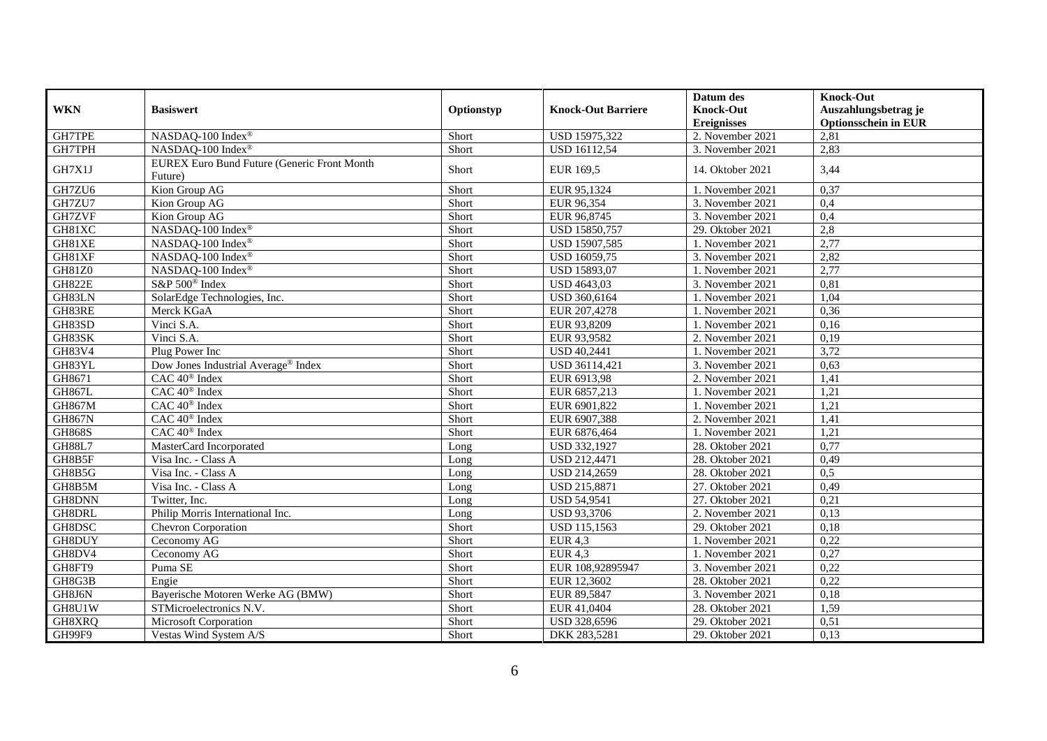| WKN | Basiswert | Optionstyp | Knock-Out Barriere | Datum des Knock-Out Ereignisses | Knock-Out Auszahlungsbetrag je Optionsschein in EUR |
|---|---|---|---|---|---|
| GH7TPE | NASDAQ-100 Index® | Short | USD 15975,322 | 2. November 2021 | 2,81 |
| GH7TPH | NASDAQ-100 Index® | Short | USD 16112,54 | 3. November 2021 | 2,83 |
| GH7X1J | EUREX Euro Bund Future (Generic Front Month Future) | Short | EUR 169,5 | 14. Oktober 2021 | 3,44 |
| GH7ZU6 | Kion Group AG | Short | EUR 95,1324 | 1. November 2021 | 0,37 |
| GH7ZU7 | Kion Group AG | Short | EUR 96,354 | 3. November 2021 | 0,4 |
| GH7ZVF | Kion Group AG | Short | EUR 96,8745 | 3. November 2021 | 0,4 |
| GH81XC | NASDAQ-100 Index® | Short | USD 15850,757 | 29. Oktober 2021 | 2,8 |
| GH81XE | NASDAQ-100 Index® | Short | USD 15907,585 | 1. November 2021 | 2,77 |
| GH81XF | NASDAQ-100 Index® | Short | USD 16059,75 | 3. November 2021 | 2,82 |
| GH81Z0 | NASDAQ-100 Index® | Short | USD 15893,07 | 1. November 2021 | 2,77 |
| GH822E | S&P 500® Index | Short | USD 4643,03 | 3. November 2021 | 0,81 |
| GH83LN | SolarEdge Technologies, Inc. | Short | USD 360,6164 | 1. November 2021 | 1,04 |
| GH83RE | Merck KGaA | Short | EUR 207,4278 | 1. November 2021 | 0,36 |
| GH83SD | Vinci S.A. | Short | EUR 93,8209 | 1. November 2021 | 0,16 |
| GH83SK | Vinci S.A. | Short | EUR 93,9582 | 2. November 2021 | 0,19 |
| GH83V4 | Plug Power Inc | Short | USD 40,2441 | 1. November 2021 | 3,72 |
| GH83YL | Dow Jones Industrial Average® Index | Short | USD 36114,421 | 3. November 2021 | 0,63 |
| GH8671 | CAC 40® Index | Short | EUR 6913,98 | 2. November 2021 | 1,41 |
| GH867L | CAC 40® Index | Short | EUR 6857,213 | 1. November 2021 | 1,21 |
| GH867M | CAC 40® Index | Short | EUR 6901,822 | 1. November 2021 | 1,21 |
| GH867N | CAC 40® Index | Short | EUR 6907,388 | 2. November 2021 | 1,41 |
| GH868S | CAC 40® Index | Short | EUR 6876,464 | 1. November 2021 | 1,21 |
| GH88L7 | MasterCard Incorporated | Long | USD 332,1927 | 28. Oktober 2021 | 0,77 |
| GH8B5F | Visa Inc. - Class A | Long | USD 212,4471 | 28. Oktober 2021 | 0,49 |
| GH8B5G | Visa Inc. - Class A | Long | USD 214,2659 | 28. Oktober 2021 | 0,5 |
| GH8B5M | Visa Inc. - Class A | Long | USD 215,8871 | 27. Oktober 2021 | 0,49 |
| GH8DNN | Twitter, Inc. | Long | USD 54,9541 | 27. Oktober 2021 | 0,21 |
| GH8DRL | Philip Morris International Inc. | Long | USD 93,3706 | 2. November 2021 | 0,13 |
| GH8DSC | Chevron Corporation | Short | USD 115,1563 | 29. Oktober 2021 | 0,18 |
| GH8DUY | Ceconomy AG | Short | EUR 4,3 | 1. November 2021 | 0,22 |
| GH8DV4 | Ceconomy AG | Short | EUR 4,3 | 1. November 2021 | 0,27 |
| GH8FT9 | Puma SE | Short | EUR 108,92895947 | 3. November 2021 | 0,22 |
| GH8G3B | Engie | Short | EUR 12,3602 | 28. Oktober 2021 | 0,22 |
| GH8J6N | Bayerische Motoren Werke AG (BMW) | Short | EUR 89,5847 | 3. November 2021 | 0,18 |
| GH8U1W | STMicroelectronics N.V. | Short | EUR 41,0404 | 28. Oktober 2021 | 1,59 |
| GH8XRQ | Microsoft Corporation | Short | USD 328,6596 | 29. Oktober 2021 | 0,51 |
| GH99F9 | Vestas Wind System A/S | Short | DKK 283,5281 | 29. Oktober 2021 | 0,13 |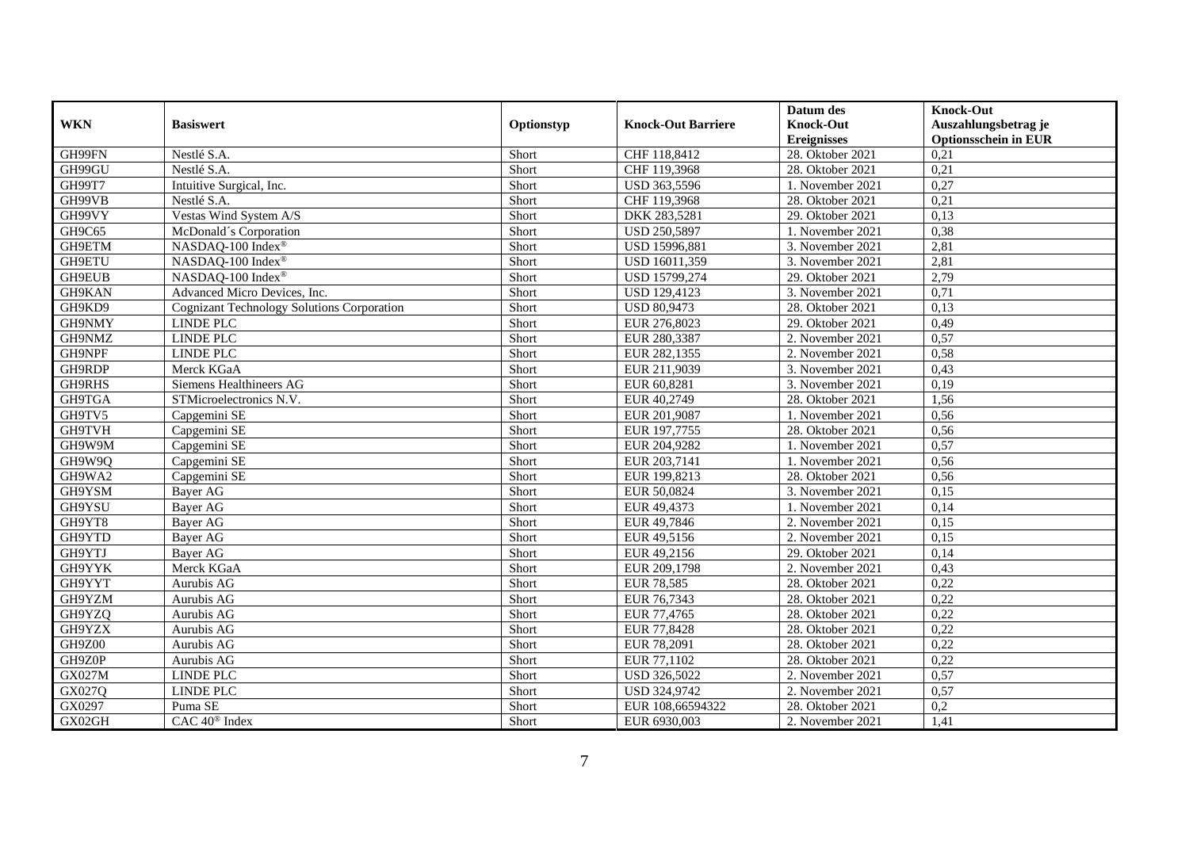| WKN | Basiswert | Optionstyp | Knock-Out Barriere | Datum des Knock-Out Ereignisses | Knock-Out Auszahlungsbetrag je Optionsschein in EUR |
|---|---|---|---|---|---|
| GH99FN | Nestlé S.A. | Short | CHF 118,8412 | 28. Oktober 2021 | 0,21 |
| GH99GU | Nestlé S.A. | Short | CHF 119,3968 | 28. Oktober 2021 | 0,21 |
| GH99T7 | Intuitive Surgical, Inc. | Short | USD 363,5596 | 1. November 2021 | 0,27 |
| GH99VB | Nestlé S.A. | Short | CHF 119,3968 | 28. Oktober 2021 | 0,21 |
| GH99VY | Vestas Wind System A/S | Short | DKK 283,5281 | 29. Oktober 2021 | 0,13 |
| GH9C65 | McDonald´s Corporation | Short | USD 250,5897 | 1. November 2021 | 0,38 |
| GH9ETM | NASDAQ-100 Index® | Short | USD 15996,881 | 3. November 2021 | 2,81 |
| GH9ETU | NASDAQ-100 Index® | Short | USD 16011,359 | 3. November 2021 | 2,81 |
| GH9EUB | NASDAQ-100 Index® | Short | USD 15799,274 | 29. Oktober 2021 | 2,79 |
| GH9KAN | Advanced Micro Devices, Inc. | Short | USD 129,4123 | 3. November 2021 | 0,71 |
| GH9KD9 | Cognizant Technology Solutions Corporation | Short | USD 80,9473 | 28. Oktober 2021 | 0,13 |
| GH9NMY | LINDE PLC | Short | EUR 276,8023 | 29. Oktober 2021 | 0,49 |
| GH9NMZ | LINDE PLC | Short | EUR 280,3387 | 2. November 2021 | 0,57 |
| GH9NPF | LINDE PLC | Short | EUR 282,1355 | 2. November 2021 | 0,58 |
| GH9RDP | Merck KGaA | Short | EUR 211,9039 | 3. November 2021 | 0,43 |
| GH9RHS | Siemens Healthineers AG | Short | EUR 60,8281 | 3. November 2021 | 0,19 |
| GH9TGA | STMicroelectronics N.V. | Short | EUR 40,2749 | 28. Oktober 2021 | 1,56 |
| GH9TV5 | Capgemini SE | Short | EUR 201,9087 | 1. November 2021 | 0,56 |
| GH9TVH | Capgemini SE | Short | EUR 197,7755 | 28. Oktober 2021 | 0,56 |
| GH9W9M | Capgemini SE | Short | EUR 204,9282 | 1. November 2021 | 0,57 |
| GH9W9Q | Capgemini SE | Short | EUR 203,7141 | 1. November 2021 | 0,56 |
| GH9WA2 | Capgemini SE | Short | EUR 199,8213 | 28. Oktober 2021 | 0,56 |
| GH9YSM | Bayer AG | Short | EUR 50,0824 | 3. November 2021 | 0,15 |
| GH9YSU | Bayer AG | Short | EUR 49,4373 | 1. November 2021 | 0,14 |
| GH9YT8 | Bayer AG | Short | EUR 49,7846 | 2. November 2021 | 0,15 |
| GH9YTD | Bayer AG | Short | EUR 49,5156 | 2. November 2021 | 0,15 |
| GH9YTJ | Bayer AG | Short | EUR 49,2156 | 29. Oktober 2021 | 0,14 |
| GH9YYK | Merck KGaA | Short | EUR 209,1798 | 2. November 2021 | 0,43 |
| GH9YYT | Aurubis AG | Short | EUR 78,585 | 28. Oktober 2021 | 0,22 |
| GH9YZM | Aurubis AG | Short | EUR 76,7343 | 28. Oktober 2021 | 0,22 |
| GH9YZQ | Aurubis AG | Short | EUR 77,4765 | 28. Oktober 2021 | 0,22 |
| GH9YZX | Aurubis AG | Short | EUR 77,8428 | 28. Oktober 2021 | 0,22 |
| GH9Z00 | Aurubis AG | Short | EUR 78,2091 | 28. Oktober 2021 | 0,22 |
| GH9Z0P | Aurubis AG | Short | EUR 77,1102 | 28. Oktober 2021 | 0,22 |
| GX027M | LINDE PLC | Short | USD 326,5022 | 2. November 2021 | 0,57 |
| GX027Q | LINDE PLC | Short | USD 324,9742 | 2. November 2021 | 0,57 |
| GX0297 | Puma SE | Short | EUR 108,66594322 | 28. Oktober 2021 | 0,2 |
| GX02GH | CAC 40® Index | Short | EUR 6930,003 | 2. November 2021 | 1,41 |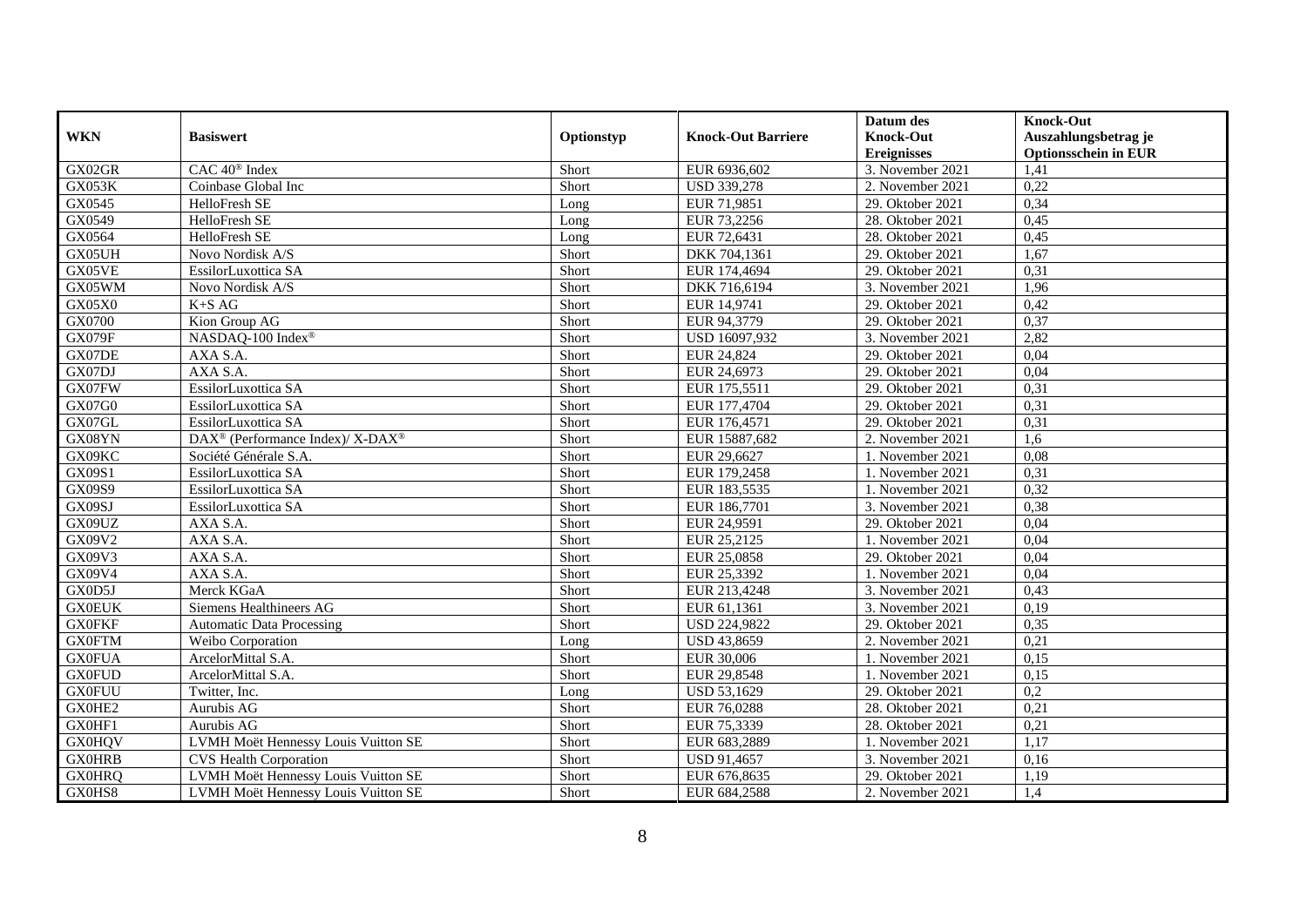| WKN | Basiswert | Optionstyp | Knock-Out Barriere | Datum des Knock-Out Ereignisses | Knock-Out Auszahlungsbetrag je Optionsschein in EUR |
| --- | --- | --- | --- | --- | --- |
| GX02GR | CAC 40® Index | Short | EUR 6936,602 | 3. November 2021 | 1,41 |
| GX053K | Coinbase Global Inc | Short | USD 339,278 | 2. November 2021 | 0,22 |
| GX0545 | HelloFresh SE | Long | EUR 71,9851 | 29. Oktober 2021 | 0,34 |
| GX0549 | HelloFresh SE | Long | EUR 73,2256 | 28. Oktober 2021 | 0,45 |
| GX0564 | HelloFresh SE | Long | EUR 72,6431 | 28. Oktober 2021 | 0,45 |
| GX05UH | Novo Nordisk A/S | Short | DKK 704,1361 | 29. Oktober 2021 | 1,67 |
| GX05VE | EssilorLuxottica SA | Short | EUR 174,4694 | 29. Oktober 2021 | 0,31 |
| GX05WM | Novo Nordisk A/S | Short | DKK 716,6194 | 3. November 2021 | 1,96 |
| GX05X0 | K+S AG | Short | EUR 14,9741 | 29. Oktober 2021 | 0,42 |
| GX0700 | Kion Group AG | Short | EUR 94,3779 | 29. Oktober 2021 | 0,37 |
| GX079F | NASDAQ-100 Index® | Short | USD 16097,932 | 3. November 2021 | 2,82 |
| GX07DE | AXA S.A. | Short | EUR 24,824 | 29. Oktober 2021 | 0,04 |
| GX07DJ | AXA S.A. | Short | EUR 24,6973 | 29. Oktober 2021 | 0,04 |
| GX07FW | EssilorLuxottica SA | Short | EUR 175,5511 | 29. Oktober 2021 | 0,31 |
| GX07G0 | EssilorLuxottica SA | Short | EUR 177,4704 | 29. Oktober 2021 | 0,31 |
| GX07GL | EssilorLuxottica SA | Short | EUR 176,4571 | 29. Oktober 2021 | 0,31 |
| GX08YN | DAX® (Performance Index)/ X-DAX® | Short | EUR 15887,682 | 2. November 2021 | 1,6 |
| GX09KC | Société Générale S.A. | Short | EUR 29,6627 | 1. November 2021 | 0,08 |
| GX09S1 | EssilorLuxottica SA | Short | EUR 179,2458 | 1. November 2021 | 0,31 |
| GX09S9 | EssilorLuxottica SA | Short | EUR 183,5535 | 1. November 2021 | 0,32 |
| GX09SJ | EssilorLuxottica SA | Short | EUR 186,7701 | 3. November 2021 | 0,38 |
| GX09UZ | AXA S.A. | Short | EUR 24,9591 | 29. Oktober 2021 | 0,04 |
| GX09V2 | AXA S.A. | Short | EUR 25,2125 | 1. November 2021 | 0,04 |
| GX09V3 | AXA S.A. | Short | EUR 25,0858 | 29. Oktober 2021 | 0,04 |
| GX09V4 | AXA S.A. | Short | EUR 25,3392 | 1. November 2021 | 0,04 |
| GX0D5J | Merck KGaA | Short | EUR 213,4248 | 3. November 2021 | 0,43 |
| GX0EUK | Siemens Healthineers AG | Short | EUR 61,1361 | 3. November 2021 | 0,19 |
| GX0FKF | Automatic Data Processing | Short | USD 224,9822 | 29. Oktober 2021 | 0,35 |
| GX0FTM | Weibo Corporation | Long | USD 43,8659 | 2. November 2021 | 0,21 |
| GX0FUA | ArcelorMittal S.A. | Short | EUR 30,006 | 1. November 2021 | 0,15 |
| GX0FUD | ArcelorMittal S.A. | Short | EUR 29,8548 | 1. November 2021 | 0,15 |
| GX0FUU | Twitter, Inc. | Long | USD 53,1629 | 29. Oktober 2021 | 0,2 |
| GX0HE2 | Aurubis AG | Short | EUR 76,0288 | 28. Oktober 2021 | 0,21 |
| GX0HF1 | Aurubis AG | Short | EUR 75,3339 | 28. Oktober 2021 | 0,21 |
| GX0HQV | LVMH Moët Hennessy Louis Vuitton SE | Short | EUR 683,2889 | 1. November 2021 | 1,17 |
| GX0HRB | CVS Health Corporation | Short | USD 91,4657 | 3. November 2021 | 0,16 |
| GX0HRQ | LVMH Moët Hennessy Louis Vuitton SE | Short | EUR 676,8635 | 29. Oktober 2021 | 1,19 |
| GX0HS8 | LVMH Moët Hennessy Louis Vuitton SE | Short | EUR 684,2588 | 2. November 2021 | 1,4 |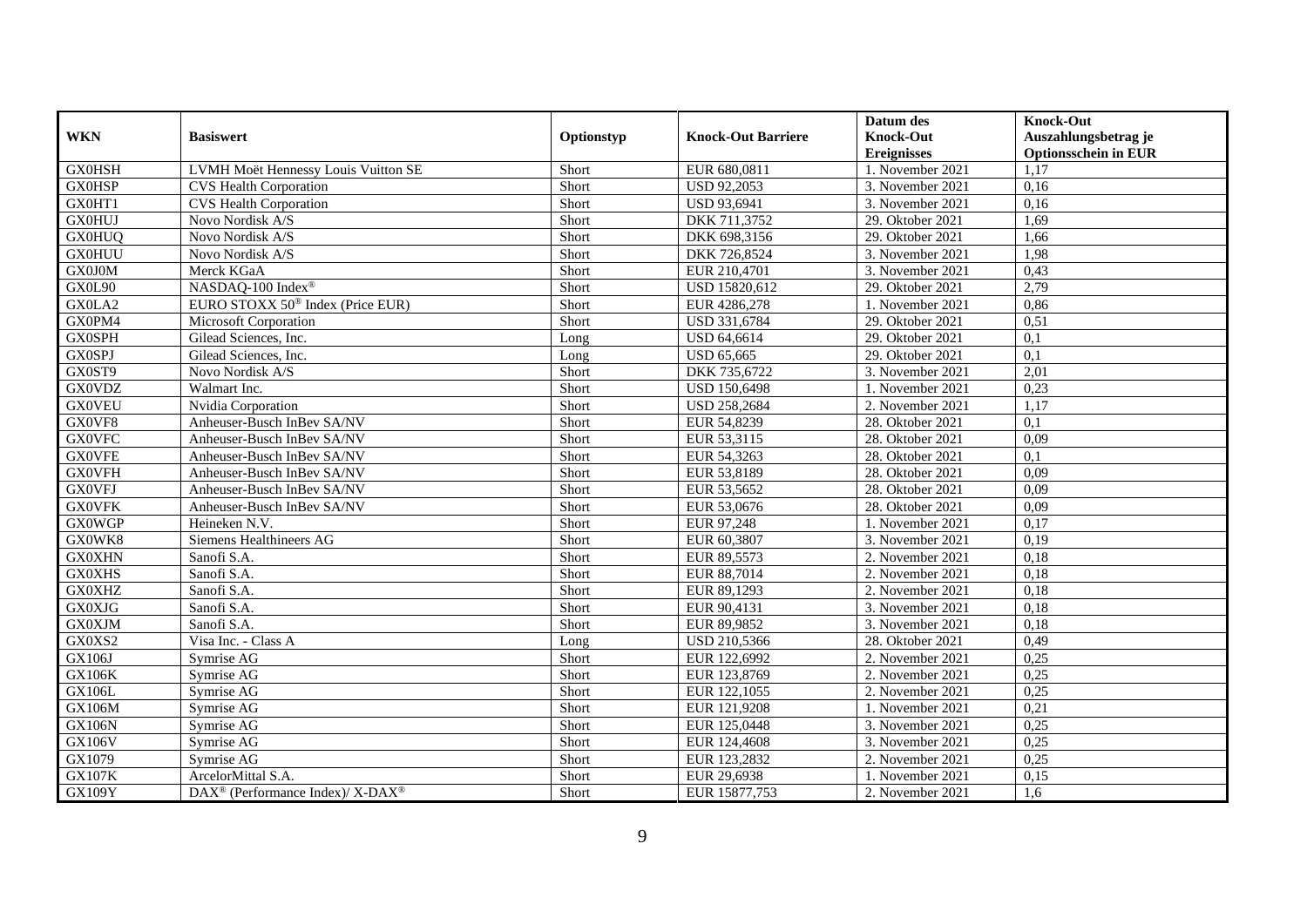| WKN | Basiswert | Optionstyp | Knock-Out Barriere | Datum des Knock-Out Ereignisses | Knock-Out Auszahlungsbetrag je Optionsschein in EUR |
|---|---|---|---|---|---|
| GX0HSH | LVMH Moët Hennessy Louis Vuitton SE | Short | EUR 680,0811 | 1. November 2021 | 1,17 |
| GX0HSP | CVS Health Corporation | Short | USD 92,2053 | 3. November 2021 | 0,16 |
| GX0HT1 | CVS Health Corporation | Short | USD 93,6941 | 3. November 2021 | 0,16 |
| GX0HUJ | Novo Nordisk A/S | Short | DKK 711,3752 | 29. Oktober 2021 | 1,69 |
| GX0HUQ | Novo Nordisk A/S | Short | DKK 698,3156 | 29. Oktober 2021 | 1,66 |
| GX0HUU | Novo Nordisk A/S | Short | DKK 726,8524 | 3. November 2021 | 1,98 |
| GX0J0M | Merck KGaA | Short | EUR 210,4701 | 3. November 2021 | 0,43 |
| GX0L90 | NASDAQ-100 Index® | Short | USD 15820,612 | 29. Oktober 2021 | 2,79 |
| GX0LA2 | EURO STOXX 50® Index (Price EUR) | Short | EUR 4286,278 | 1. November 2021 | 0,86 |
| GX0PM4 | Microsoft Corporation | Short | USD 331,6784 | 29. Oktober 2021 | 0,51 |
| GX0SPH | Gilead Sciences, Inc. | Long | USD 64,6614 | 29. Oktober 2021 | 0,1 |
| GX0SPJ | Gilead Sciences, Inc. | Long | USD 65,665 | 29. Oktober 2021 | 0,1 |
| GX0ST9 | Novo Nordisk A/S | Short | DKK 735,6722 | 3. November 2021 | 2,01 |
| GX0VDZ | Walmart Inc. | Short | USD 150,6498 | 1. November 2021 | 0,23 |
| GX0VEU | Nvidia Corporation | Short | USD 258,2684 | 2. November 2021 | 1,17 |
| GX0VF8 | Anheuser-Busch InBev SA/NV | Short | EUR 54,8239 | 28. Oktober 2021 | 0,1 |
| GX0VFC | Anheuser-Busch InBev SA/NV | Short | EUR 53,3115 | 28. Oktober 2021 | 0,09 |
| GX0VFE | Anheuser-Busch InBev SA/NV | Short | EUR 54,3263 | 28. Oktober 2021 | 0,1 |
| GX0VFH | Anheuser-Busch InBev SA/NV | Short | EUR 53,8189 | 28. Oktober 2021 | 0,09 |
| GX0VFJ | Anheuser-Busch InBev SA/NV | Short | EUR 53,5652 | 28. Oktober 2021 | 0,09 |
| GX0VFK | Anheuser-Busch InBev SA/NV | Short | EUR 53,0676 | 28. Oktober 2021 | 0,09 |
| GX0WGP | Heineken N.V. | Short | EUR 97,248 | 1. November 2021 | 0,17 |
| GX0WK8 | Siemens Healthineers AG | Short | EUR 60,3807 | 3. November 2021 | 0,19 |
| GX0XHN | Sanofi S.A. | Short | EUR 89,5573 | 2. November 2021 | 0,18 |
| GX0XHS | Sanofi S.A. | Short | EUR 88,7014 | 2. November 2021 | 0,18 |
| GX0XHZ | Sanofi S.A. | Short | EUR 89,1293 | 2. November 2021 | 0,18 |
| GX0XJG | Sanofi S.A. | Short | EUR 90,4131 | 3. November 2021 | 0,18 |
| GX0XJM | Sanofi S.A. | Short | EUR 89,9852 | 3. November 2021 | 0,18 |
| GX0XS2 | Visa Inc. - Class A | Long | USD 210,5366 | 28. Oktober 2021 | 0,49 |
| GX106J | Symrise AG | Short | EUR 122,6992 | 2. November 2021 | 0,25 |
| GX106K | Symrise AG | Short | EUR 123,8769 | 2. November 2021 | 0,25 |
| GX106L | Symrise AG | Short | EUR 122,1055 | 2. November 2021 | 0,25 |
| GX106M | Symrise AG | Short | EUR 121,9208 | 1. November 2021 | 0,21 |
| GX106N | Symrise AG | Short | EUR 125,0448 | 3. November 2021 | 0,25 |
| GX106V | Symrise AG | Short | EUR 124,4608 | 3. November 2021 | 0,25 |
| GX1079 | Symrise AG | Short | EUR 123,2832 | 2. November 2021 | 0,25 |
| GX107K | ArcelorMittal S.A. | Short | EUR 29,6938 | 1. November 2021 | 0,15 |
| GX109Y | DAX® (Performance Index)/ X-DAX® | Short | EUR 15877,753 | 2. November 2021 | 1,6 |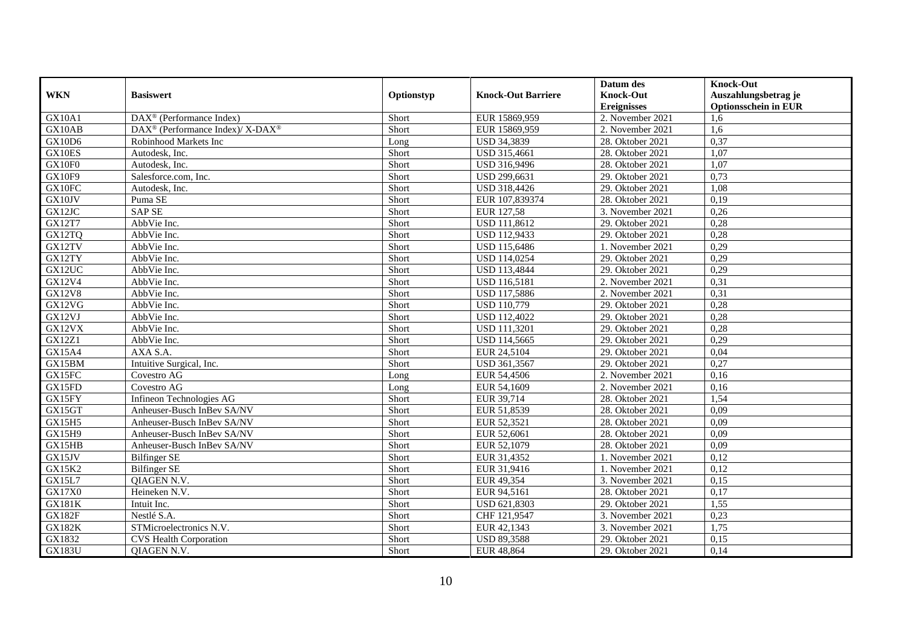| WKN | Basiswert | Optionstyp | Knock-Out Barriere | Datum des Knock-Out Ereignisses | Knock-Out Auszahlungsbetrag je Optionsschein in EUR |
|---|---|---|---|---|---|
| GX10A1 | DAX® (Performance Index) | Short | EUR 15869,959 | 2. November 2021 | 1,6 |
| GX10AB | DAX® (Performance Index)/ X-DAX® | Short | EUR 15869,959 | 2. November 2021 | 1,6 |
| GX10D6 | Robinhood Markets Inc | Long | USD 34,3839 | 28. Oktober 2021 | 0,37 |
| GX10ES | Autodesk, Inc. | Short | USD 315,4661 | 28. Oktober 2021 | 1,07 |
| GX10F0 | Autodesk, Inc. | Short | USD 316,9496 | 28. Oktober 2021 | 1,07 |
| GX10F9 | Salesforce.com, Inc. | Short | USD 299,6631 | 29. Oktober 2021 | 0,73 |
| GX10FC | Autodesk, Inc. | Short | USD 318,4426 | 29. Oktober 2021 | 1,08 |
| GX10JV | Puma SE | Short | EUR 107,839374 | 28. Oktober 2021 | 0,19 |
| GX12JC | SAP SE | Short | EUR 127,58 | 3. November 2021 | 0,26 |
| GX12T7 | AbbVie Inc. | Short | USD 111,8612 | 29. Oktober 2021 | 0,28 |
| GX12TQ | AbbVie Inc. | Short | USD 112,9433 | 29. Oktober 2021 | 0,28 |
| GX12TV | AbbVie Inc. | Short | USD 115,6486 | 1. November 2021 | 0,29 |
| GX12TY | AbbVie Inc. | Short | USD 114,0254 | 29. Oktober 2021 | 0,29 |
| GX12UC | AbbVie Inc. | Short | USD 113,4844 | 29. Oktober 2021 | 0,29 |
| GX12V4 | AbbVie Inc. | Short | USD 116,5181 | 2. November 2021 | 0,31 |
| GX12V8 | AbbVie Inc. | Short | USD 117,5886 | 2. November 2021 | 0,31 |
| GX12VG | AbbVie Inc. | Short | USD 110,779 | 29. Oktober 2021 | 0,28 |
| GX12VJ | AbbVie Inc. | Short | USD 112,4022 | 29. Oktober 2021 | 0,28 |
| GX12VX | AbbVie Inc. | Short | USD 111,3201 | 29. Oktober 2021 | 0,28 |
| GX12Z1 | AbbVie Inc. | Short | USD 114,5665 | 29. Oktober 2021 | 0,29 |
| GX15A4 | AXA S.A. | Short | EUR 24,5104 | 29. Oktober 2021 | 0,04 |
| GX15BM | Intuitive Surgical, Inc. | Short | USD 361,3567 | 29. Oktober 2021 | 0,27 |
| GX15FC | Covestro AG | Long | EUR 54,4506 | 2. November 2021 | 0,16 |
| GX15FD | Covestro AG | Long | EUR 54,1609 | 2. November 2021 | 0,16 |
| GX15FY | Infineon Technologies AG | Short | EUR 39,714 | 28. Oktober 2021 | 1,54 |
| GX15GT | Anheuser-Busch InBev SA/NV | Short | EUR 51,8539 | 28. Oktober 2021 | 0,09 |
| GX15H5 | Anheuser-Busch InBev SA/NV | Short | EUR 52,3521 | 28. Oktober 2021 | 0,09 |
| GX15H9 | Anheuser-Busch InBev SA/NV | Short | EUR 52,6061 | 28. Oktober 2021 | 0,09 |
| GX15HB | Anheuser-Busch InBev SA/NV | Short | EUR 52,1079 | 28. Oktober 2021 | 0,09 |
| GX15JV | Bilfinger SE | Short | EUR 31,4352 | 1. November 2021 | 0,12 |
| GX15K2 | Bilfinger SE | Short | EUR 31,9416 | 1. November 2021 | 0,12 |
| GX15L7 | QIAGEN N.V. | Short | EUR 49,354 | 3. November 2021 | 0,15 |
| GX17X0 | Heineken N.V. | Short | EUR 94,5161 | 28. Oktober 2021 | 0,17 |
| GX181K | Intuit Inc. | Short | USD 621,8303 | 29. Oktober 2021 | 1,55 |
| GX182F | Nestlé S.A. | Short | CHF 121,9547 | 3. November 2021 | 0,23 |
| GX182K | STMicroelectronics N.V. | Short | EUR 42,1343 | 3. November 2021 | 1,75 |
| GX1832 | CVS Health Corporation | Short | USD 89,3588 | 29. Oktober 2021 | 0,15 |
| GX183U | QIAGEN N.V. | Short | EUR 48,864 | 29. Oktober 2021 | 0,14 |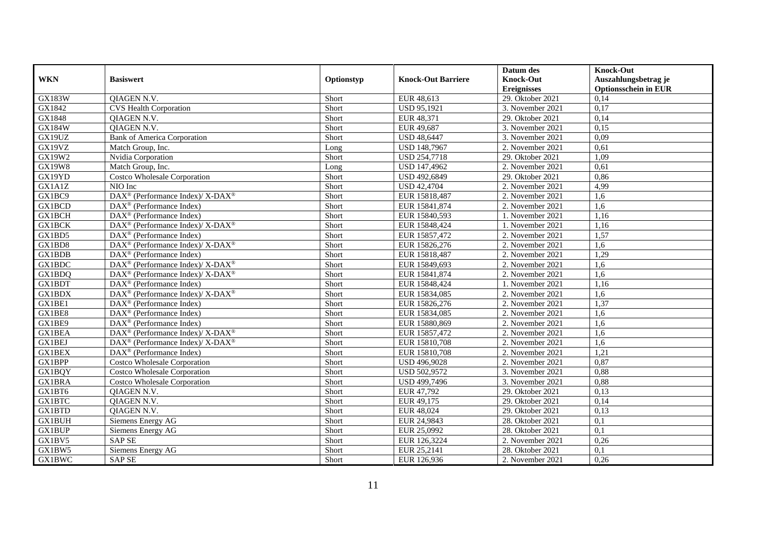| WKN | Basiswert | Optionstyp | Knock-Out Barriere | Datum des Knock-Out Ereignisses | Knock-Out Auszahlungsbetrag je Optionsschein in EUR |
|---|---|---|---|---|---|
| GX183W | QIAGEN N.V. | Short | EUR 48,613 | 29. Oktober 2021 | 0,14 |
| GX1842 | CVS Health Corporation | Short | USD 95,1921 | 3. November 2021 | 0,17 |
| GX1848 | QIAGEN N.V. | Short | EUR 48,371 | 29. Oktober 2021 | 0,14 |
| GX184W | QIAGEN N.V. | Short | EUR 49,687 | 3. November 2021 | 0,15 |
| GX19UZ | Bank of America Corporation | Short | USD 48,6447 | 3. November 2021 | 0,09 |
| GX19VZ | Match Group, Inc. | Long | USD 148,7967 | 2. November 2021 | 0,61 |
| GX19W2 | Nvidia Corporation | Short | USD 254,7718 | 29. Oktober 2021 | 1,09 |
| GX19W8 | Match Group, Inc. | Long | USD 147,4962 | 2. November 2021 | 0,61 |
| GX19YD | Costco Wholesale Corporation | Short | USD 492,6849 | 29. Oktober 2021 | 0,86 |
| GX1A1Z | NIO Inc | Short | USD 42,4704 | 2. November 2021 | 4,99 |
| GX1BC9 | DAX® (Performance Index)/ X-DAX® | Short | EUR 15818,487 | 2. November 2021 | 1,6 |
| GX1BCD | DAX® (Performance Index) | Short | EUR 15841,874 | 2. November 2021 | 1,6 |
| GX1BCH | DAX® (Performance Index) | Short | EUR 15840,593 | 1. November 2021 | 1,16 |
| GX1BCK | DAX® (Performance Index)/ X-DAX® | Short | EUR 15848,424 | 1. November 2021 | 1,16 |
| GX1BD5 | DAX® (Performance Index) | Short | EUR 15857,472 | 2. November 2021 | 1,57 |
| GX1BD8 | DAX® (Performance Index)/ X-DAX® | Short | EUR 15826,276 | 2. November 2021 | 1,6 |
| GX1BDB | DAX® (Performance Index) | Short | EUR 15818,487 | 2. November 2021 | 1,29 |
| GX1BDC | DAX® (Performance Index)/ X-DAX® | Short | EUR 15849,693 | 2. November 2021 | 1,6 |
| GX1BDQ | DAX® (Performance Index)/ X-DAX® | Short | EUR 15841,874 | 2. November 2021 | 1,6 |
| GX1BDT | DAX® (Performance Index) | Short | EUR 15848,424 | 1. November 2021 | 1,16 |
| GX1BDX | DAX® (Performance Index)/ X-DAX® | Short | EUR 15834,085 | 2. November 2021 | 1,6 |
| GX1BE1 | DAX® (Performance Index) | Short | EUR 15826,276 | 2. November 2021 | 1,37 |
| GX1BE8 | DAX® (Performance Index) | Short | EUR 15834,085 | 2. November 2021 | 1,6 |
| GX1BE9 | DAX® (Performance Index) | Short | EUR 15880,869 | 2. November 2021 | 1,6 |
| GX1BEA | DAX® (Performance Index)/ X-DAX® | Short | EUR 15857,472 | 2. November 2021 | 1,6 |
| GX1BEJ | DAX® (Performance Index)/ X-DAX® | Short | EUR 15810,708 | 2. November 2021 | 1,6 |
| GX1BEX | DAX® (Performance Index) | Short | EUR 15810,708 | 2. November 2021 | 1,21 |
| GX1BPP | Costco Wholesale Corporation | Short | USD 496,9028 | 2. November 2021 | 0,87 |
| GX1BQY | Costco Wholesale Corporation | Short | USD 502,9572 | 3. November 2021 | 0,88 |
| GX1BRA | Costco Wholesale Corporation | Short | USD 499,7496 | 3. November 2021 | 0,88 |
| GX1BT6 | QIAGEN N.V. | Short | EUR 47,792 | 29. Oktober 2021 | 0,13 |
| GX1BTC | QIAGEN N.V. | Short | EUR 49,175 | 29. Oktober 2021 | 0,14 |
| GX1BTD | QIAGEN N.V. | Short | EUR 48,024 | 29. Oktober 2021 | 0,13 |
| GX1BUH | Siemens Energy AG | Short | EUR 24,9843 | 28. Oktober 2021 | 0,1 |
| GX1BUP | Siemens Energy AG | Short | EUR 25,0992 | 28. Oktober 2021 | 0,1 |
| GX1BV5 | SAP SE | Short | EUR 126,3224 | 2. November 2021 | 0,26 |
| GX1BW5 | Siemens Energy AG | Short | EUR 25,2141 | 28. Oktober 2021 | 0,1 |
| GX1BWC | SAP SE | Short | EUR 126,936 | 2. November 2021 | 0,26 |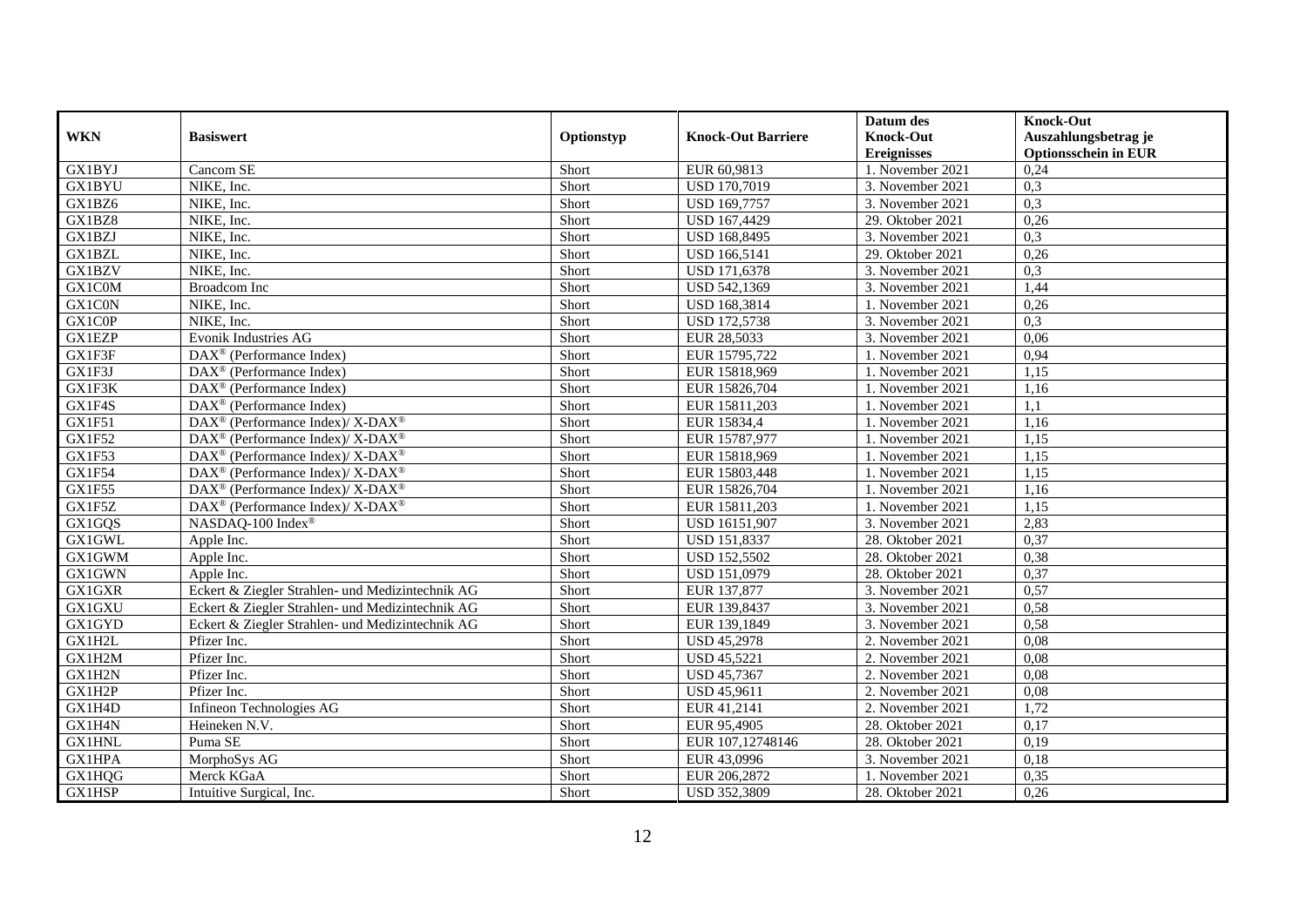| WKN | Basiswert | Optionstyp | Knock-Out Barriere | Datum des Knock-Out Ereignisses | Knock-Out Auszahlungsbetrag je Optionsschein in EUR |
|---|---|---|---|---|---|
| GX1BYJ | Cancom SE | Short | EUR 60,9813 | 1. November 2021 | 0,24 |
| GX1BYU | NIKE, Inc. | Short | USD 170,7019 | 3. November 2021 | 0,3 |
| GX1BZ6 | NIKE, Inc. | Short | USD 169,7757 | 3. November 2021 | 0,3 |
| GX1BZ8 | NIKE, Inc. | Short | USD 167,4429 | 29. Oktober 2021 | 0,26 |
| GX1BZJ | NIKE, Inc. | Short | USD 168,8495 | 3. November 2021 | 0,3 |
| GX1BZL | NIKE, Inc. | Short | USD 166,5141 | 29. Oktober 2021 | 0,26 |
| GX1BZV | NIKE, Inc. | Short | USD 171,6378 | 3. November 2021 | 0,3 |
| GX1C0M | Broadcom Inc | Short | USD 542,1369 | 3. November 2021 | 1,44 |
| GX1C0N | NIKE, Inc. | Short | USD 168,3814 | 1. November 2021 | 0,26 |
| GX1C0P | NIKE, Inc. | Short | USD 172,5738 | 3. November 2021 | 0,3 |
| GX1EZP | Evonik Industries AG | Short | EUR 28,5033 | 3. November 2021 | 0,06 |
| GX1F3F | DAX® (Performance Index) | Short | EUR 15795,722 | 1. November 2021 | 0,94 |
| GX1F3J | DAX® (Performance Index) | Short | EUR 15818,969 | 1. November 2021 | 1,15 |
| GX1F3K | DAX® (Performance Index) | Short | EUR 15826,704 | 1. November 2021 | 1,16 |
| GX1F4S | DAX® (Performance Index) | Short | EUR 15811,203 | 1. November 2021 | 1,1 |
| GX1F51 | DAX® (Performance Index)/ X-DAX® | Short | EUR 15834,4 | 1. November 2021 | 1,16 |
| GX1F52 | DAX® (Performance Index)/ X-DAX® | Short | EUR 15787,977 | 1. November 2021 | 1,15 |
| GX1F53 | DAX® (Performance Index)/ X-DAX® | Short | EUR 15818,969 | 1. November 2021 | 1,15 |
| GX1F54 | DAX® (Performance Index)/ X-DAX® | Short | EUR 15803,448 | 1. November 2021 | 1,15 |
| GX1F55 | DAX® (Performance Index)/ X-DAX® | Short | EUR 15826,704 | 1. November 2021 | 1,16 |
| GX1F5Z | DAX® (Performance Index)/ X-DAX® | Short | EUR 15811,203 | 1. November 2021 | 1,15 |
| GX1GQS | NASDAQ-100 Index® | Short | USD 16151,907 | 3. November 2021 | 2,83 |
| GX1GWL | Apple Inc. | Short | USD 151,8337 | 28. Oktober 2021 | 0,37 |
| GX1GWM | Apple Inc. | Short | USD 152,5502 | 28. Oktober 2021 | 0,38 |
| GX1GWN | Apple Inc. | Short | USD 151,0979 | 28. Oktober 2021 | 0,37 |
| GX1GXR | Eckert & Ziegler Strahlen- und Medizintechnik AG | Short | EUR 137,877 | 3. November 2021 | 0,57 |
| GX1GXU | Eckert & Ziegler Strahlen- und Medizintechnik AG | Short | EUR 139,8437 | 3. November 2021 | 0,58 |
| GX1GYD | Eckert & Ziegler Strahlen- und Medizintechnik AG | Short | EUR 139,1849 | 3. November 2021 | 0,58 |
| GX1H2L | Pfizer Inc. | Short | USD 45,2978 | 2. November 2021 | 0,08 |
| GX1H2M | Pfizer Inc. | Short | USD 45,5221 | 2. November 2021 | 0,08 |
| GX1H2N | Pfizer Inc. | Short | USD 45,7367 | 2. November 2021 | 0,08 |
| GX1H2P | Pfizer Inc. | Short | USD 45,9611 | 2. November 2021 | 0,08 |
| GX1H4D | Infineon Technologies AG | Short | EUR 41,2141 | 2. November 2021 | 1,72 |
| GX1H4N | Heineken N.V. | Short | EUR 95,4905 | 28. Oktober 2021 | 0,17 |
| GX1HNL | Puma SE | Short | EUR 107,12748146 | 28. Oktober 2021 | 0,19 |
| GX1HPA | MorphoSys AG | Short | EUR 43,0996 | 3. November 2021 | 0,18 |
| GX1HQG | Merck KGaA | Short | EUR 206,2872 | 1. November 2021 | 0,35 |
| GX1HSP | Intuitive Surgical, Inc. | Short | USD 352,3809 | 28. Oktober 2021 | 0,26 |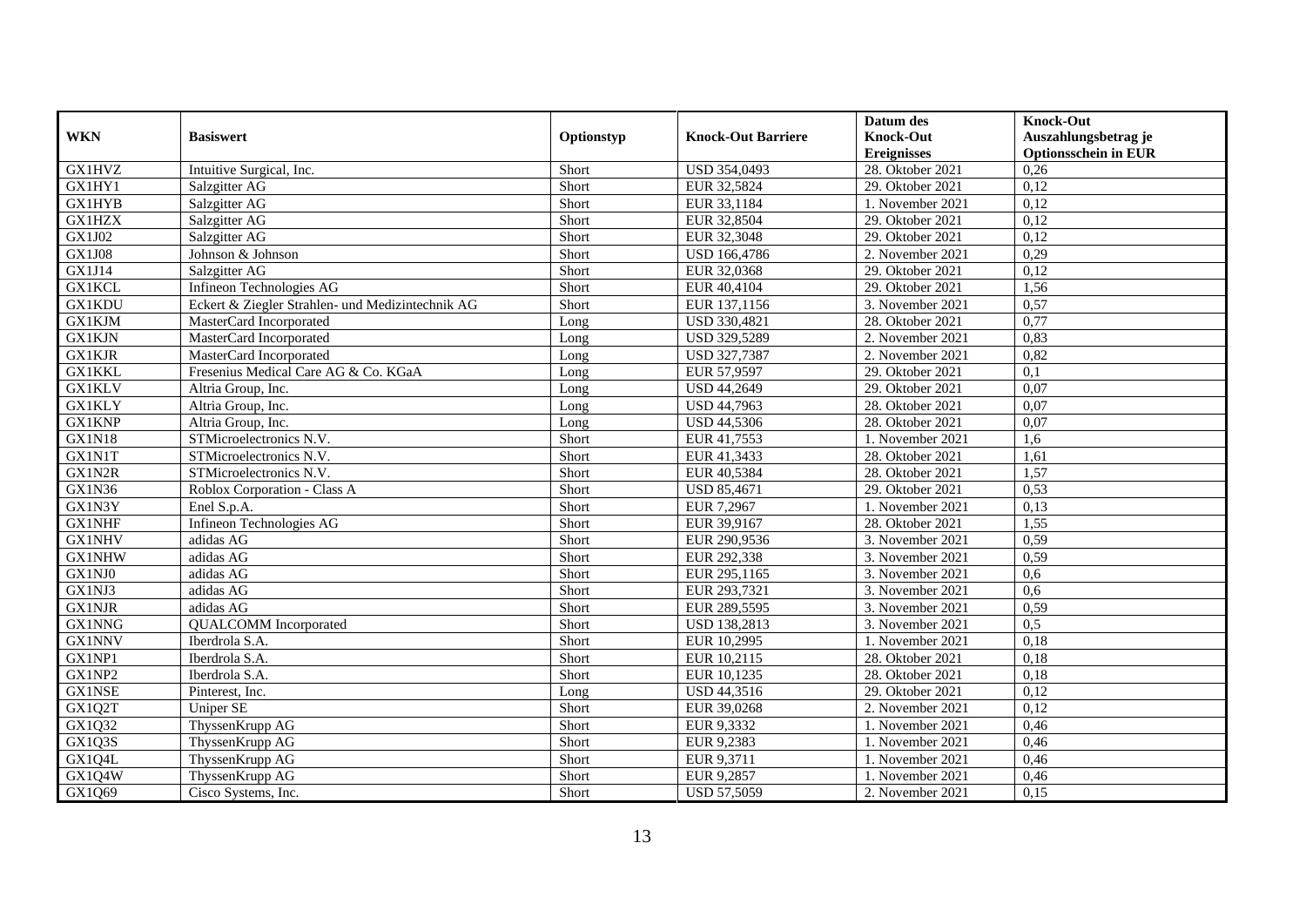| WKN | Basiswert | Optionstyp | Knock-Out Barriere | Datum des Knock-Out Ereignisses | Knock-Out Auszahlungsbetrag je Optionsschein in EUR |
|---|---|---|---|---|---|
| GX1HVZ | Intuitive Surgical, Inc. | Short | USD 354,0493 | 28. Oktober 2021 | 0,26 |
| GX1HY1 | Salzgitter AG | Short | EUR 32,5824 | 29. Oktober 2021 | 0,12 |
| GX1HYB | Salzgitter AG | Short | EUR 33,1184 | 1. November 2021 | 0,12 |
| GX1HZX | Salzgitter AG | Short | EUR 32,8504 | 29. Oktober 2021 | 0,12 |
| GX1J02 | Salzgitter AG | Short | EUR 32,3048 | 29. Oktober 2021 | 0,12 |
| GX1J08 | Johnson & Johnson | Short | USD 166,4786 | 2. November 2021 | 0,29 |
| GX1J14 | Salzgitter AG | Short | EUR 32,0368 | 29. Oktober 2021 | 0,12 |
| GX1KCL | Infineon Technologies AG | Short | EUR 40,4104 | 29. Oktober 2021 | 1,56 |
| GX1KDU | Eckert & Ziegler Strahlen- und Medizintechnik AG | Short | EUR 137,1156 | 3. November 2021 | 0,57 |
| GX1KJM | MasterCard Incorporated | Long | USD 330,4821 | 28. Oktober 2021 | 0,77 |
| GX1KJN | MasterCard Incorporated | Long | USD 329,5289 | 2. November 2021 | 0,83 |
| GX1KJR | MasterCard Incorporated | Long | USD 327,7387 | 2. November 2021 | 0,82 |
| GX1KKL | Fresenius Medical Care AG & Co. KGaA | Long | EUR 57,9597 | 29. Oktober 2021 | 0,1 |
| GX1KLV | Altria Group, Inc. | Long | USD 44,2649 | 29. Oktober 2021 | 0,07 |
| GX1KLY | Altria Group, Inc. | Long | USD 44,7963 | 28. Oktober 2021 | 0,07 |
| GX1KNP | Altria Group, Inc. | Long | USD 44,5306 | 28. Oktober 2021 | 0,07 |
| GX1N18 | STMicroelectronics N.V. | Short | EUR 41,7553 | 1. November 2021 | 1,6 |
| GX1N1T | STMicroelectronics N.V. | Short | EUR 41,3433 | 28. Oktober 2021 | 1,61 |
| GX1N2R | STMicroelectronics N.V. | Short | EUR 40,5384 | 28. Oktober 2021 | 1,57 |
| GX1N36 | Roblox Corporation - Class A | Short | USD 85,4671 | 29. Oktober 2021 | 0,53 |
| GX1N3Y | Enel S.p.A. | Short | EUR 7,2967 | 1. November 2021 | 0,13 |
| GX1NHF | Infineon Technologies AG | Short | EUR 39,9167 | 28. Oktober 2021 | 1,55 |
| GX1NHV | adidas AG | Short | EUR 290,9536 | 3. November 2021 | 0,59 |
| GX1NHW | adidas AG | Short | EUR 292,338 | 3. November 2021 | 0,59 |
| GX1NJ0 | adidas AG | Short | EUR 295,1165 | 3. November 2021 | 0,6 |
| GX1NJ3 | adidas AG | Short | EUR 293,7321 | 3. November 2021 | 0,6 |
| GX1NJR | adidas AG | Short | EUR 289,5595 | 3. November 2021 | 0,59 |
| GX1NNG | QUALCOMM Incorporated | Short | USD 138,2813 | 3. November 2021 | 0,5 |
| GX1NNV | Iberdrola S.A. | Short | EUR 10,2995 | 1. November 2021 | 0,18 |
| GX1NP1 | Iberdrola S.A. | Short | EUR 10,2115 | 28. Oktober 2021 | 0,18 |
| GX1NP2 | Iberdrola S.A. | Short | EUR 10,1235 | 28. Oktober 2021 | 0,18 |
| GX1NSE | Pinterest, Inc. | Long | USD 44,3516 | 29. Oktober 2021 | 0,12 |
| GX1Q2T | Uniper SE | Short | EUR 39,0268 | 2. November 2021 | 0,12 |
| GX1Q32 | ThyssenKrupp AG | Short | EUR 9,3332 | 1. November 2021 | 0,46 |
| GX1Q3S | ThyssenKrupp AG | Short | EUR 9,2383 | 1. November 2021 | 0,46 |
| GX1Q4L | ThyssenKrupp AG | Short | EUR 9,3711 | 1. November 2021 | 0,46 |
| GX1Q4W | ThyssenKrupp AG | Short | EUR 9,2857 | 1. November 2021 | 0,46 |
| GX1Q69 | Cisco Systems, Inc. | Short | USD 57,5059 | 2. November 2021 | 0,15 |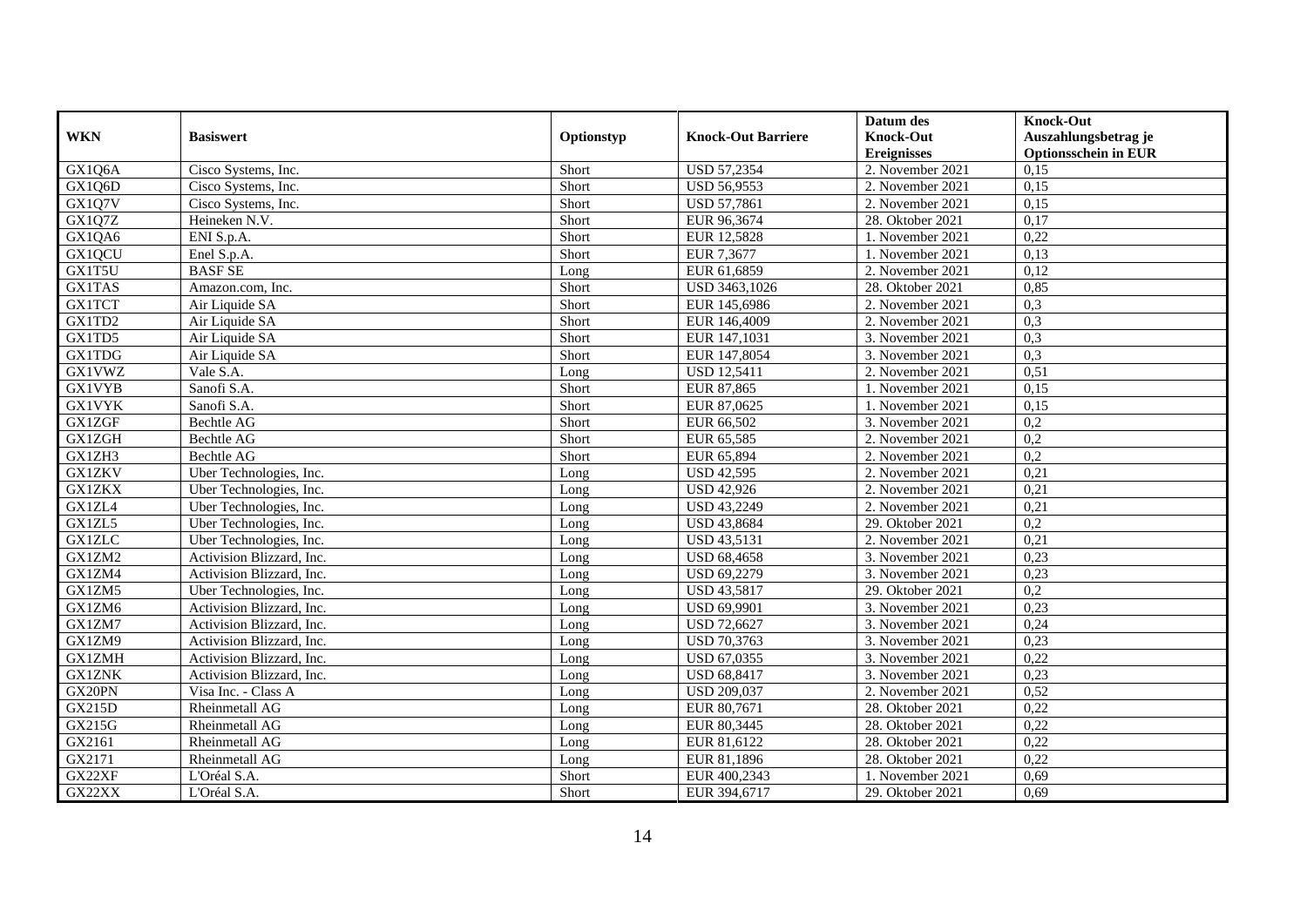| WKN | Basiswert | Optionstyp | Knock-Out Barriere | Datum des Knock-Out Ereignisses | Knock-Out Auszahlungsbetrag je Optionsschein in EUR |
|---|---|---|---|---|---|
| GX1Q6A | Cisco Systems, Inc. | Short | USD 57,2354 | 2. November 2021 | 0,15 |
| GX1Q6D | Cisco Systems, Inc. | Short | USD 56,9553 | 2. November 2021 | 0,15 |
| GX1Q7V | Cisco Systems, Inc. | Short | USD 57,7861 | 2. November 2021 | 0,15 |
| GX1Q7Z | Heineken N.V. | Short | EUR 96,3674 | 28. Oktober 2021 | 0,17 |
| GX1QA6 | ENI S.p.A. | Short | EUR 12,5828 | 1. November 2021 | 0,22 |
| GX1QCU | Enel S.p.A. | Short | EUR 7,3677 | 1. November 2021 | 0,13 |
| GX1T5U | BASF SE | Long | EUR 61,6859 | 2. November 2021 | 0,12 |
| GX1TAS | Amazon.com, Inc. | Short | USD 3463,1026 | 28. Oktober 2021 | 0,85 |
| GX1TCT | Air Liquide SA | Short | EUR 145,6986 | 2. November 2021 | 0,3 |
| GX1TD2 | Air Liquide SA | Short | EUR 146,4009 | 2. November 2021 | 0,3 |
| GX1TD5 | Air Liquide SA | Short | EUR 147,1031 | 3. November 2021 | 0,3 |
| GX1TDG | Air Liquide SA | Short | EUR 147,8054 | 3. November 2021 | 0,3 |
| GX1VWZ | Vale S.A. | Long | USD 12,5411 | 2. November 2021 | 0,51 |
| GX1VYB | Sanofi S.A. | Short | EUR 87,865 | 1. November 2021 | 0,15 |
| GX1VYK | Sanofi S.A. | Short | EUR 87,0625 | 1. November 2021 | 0,15 |
| GX1ZGF | Bechtle AG | Short | EUR 66,502 | 3. November 2021 | 0,2 |
| GX1ZGH | Bechtle AG | Short | EUR 65,585 | 2. November 2021 | 0,2 |
| GX1ZH3 | Bechtle AG | Short | EUR 65,894 | 2. November 2021 | 0,2 |
| GX1ZKV | Uber Technologies, Inc. | Long | USD 42,595 | 2. November 2021 | 0,21 |
| GX1ZKX | Uber Technologies, Inc. | Long | USD 42,926 | 2. November 2021 | 0,21 |
| GX1ZL4 | Uber Technologies, Inc. | Long | USD 43,2249 | 2. November 2021 | 0,21 |
| GX1ZL5 | Uber Technologies, Inc. | Long | USD 43,8684 | 29. Oktober 2021 | 0,2 |
| GX1ZLC | Uber Technologies, Inc. | Long | USD 43,5131 | 2. November 2021 | 0,21 |
| GX1ZM2 | Activision Blizzard, Inc. | Long | USD 68,4658 | 3. November 2021 | 0,23 |
| GX1ZM4 | Activision Blizzard, Inc. | Long | USD 69,2279 | 3. November 2021 | 0,23 |
| GX1ZM5 | Uber Technologies, Inc. | Long | USD 43,5817 | 29. Oktober 2021 | 0,2 |
| GX1ZM6 | Activision Blizzard, Inc. | Long | USD 69,9901 | 3. November 2021 | 0,23 |
| GX1ZM7 | Activision Blizzard, Inc. | Long | USD 72,6627 | 3. November 2021 | 0,24 |
| GX1ZM9 | Activision Blizzard, Inc. | Long | USD 70,3763 | 3. November 2021 | 0,23 |
| GX1ZMH | Activision Blizzard, Inc. | Long | USD 67,0355 | 3. November 2021 | 0,22 |
| GX1ZNK | Activision Blizzard, Inc. | Long | USD 68,8417 | 3. November 2021 | 0,23 |
| GX20PN | Visa Inc. - Class A | Long | USD 209,037 | 2. November 2021 | 0,52 |
| GX215D | Rheinmetall AG | Long | EUR 80,7671 | 28. Oktober 2021 | 0,22 |
| GX215G | Rheinmetall AG | Long | EUR 80,3445 | 28. Oktober 2021 | 0,22 |
| GX2161 | Rheinmetall AG | Long | EUR 81,6122 | 28. Oktober 2021 | 0,22 |
| GX2171 | Rheinmetall AG | Long | EUR 81,1896 | 28. Oktober 2021 | 0,22 |
| GX22XF | L'Oréal S.A. | Short | EUR 400,2343 | 1. November 2021 | 0,69 |
| GX22XX | L'Oréal S.A. | Short | EUR 394,6717 | 29. Oktober 2021 | 0,69 |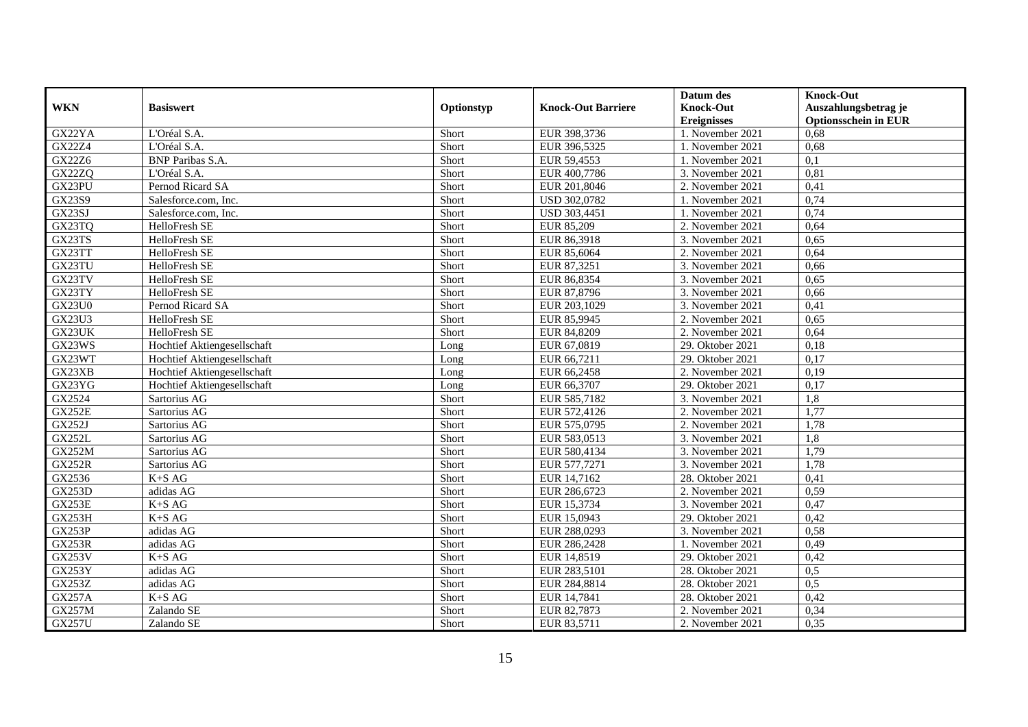| WKN | Basiswert | Optionstyp | Knock-Out Barriere | Datum des Knock-Out Ereignisses | Knock-Out Auszahlungsbetrag je Optionsschein in EUR |
|---|---|---|---|---|---|
| GX22YA | L'Oréal S.A. | Short | EUR 398,3736 | 1. November 2021 | 0,68 |
| GX22Z4 | L'Oréal S.A. | Short | EUR 396,5325 | 1. November 2021 | 0,68 |
| GX22Z6 | BNP Paribas S.A. | Short | EUR 59,4553 | 1. November 2021 | 0,1 |
| GX22ZQ | L'Oréal S.A. | Short | EUR 400,7786 | 3. November 2021 | 0,81 |
| GX23PU | Pernod Ricard SA | Short | EUR 201,8046 | 2. November 2021 | 0,41 |
| GX23S9 | Salesforce.com, Inc. | Short | USD 302,0782 | 1. November 2021 | 0,74 |
| GX23SJ | Salesforce.com, Inc. | Short | USD 303,4451 | 1. November 2021 | 0,74 |
| GX23TQ | HelloFresh SE | Short | EUR 85,209 | 2. November 2021 | 0,64 |
| GX23TS | HelloFresh SE | Short | EUR 86,3918 | 3. November 2021 | 0,65 |
| GX23TT | HelloFresh SE | Short | EUR 85,6064 | 2. November 2021 | 0,64 |
| GX23TU | HelloFresh SE | Short | EUR 87,3251 | 3. November 2021 | 0,66 |
| GX23TV | HelloFresh SE | Short | EUR 86,8354 | 3. November 2021 | 0,65 |
| GX23TY | HelloFresh SE | Short | EUR 87,8796 | 3. November 2021 | 0,66 |
| GX23U0 | Pernod Ricard SA | Short | EUR 203,1029 | 3. November 2021 | 0,41 |
| GX23U3 | HelloFresh SE | Short | EUR 85,9945 | 2. November 2021 | 0,65 |
| GX23UK | HelloFresh SE | Short | EUR 84,8209 | 2. November 2021 | 0,64 |
| GX23WS | Hochtief Aktiengesellschaft | Long | EUR 67,0819 | 29. Oktober 2021 | 0,18 |
| GX23WT | Hochtief Aktiengesellschaft | Long | EUR 66,7211 | 29. Oktober 2021 | 0,17 |
| GX23XB | Hochtief Aktiengesellschaft | Long | EUR 66,2458 | 2. November 2021 | 0,19 |
| GX23YG | Hochtief Aktiengesellschaft | Long | EUR 66,3707 | 29. Oktober 2021 | 0,17 |
| GX2524 | Sartorius AG | Short | EUR 585,7182 | 3. November 2021 | 1,8 |
| GX252E | Sartorius AG | Short | EUR 572,4126 | 2. November 2021 | 1,77 |
| GX252J | Sartorius AG | Short | EUR 575,0795 | 2. November 2021 | 1,78 |
| GX252L | Sartorius AG | Short | EUR 583,0513 | 3. November 2021 | 1,8 |
| GX252M | Sartorius AG | Short | EUR 580,4134 | 3. November 2021 | 1,79 |
| GX252R | Sartorius AG | Short | EUR 577,7271 | 3. November 2021 | 1,78 |
| GX2536 | K+S AG | Short | EUR 14,7162 | 28. Oktober 2021 | 0,41 |
| GX253D | adidas AG | Short | EUR 286,6723 | 2. November 2021 | 0,59 |
| GX253E | K+S AG | Short | EUR 15,3734 | 3. November 2021 | 0,47 |
| GX253H | K+S AG | Short | EUR 15,0943 | 29. Oktober 2021 | 0,42 |
| GX253P | adidas AG | Short | EUR 288,0293 | 3. November 2021 | 0,58 |
| GX253R | adidas AG | Short | EUR 286,2428 | 1. November 2021 | 0,49 |
| GX253V | K+S AG | Short | EUR 14,8519 | 29. Oktober 2021 | 0,42 |
| GX253Y | adidas AG | Short | EUR 283,5101 | 28. Oktober 2021 | 0,5 |
| GX253Z | adidas AG | Short | EUR 284,8814 | 28. Oktober 2021 | 0,5 |
| GX257A | K+S AG | Short | EUR 14,7841 | 28. Oktober 2021 | 0,42 |
| GX257M | Zalando SE | Short | EUR 82,7873 | 2. November 2021 | 0,34 |
| GX257U | Zalando SE | Short | EUR 83,5711 | 2. November 2021 | 0,35 |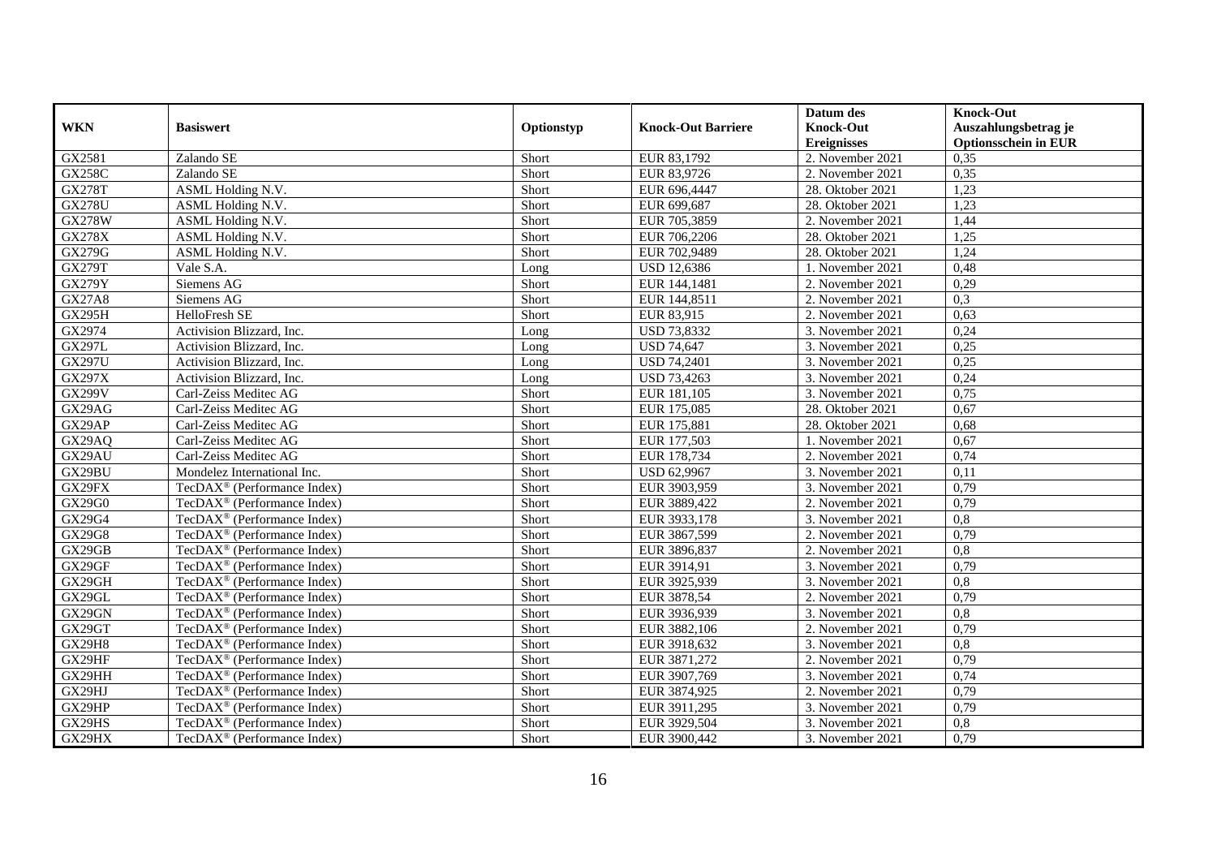| WKN | Basiswert | Optionstyp | Knock-Out Barriere | Datum des Knock-Out Ereignisses | Knock-Out Auszahlungsbetrag je Optionsschein in EUR |
|---|---|---|---|---|---|
| GX2581 | Zalando SE | Short | EUR 83,1792 | 2. November 2021 | 0,35 |
| GX258C | Zalando SE | Short | EUR 83,9726 | 2. November 2021 | 0,35 |
| GX278T | ASML Holding N.V. | Short | EUR 696,4447 | 28. Oktober 2021 | 1,23 |
| GX278U | ASML Holding N.V. | Short | EUR 699,687 | 28. Oktober 2021 | 1,23 |
| GX278W | ASML Holding N.V. | Short | EUR 705,3859 | 2. November 2021 | 1,44 |
| GX278X | ASML Holding N.V. | Short | EUR 706,2206 | 28. Oktober 2021 | 1,25 |
| GX279G | ASML Holding N.V. | Short | EUR 702,9489 | 28. Oktober 2021 | 1,24 |
| GX279T | Vale S.A. | Long | USD 12,6386 | 1. November 2021 | 0,48 |
| GX279Y | Siemens AG | Short | EUR 144,1481 | 2. November 2021 | 0,29 |
| GX27A8 | Siemens AG | Short | EUR 144,8511 | 2. November 2021 | 0,3 |
| GX295H | HelloFresh SE | Short | EUR 83,915 | 2. November 2021 | 0,63 |
| GX2974 | Activision Blizzard, Inc. | Long | USD 73,8332 | 3. November 2021 | 0,24 |
| GX297L | Activision Blizzard, Inc. | Long | USD 74,647 | 3. November 2021 | 0,25 |
| GX297U | Activision Blizzard, Inc. | Long | USD 74,2401 | 3. November 2021 | 0,25 |
| GX297X | Activision Blizzard, Inc. | Long | USD 73,4263 | 3. November 2021 | 0,24 |
| GX299V | Carl-Zeiss Meditec AG | Short | EUR 181,105 | 3. November 2021 | 0,75 |
| GX29AG | Carl-Zeiss Meditec AG | Short | EUR 175,085 | 28. Oktober 2021 | 0,67 |
| GX29AP | Carl-Zeiss Meditec AG | Short | EUR 175,881 | 28. Oktober 2021 | 0,68 |
| GX29AQ | Carl-Zeiss Meditec AG | Short | EUR 177,503 | 1. November 2021 | 0,67 |
| GX29AU | Carl-Zeiss Meditec AG | Short | EUR 178,734 | 2. November 2021 | 0,74 |
| GX29BU | Mondelez International Inc. | Short | USD 62,9967 | 3. November 2021 | 0,11 |
| GX29FX | TecDAX® (Performance Index) | Short | EUR 3903,959 | 3. November 2021 | 0,79 |
| GX29G0 | TecDAX® (Performance Index) | Short | EUR 3889,422 | 2. November 2021 | 0,79 |
| GX29G4 | TecDAX® (Performance Index) | Short | EUR 3933,178 | 3. November 2021 | 0,8 |
| GX29G8 | TecDAX® (Performance Index) | Short | EUR 3867,599 | 2. November 2021 | 0,79 |
| GX29GB | TecDAX® (Performance Index) | Short | EUR 3896,837 | 2. November 2021 | 0,8 |
| GX29GF | TecDAX® (Performance Index) | Short | EUR 3914,91 | 3. November 2021 | 0,79 |
| GX29GH | TecDAX® (Performance Index) | Short | EUR 3925,939 | 3. November 2021 | 0,8 |
| GX29GL | TecDAX® (Performance Index) | Short | EUR 3878,54 | 2. November 2021 | 0,79 |
| GX29GN | TecDAX® (Performance Index) | Short | EUR 3936,939 | 3. November 2021 | 0,8 |
| GX29GT | TecDAX® (Performance Index) | Short | EUR 3882,106 | 2. November 2021 | 0,79 |
| GX29H8 | TecDAX® (Performance Index) | Short | EUR 3918,632 | 3. November 2021 | 0,8 |
| GX29HF | TecDAX® (Performance Index) | Short | EUR 3871,272 | 2. November 2021 | 0,79 |
| GX29HH | TecDAX® (Performance Index) | Short | EUR 3907,769 | 3. November 2021 | 0,74 |
| GX29HJ | TecDAX® (Performance Index) | Short | EUR 3874,925 | 2. November 2021 | 0,79 |
| GX29HP | TecDAX® (Performance Index) | Short | EUR 3911,295 | 3. November 2021 | 0,79 |
| GX29HS | TecDAX® (Performance Index) | Short | EUR 3929,504 | 3. November 2021 | 0,8 |
| GX29HX | TecDAX® (Performance Index) | Short | EUR 3900,442 | 3. November 2021 | 0,79 |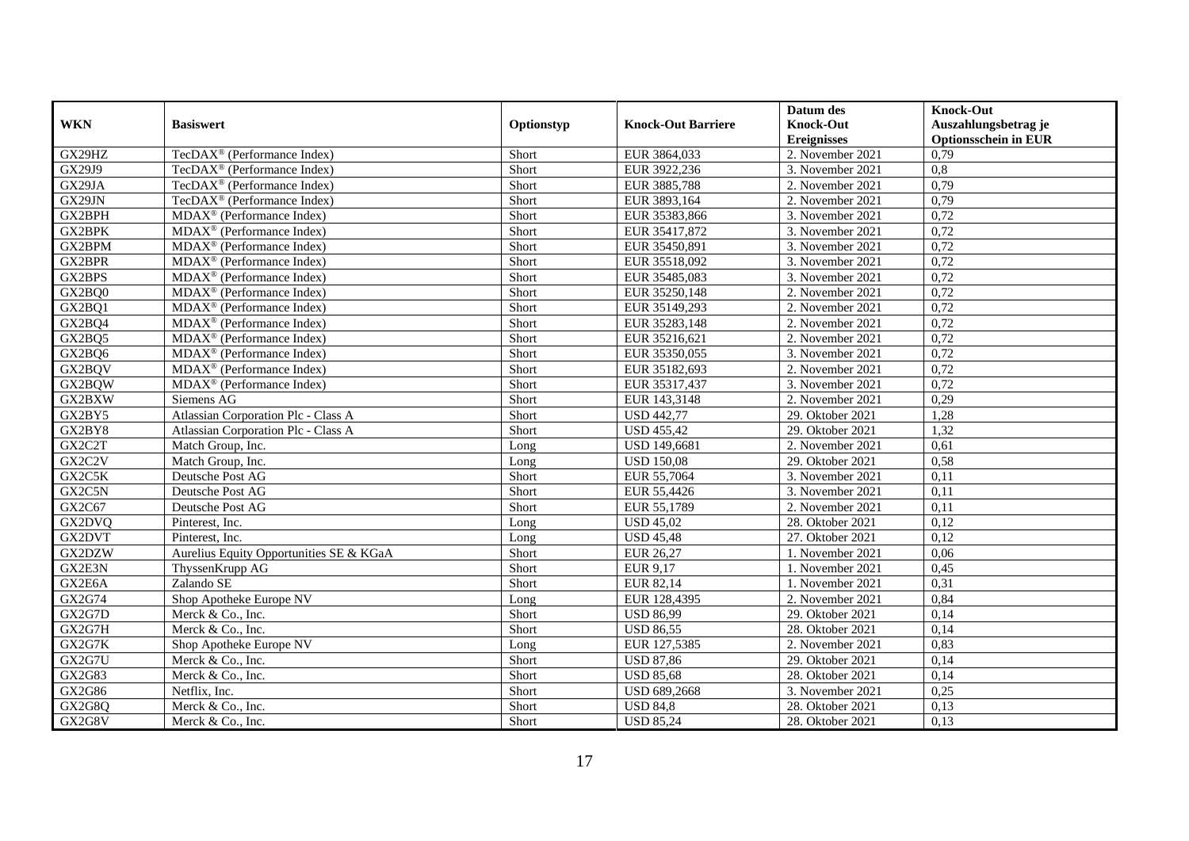| WKN | Basiswert | Optionstyp | Knock-Out Barriere | Datum des Knock-Out Ereignisses | Knock-Out Auszahlungsbetrag je Optionsschein in EUR |
|---|---|---|---|---|---|
| GX29HZ | TecDAX® (Performance Index) | Short | EUR 3864,033 | 2. November 2021 | 0,79 |
| GX29J9 | TecDAX® (Performance Index) | Short | EUR 3922,236 | 3. November 2021 | 0,8 |
| GX29JA | TecDAX® (Performance Index) | Short | EUR 3885,788 | 2. November 2021 | 0,79 |
| GX29JN | TecDAX® (Performance Index) | Short | EUR 3893,164 | 2. November 2021 | 0,79 |
| GX2BPH | MDAX® (Performance Index) | Short | EUR 35383,866 | 3. November 2021 | 0,72 |
| GX2BPK | MDAX® (Performance Index) | Short | EUR 35417,872 | 3. November 2021 | 0,72 |
| GX2BPM | MDAX® (Performance Index) | Short | EUR 35450,891 | 3. November 2021 | 0,72 |
| GX2BPR | MDAX® (Performance Index) | Short | EUR 35518,092 | 3. November 2021 | 0,72 |
| GX2BPS | MDAX® (Performance Index) | Short | EUR 35485,083 | 3. November 2021 | 0,72 |
| GX2BQ0 | MDAX® (Performance Index) | Short | EUR 35250,148 | 2. November 2021 | 0,72 |
| GX2BQ1 | MDAX® (Performance Index) | Short | EUR 35149,293 | 2. November 2021 | 0,72 |
| GX2BQ4 | MDAX® (Performance Index) | Short | EUR 35283,148 | 2. November 2021 | 0,72 |
| GX2BQ5 | MDAX® (Performance Index) | Short | EUR 35216,621 | 2. November 2021 | 0,72 |
| GX2BQ6 | MDAX® (Performance Index) | Short | EUR 35350,055 | 3. November 2021 | 0,72 |
| GX2BQV | MDAX® (Performance Index) | Short | EUR 35182,693 | 2. November 2021 | 0,72 |
| GX2BQW | MDAX® (Performance Index) | Short | EUR 35317,437 | 3. November 2021 | 0,72 |
| GX2BXW | Siemens AG | Short | EUR 143,3148 | 2. November 2021 | 0,29 |
| GX2BY5 | Atlassian Corporation Plc - Class A | Short | USD 442,77 | 29. Oktober 2021 | 1,28 |
| GX2BY8 | Atlassian Corporation Plc - Class A | Short | USD 455,42 | 29. Oktober 2021 | 1,32 |
| GX2C2T | Match Group, Inc. | Long | USD 149,6681 | 2. November 2021 | 0,61 |
| GX2C2V | Match Group, Inc. | Long | USD 150,08 | 29. Oktober 2021 | 0,58 |
| GX2C5K | Deutsche Post AG | Short | EUR 55,7064 | 3. November 2021 | 0,11 |
| GX2C5N | Deutsche Post AG | Short | EUR 55,4426 | 3. November 2021 | 0,11 |
| GX2C67 | Deutsche Post AG | Short | EUR 55,1789 | 2. November 2021 | 0,11 |
| GX2DVQ | Pinterest, Inc. | Long | USD 45,02 | 28. Oktober 2021 | 0,12 |
| GX2DVT | Pinterest, Inc. | Long | USD 45,48 | 27. Oktober 2021 | 0,12 |
| GX2DZW | Aurelius Equity Opportunities SE & KGaA | Short | EUR 26,27 | 1. November 2021 | 0,06 |
| GX2E3N | ThyssenKrupp AG | Short | EUR 9,17 | 1. November 2021 | 0,45 |
| GX2E6A | Zalando SE | Short | EUR 82,14 | 1. November 2021 | 0,31 |
| GX2G74 | Shop Apotheke Europe NV | Long | EUR 128,4395 | 2. November 2021 | 0,84 |
| GX2G7D | Merck & Co., Inc. | Short | USD 86,99 | 29. Oktober 2021 | 0,14 |
| GX2G7H | Merck & Co., Inc. | Short | USD 86,55 | 28. Oktober 2021 | 0,14 |
| GX2G7K | Shop Apotheke Europe NV | Long | EUR 127,5385 | 2. November 2021 | 0,83 |
| GX2G7U | Merck & Co., Inc. | Short | USD 87,86 | 29. Oktober 2021 | 0,14 |
| GX2G83 | Merck & Co., Inc. | Short | USD 85,68 | 28. Oktober 2021 | 0,14 |
| GX2G86 | Netflix, Inc. | Short | USD 689,2668 | 3. November 2021 | 0,25 |
| GX2G8Q | Merck & Co., Inc. | Short | USD 84,8 | 28. Oktober 2021 | 0,13 |
| GX2G8V | Merck & Co., Inc. | Short | USD 85,24 | 28. Oktober 2021 | 0,13 |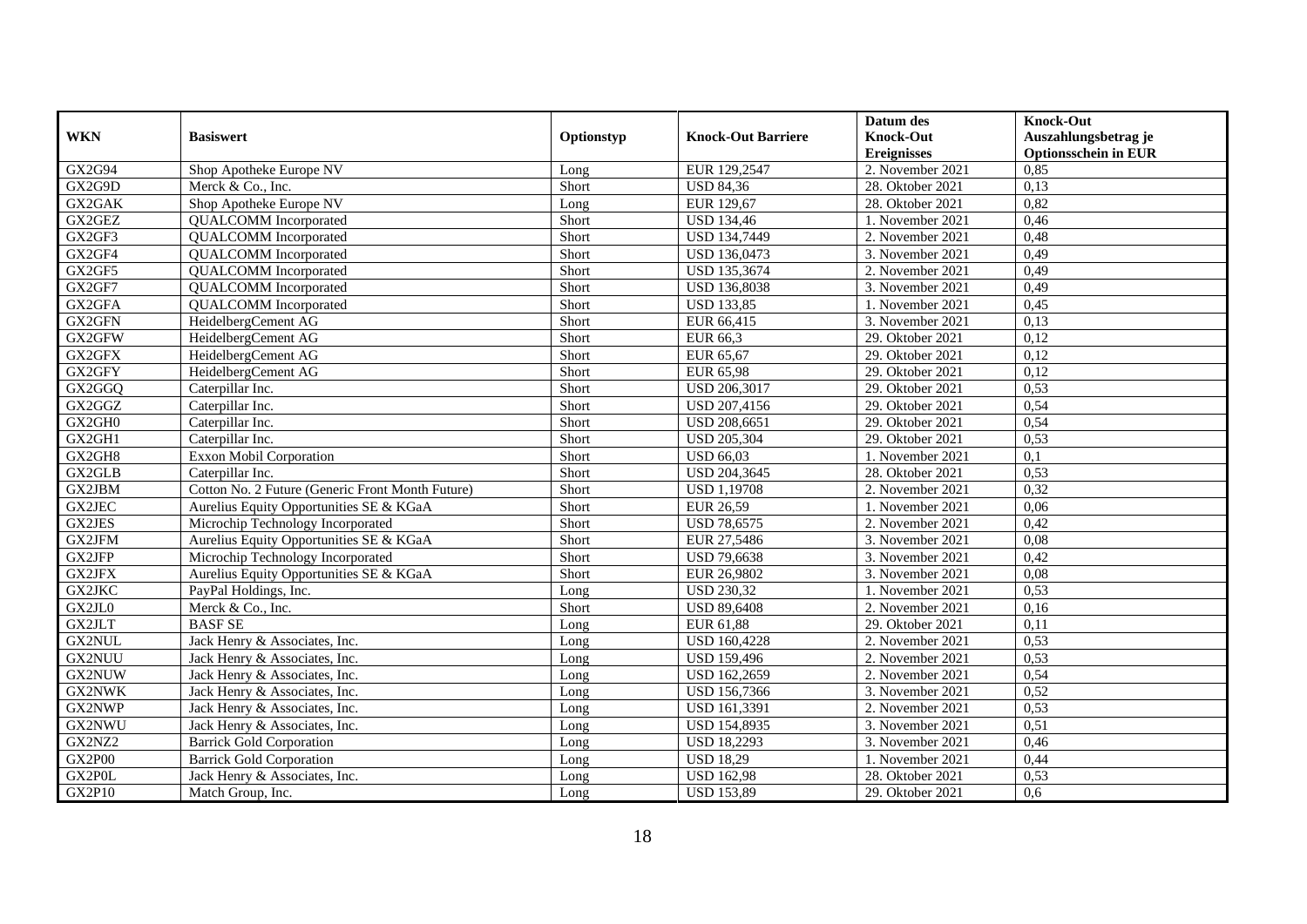| WKN | Basiswert | Optionstyp | Knock-Out Barriere | Datum des Knock-Out Ereignisses | Knock-Out Auszahlungsbetrag je Optionsschein in EUR |
|---|---|---|---|---|---|
| GX2G94 | Shop Apotheke Europe NV | Long | EUR 129,2547 | 2. November 2021 | 0,85 |
| GX2G9D | Merck & Co., Inc. | Short | USD 84,36 | 28. Oktober 2021 | 0,13 |
| GX2GAK | Shop Apotheke Europe NV | Long | EUR 129,67 | 28. Oktober 2021 | 0,82 |
| GX2GEZ | QUALCOMM Incorporated | Short | USD 134,46 | 1. November 2021 | 0,46 |
| GX2GF3 | QUALCOMM Incorporated | Short | USD 134,7449 | 2. November 2021 | 0,48 |
| GX2GF4 | QUALCOMM Incorporated | Short | USD 136,0473 | 3. November 2021 | 0,49 |
| GX2GF5 | QUALCOMM Incorporated | Short | USD 135,3674 | 2. November 2021 | 0,49 |
| GX2GF7 | QUALCOMM Incorporated | Short | USD 136,8038 | 3. November 2021 | 0,49 |
| GX2GFA | QUALCOMM Incorporated | Short | USD 133,85 | 1. November 2021 | 0,45 |
| GX2GFN | HeidelbergCement AG | Short | EUR 66,415 | 3. November 2021 | 0,13 |
| GX2GFW | HeidelbergCement AG | Short | EUR 66,3 | 29. Oktober 2021 | 0,12 |
| GX2GFX | HeidelbergCement AG | Short | EUR 65,67 | 29. Oktober 2021 | 0,12 |
| GX2GFY | HeidelbergCement AG | Short | EUR 65,98 | 29. Oktober 2021 | 0,12 |
| GX2GGQ | Caterpillar Inc. | Short | USD 206,3017 | 29. Oktober 2021 | 0,53 |
| GX2GGZ | Caterpillar Inc. | Short | USD 207,4156 | 29. Oktober 2021 | 0,54 |
| GX2GH0 | Caterpillar Inc. | Short | USD 208,6651 | 29. Oktober 2021 | 0,54 |
| GX2GH1 | Caterpillar Inc. | Short | USD 205,304 | 29. Oktober 2021 | 0,53 |
| GX2GH8 | Exxon Mobil Corporation | Short | USD 66,03 | 1. November 2021 | 0,1 |
| GX2GLB | Caterpillar Inc. | Short | USD 204,3645 | 28. Oktober 2021 | 0,53 |
| GX2JBM | Cotton No. 2 Future (Generic Front Month Future) | Short | USD 1,19708 | 2. November 2021 | 0,32 |
| GX2JEC | Aurelius Equity Opportunities SE & KGaA | Short | EUR 26,59 | 1. November 2021 | 0,06 |
| GX2JES | Microchip Technology Incorporated | Short | USD 78,6575 | 2. November 2021 | 0,42 |
| GX2JFM | Aurelius Equity Opportunities SE & KGaA | Short | EUR 27,5486 | 3. November 2021 | 0,08 |
| GX2JFP | Microchip Technology Incorporated | Short | USD 79,6638 | 3. November 2021 | 0,42 |
| GX2JFX | Aurelius Equity Opportunities SE & KGaA | Short | EUR 26,9802 | 3. November 2021 | 0,08 |
| GX2JKC | PayPal Holdings, Inc. | Long | USD 230,32 | 1. November 2021 | 0,53 |
| GX2JL0 | Merck & Co., Inc. | Short | USD 89,6408 | 2. November 2021 | 0,16 |
| GX2JLT | BASF SE | Long | EUR 61,88 | 29. Oktober 2021 | 0,11 |
| GX2NUL | Jack Henry & Associates, Inc. | Long | USD 160,4228 | 2. November 2021 | 0,53 |
| GX2NUU | Jack Henry & Associates, Inc. | Long | USD 159,496 | 2. November 2021 | 0,53 |
| GX2NUW | Jack Henry & Associates, Inc. | Long | USD 162,2659 | 2. November 2021 | 0,54 |
| GX2NWK | Jack Henry & Associates, Inc. | Long | USD 156,7366 | 3. November 2021 | 0,52 |
| GX2NWP | Jack Henry & Associates, Inc. | Long | USD 161,3391 | 2. November 2021 | 0,53 |
| GX2NWU | Jack Henry & Associates, Inc. | Long | USD 154,8935 | 3. November 2021 | 0,51 |
| GX2NZ2 | Barrick Gold Corporation | Long | USD 18,2293 | 3. November 2021 | 0,46 |
| GX2P00 | Barrick Gold Corporation | Long | USD 18,29 | 1. November 2021 | 0,44 |
| GX2P0L | Jack Henry & Associates, Inc. | Long | USD 162,98 | 28. Oktober 2021 | 0,53 |
| GX2P10 | Match Group, Inc. | Long | USD 153,89 | 29. Oktober 2021 | 0,6 |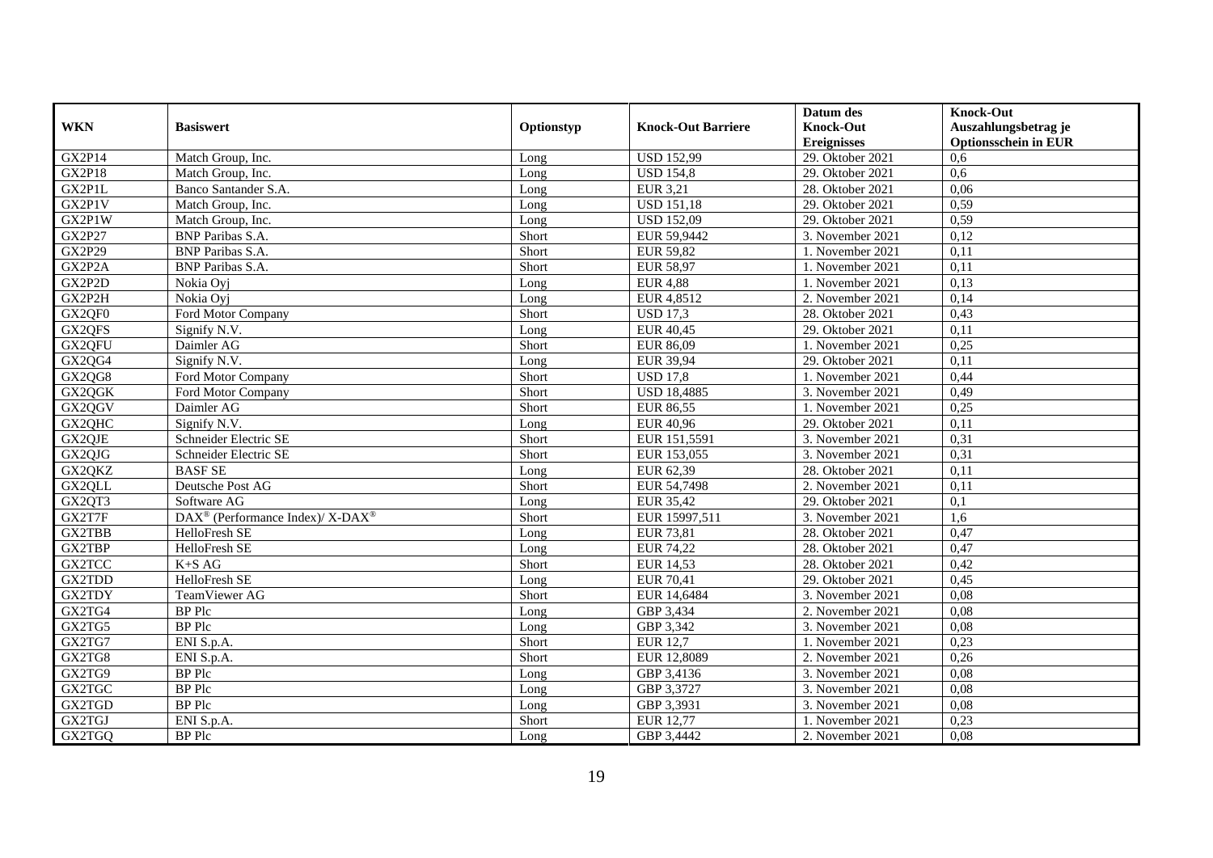| WKN | Basiswert | Optionstyp | Knock-Out Barriere | Datum des Knock-Out Ereignisses | Knock-Out Auszahlungsbetrag je Optionsschein in EUR |
|---|---|---|---|---|---|
| GX2P14 | Match Group, Inc. | Long | USD 152,99 | 29. Oktober 2021 | 0,6 |
| GX2P18 | Match Group, Inc. | Long | USD 154,8 | 29. Oktober 2021 | 0,6 |
| GX2P1L | Banco Santander S.A. | Long | EUR 3,21 | 28. Oktober 2021 | 0,06 |
| GX2P1V | Match Group, Inc. | Long | USD 151,18 | 29. Oktober 2021 | 0,59 |
| GX2P1W | Match Group, Inc. | Long | USD 152,09 | 29. Oktober 2021 | 0,59 |
| GX2P27 | BNP Paribas S.A. | Short | EUR 59,9442 | 3. November 2021 | 0,12 |
| GX2P29 | BNP Paribas S.A. | Short | EUR 59,82 | 1. November 2021 | 0,11 |
| GX2P2A | BNP Paribas S.A. | Short | EUR 58,97 | 1. November 2021 | 0,11 |
| GX2P2D | Nokia Oyj | Long | EUR 4,88 | 1. November 2021 | 0,13 |
| GX2P2H | Nokia Oyj | Long | EUR 4,8512 | 2. November 2021 | 0,14 |
| GX2QF0 | Ford Motor Company | Short | USD 17,3 | 28. Oktober 2021 | 0,43 |
| GX2QFS | Signify N.V. | Long | EUR 40,45 | 29. Oktober 2021 | 0,11 |
| GX2QFU | Daimler AG | Short | EUR 86,09 | 1. November 2021 | 0,25 |
| GX2QG4 | Signify N.V. | Long | EUR 39,94 | 29. Oktober 2021 | 0,11 |
| GX2QG8 | Ford Motor Company | Short | USD 17,8 | 1. November 2021 | 0,44 |
| GX2QGK | Ford Motor Company | Short | USD 18,4885 | 3. November 2021 | 0,49 |
| GX2QGV | Daimler AG | Short | EUR 86,55 | 1. November 2021 | 0,25 |
| GX2QHC | Signify N.V. | Long | EUR 40,96 | 29. Oktober 2021 | 0,11 |
| GX2QJE | Schneider Electric SE | Short | EUR 151,5591 | 3. November 2021 | 0,31 |
| GX2QJG | Schneider Electric SE | Short | EUR 153,055 | 3. November 2021 | 0,31 |
| GX2QKZ | BASF SE | Long | EUR 62,39 | 28. Oktober 2021 | 0,11 |
| GX2QLL | Deutsche Post AG | Short | EUR 54,7498 | 2. November 2021 | 0,11 |
| GX2QT3 | Software AG | Long | EUR 35,42 | 29. Oktober 2021 | 0,1 |
| GX2T7F | DAX® (Performance Index)/ X-DAX® | Short | EUR 15997,511 | 3. November 2021 | 1,6 |
| GX2TBB | HelloFresh SE | Long | EUR 73,81 | 28. Oktober 2021 | 0,47 |
| GX2TBP | HelloFresh SE | Long | EUR 74,22 | 28. Oktober 2021 | 0,47 |
| GX2TCC | K+S AG | Short | EUR 14,53 | 28. Oktober 2021 | 0,42 |
| GX2TDD | HelloFresh SE | Long | EUR 70,41 | 29. Oktober 2021 | 0,45 |
| GX2TDY | TeamViewer AG | Short | EUR 14,6484 | 3. November 2021 | 0,08 |
| GX2TG4 | BP Plc | Long | GBP 3,434 | 2. November 2021 | 0,08 |
| GX2TG5 | BP Plc | Long | GBP 3,342 | 3. November 2021 | 0,08 |
| GX2TG7 | ENI S.p.A. | Short | EUR 12,7 | 1. November 2021 | 0,23 |
| GX2TG8 | ENI S.p.A. | Short | EUR 12,8089 | 2. November 2021 | 0,26 |
| GX2TG9 | BP Plc | Long | GBP 3,4136 | 3. November 2021 | 0,08 |
| GX2TGC | BP Plc | Long | GBP 3,3727 | 3. November 2021 | 0,08 |
| GX2TGD | BP Plc | Long | GBP 3,3931 | 3. November 2021 | 0,08 |
| GX2TGJ | ENI S.p.A. | Short | EUR 12,77 | 1. November 2021 | 0,23 |
| GX2TGQ | BP Plc | Long | GBP 3,4442 | 2. November 2021 | 0,08 |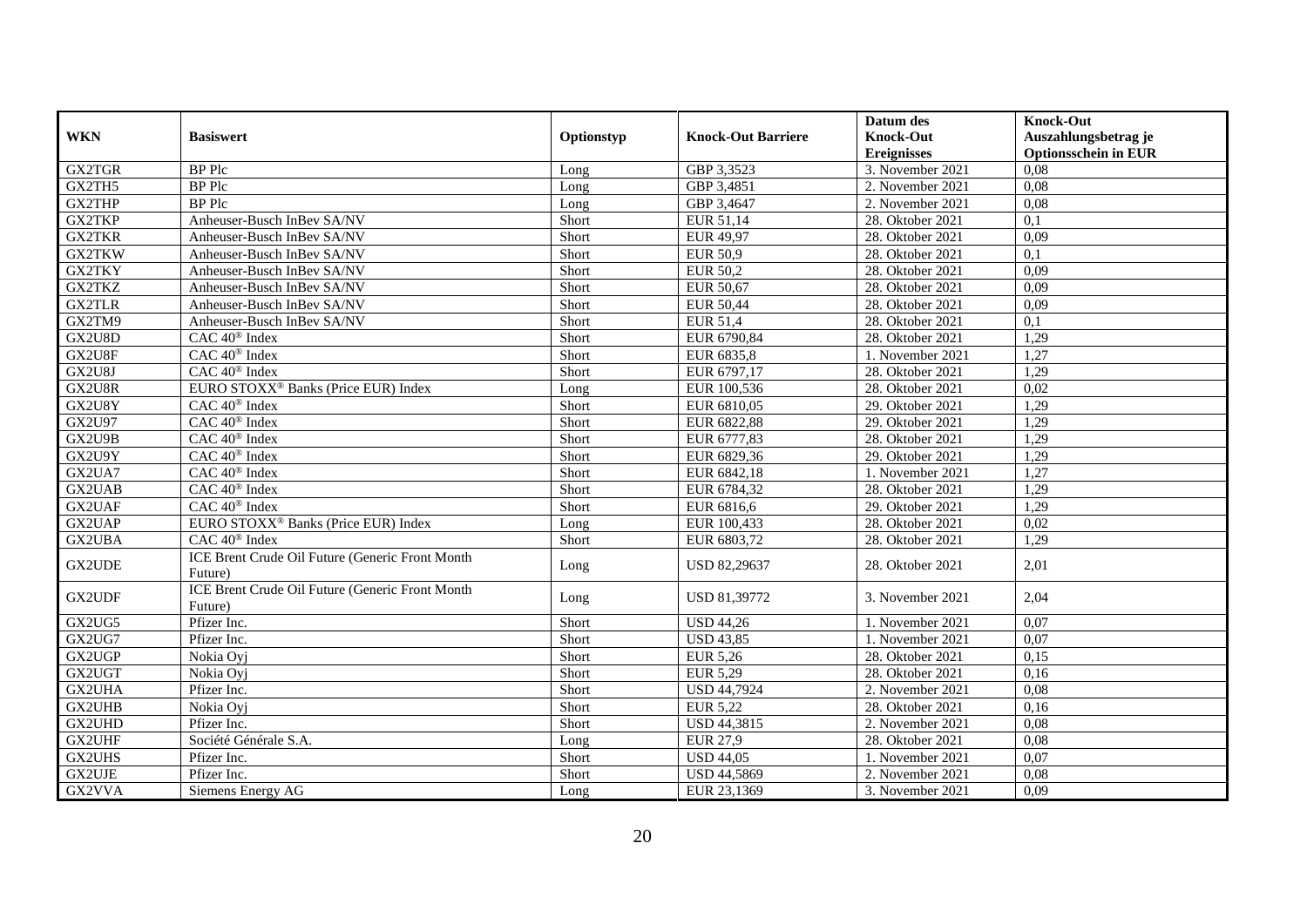| WKN | Basiswert | Optionstyp | Knock-Out Barriere | Datum des Knock-Out Ereignisses | Knock-Out Auszahlungsbetrag je Optionsschein in EUR |
|---|---|---|---|---|---|
| GX2TGR | BP Plc | Long | GBP 3,3523 | 3. November 2021 | 0,08 |
| GX2TH5 | BP Plc | Long | GBP 3,4851 | 2. November 2021 | 0,08 |
| GX2THP | BP Plc | Long | GBP 3,4647 | 2. November 2021 | 0,08 |
| GX2TKP | Anheuser-Busch InBev SA/NV | Short | EUR 51,14 | 28. Oktober 2021 | 0,1 |
| GX2TKR | Anheuser-Busch InBev SA/NV | Short | EUR 49,97 | 28. Oktober 2021 | 0,09 |
| GX2TKW | Anheuser-Busch InBev SA/NV | Short | EUR 50,9 | 28. Oktober 2021 | 0,1 |
| GX2TKY | Anheuser-Busch InBev SA/NV | Short | EUR 50,2 | 28. Oktober 2021 | 0,09 |
| GX2TKZ | Anheuser-Busch InBev SA/NV | Short | EUR 50,67 | 28. Oktober 2021 | 0,09 |
| GX2TLR | Anheuser-Busch InBev SA/NV | Short | EUR 50,44 | 28. Oktober 2021 | 0,09 |
| GX2TM9 | Anheuser-Busch InBev SA/NV | Short | EUR 51,4 | 28. Oktober 2021 | 0,1 |
| GX2U8D | CAC 40® Index | Short | EUR 6790,84 | 28. Oktober 2021 | 1,29 |
| GX2U8F | CAC 40® Index | Short | EUR 6835,8 | 1. November 2021 | 1,27 |
| GX2U8J | CAC 40® Index | Short | EUR 6797,17 | 28. Oktober 2021 | 1,29 |
| GX2U8R | EURO STOXX® Banks (Price EUR) Index | Long | EUR 100,536 | 28. Oktober 2021 | 0,02 |
| GX2U8Y | CAC 40® Index | Short | EUR 6810,05 | 29. Oktober 2021 | 1,29 |
| GX2U97 | CAC 40® Index | Short | EUR 6822,88 | 29. Oktober 2021 | 1,29 |
| GX2U9B | CAC 40® Index | Short | EUR 6777,83 | 28. Oktober 2021 | 1,29 |
| GX2U9Y | CAC 40® Index | Short | EUR 6829,36 | 29. Oktober 2021 | 1,29 |
| GX2UA7 | CAC 40® Index | Short | EUR 6842,18 | 1. November 2021 | 1,27 |
| GX2UAB | CAC 40® Index | Short | EUR 6784,32 | 28. Oktober 2021 | 1,29 |
| GX2UAF | CAC 40® Index | Short | EUR 6816,6 | 29. Oktober 2021 | 1,29 |
| GX2UAP | EURO STOXX® Banks (Price EUR) Index | Long | EUR 100,433 | 28. Oktober 2021 | 0,02 |
| GX2UBA | CAC 40® Index | Short | EUR 6803,72 | 28. Oktober 2021 | 1,29 |
| GX2UDE | ICE Brent Crude Oil Future (Generic Front Month Future) | Long | USD 82,29637 | 28. Oktober 2021 | 2,01 |
| GX2UDF | ICE Brent Crude Oil Future (Generic Front Month Future) | Long | USD 81,39772 | 3. November 2021 | 2,04 |
| GX2UG5 | Pfizer Inc. | Short | USD 44,26 | 1. November 2021 | 0,07 |
| GX2UG7 | Pfizer Inc. | Short | USD 43,85 | 1. November 2021 | 0,07 |
| GX2UGP | Nokia Oyj | Short | EUR 5,26 | 28. Oktober 2021 | 0,15 |
| GX2UGT | Nokia Oyj | Short | EUR 5,29 | 28. Oktober 2021 | 0,16 |
| GX2UHA | Pfizer Inc. | Short | USD 44,7924 | 2. November 2021 | 0,08 |
| GX2UHB | Nokia Oyj | Short | EUR 5,22 | 28. Oktober 2021 | 0,16 |
| GX2UHD | Pfizer Inc. | Short | USD 44,3815 | 2. November 2021 | 0,08 |
| GX2UHF | Société Générale S.A. | Long | EUR 27,9 | 28. Oktober 2021 | 0,08 |
| GX2UHS | Pfizer Inc. | Short | USD 44,05 | 1. November 2021 | 0,07 |
| GX2UJE | Pfizer Inc. | Short | USD 44,5869 | 2. November 2021 | 0,08 |
| GX2VVA | Siemens Energy AG | Long | EUR 23,1369 | 3. November 2021 | 0,09 |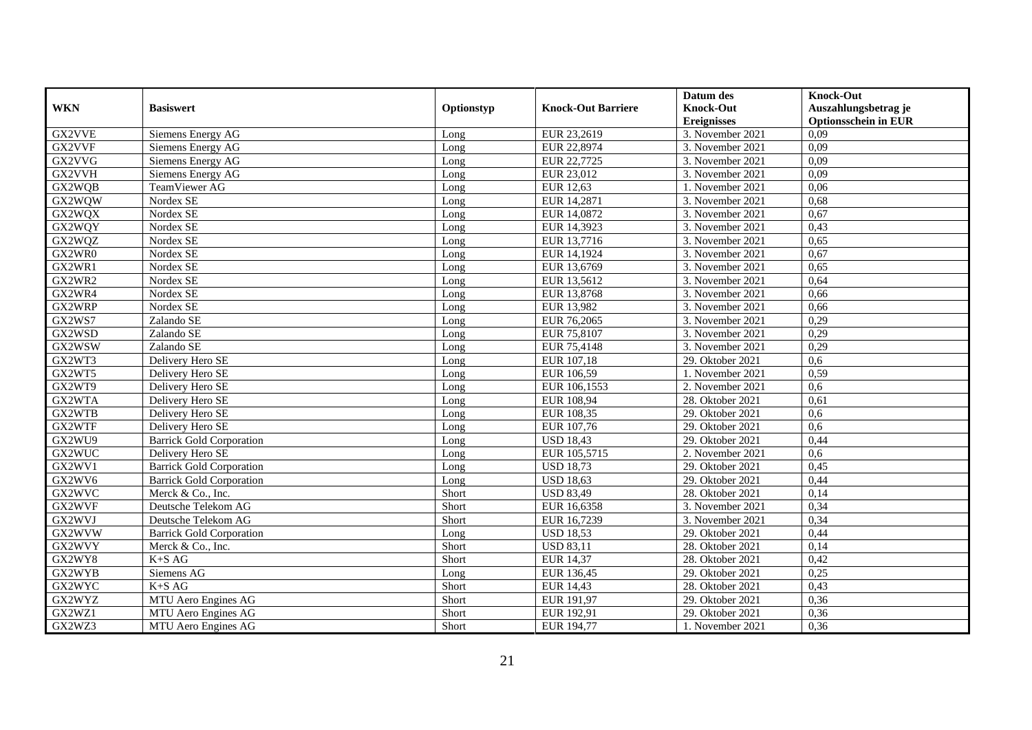| WKN | Basiswert | Optionstyp | Knock-Out Barriere | Datum des Knock-Out Ereignisses | Knock-Out Auszahlungsbetrag je Optionsschein in EUR |
|---|---|---|---|---|---|
| GX2VVE | Siemens Energy AG | Long | EUR 23,2619 | 3. November 2021 | 0,09 |
| GX2VVF | Siemens Energy AG | Long | EUR 22,8974 | 3. November 2021 | 0,09 |
| GX2VVG | Siemens Energy AG | Long | EUR 22,7725 | 3. November 2021 | 0,09 |
| GX2VVH | Siemens Energy AG | Long | EUR 23,012 | 3. November 2021 | 0,09 |
| GX2WQB | TeamViewer AG | Long | EUR 12,63 | 1. November 2021 | 0,06 |
| GX2WQW | Nordex SE | Long | EUR 14,2871 | 3. November 2021 | 0,68 |
| GX2WQX | Nordex SE | Long | EUR 14,0872 | 3. November 2021 | 0,67 |
| GX2WQY | Nordex SE | Long | EUR 14,3923 | 3. November 2021 | 0,43 |
| GX2WQZ | Nordex SE | Long | EUR 13,7716 | 3. November 2021 | 0,65 |
| GX2WR0 | Nordex SE | Long | EUR 14,1924 | 3. November 2021 | 0,67 |
| GX2WR1 | Nordex SE | Long | EUR 13,6769 | 3. November 2021 | 0,65 |
| GX2WR2 | Nordex SE | Long | EUR 13,5612 | 3. November 2021 | 0,64 |
| GX2WR4 | Nordex SE | Long | EUR 13,8768 | 3. November 2021 | 0,66 |
| GX2WRP | Nordex SE | Long | EUR 13,982 | 3. November 2021 | 0,66 |
| GX2WS7 | Zalando SE | Long | EUR 76,2065 | 3. November 2021 | 0,29 |
| GX2WSD | Zalando SE | Long | EUR 75,8107 | 3. November 2021 | 0,29 |
| GX2WSW | Zalando SE | Long | EUR 75,4148 | 3. November 2021 | 0,29 |
| GX2WT3 | Delivery Hero SE | Long | EUR 107,18 | 29. Oktober 2021 | 0,6 |
| GX2WT5 | Delivery Hero SE | Long | EUR 106,59 | 1. November 2021 | 0,59 |
| GX2WT9 | Delivery Hero SE | Long | EUR 106,1553 | 2. November 2021 | 0,6 |
| GX2WTA | Delivery Hero SE | Long | EUR 108,94 | 28. Oktober 2021 | 0,61 |
| GX2WTB | Delivery Hero SE | Long | EUR 108,35 | 29. Oktober 2021 | 0,6 |
| GX2WTF | Delivery Hero SE | Long | EUR 107,76 | 29. Oktober 2021 | 0,6 |
| GX2WU9 | Barrick Gold Corporation | Long | USD 18,43 | 29. Oktober 2021 | 0,44 |
| GX2WUC | Delivery Hero SE | Long | EUR 105,5715 | 2. November 2021 | 0,6 |
| GX2WV1 | Barrick Gold Corporation | Long | USD 18,73 | 29. Oktober 2021 | 0,45 |
| GX2WV6 | Barrick Gold Corporation | Long | USD 18,63 | 29. Oktober 2021 | 0,44 |
| GX2WVC | Merck & Co., Inc. | Short | USD 83,49 | 28. Oktober 2021 | 0,14 |
| GX2WVF | Deutsche Telekom AG | Short | EUR 16,6358 | 3. November 2021 | 0,34 |
| GX2WVJ | Deutsche Telekom AG | Short | EUR 16,7239 | 3. November 2021 | 0,34 |
| GX2WVW | Barrick Gold Corporation | Long | USD 18,53 | 29. Oktober 2021 | 0,44 |
| GX2WVY | Merck & Co., Inc. | Short | USD 83,11 | 28. Oktober 2021 | 0,14 |
| GX2WY8 | K+S AG | Short | EUR 14,37 | 28. Oktober 2021 | 0,42 |
| GX2WYB | Siemens AG | Long | EUR 136,45 | 29. Oktober 2021 | 0,25 |
| GX2WYC | K+S AG | Short | EUR 14,43 | 28. Oktober 2021 | 0,43 |
| GX2WYZ | MTU Aero Engines AG | Short | EUR 191,97 | 29. Oktober 2021 | 0,36 |
| GX2WZ1 | MTU Aero Engines AG | Short | EUR 192,91 | 29. Oktober 2021 | 0,36 |
| GX2WZ3 | MTU Aero Engines AG | Short | EUR 194,77 | 1. November 2021 | 0,36 |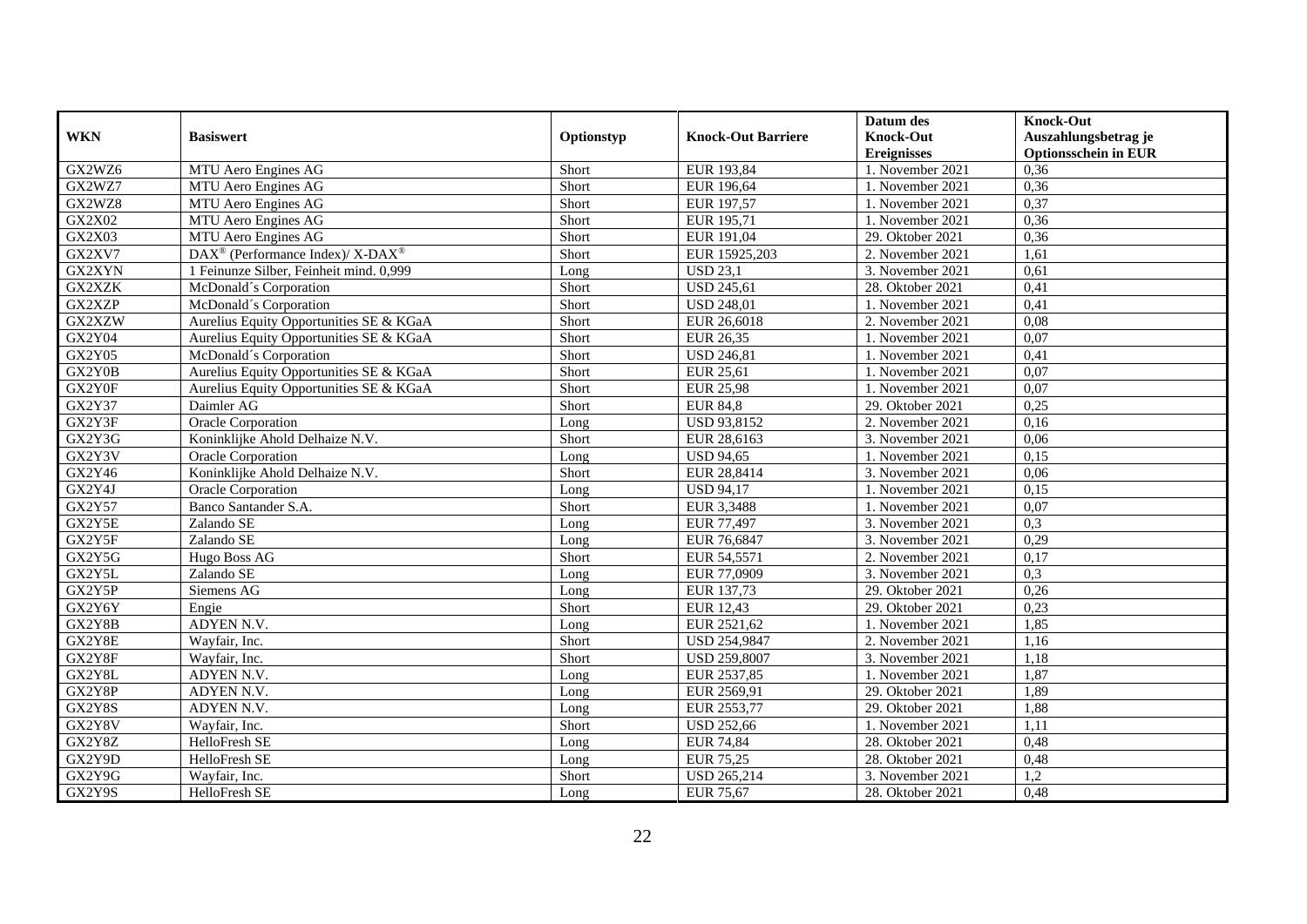| WKN | Basiswert | Optionstyp | Knock-Out Barriere | Datum des Knock-Out Ereignisses | Knock-Out Auszahlungsbetrag je Optionsschein in EUR |
|---|---|---|---|---|---|
| GX2WZ6 | MTU Aero Engines AG | Short | EUR 193,84 | 1. November 2021 | 0,36 |
| GX2WZ7 | MTU Aero Engines AG | Short | EUR 196,64 | 1. November 2021 | 0,36 |
| GX2WZ8 | MTU Aero Engines AG | Short | EUR 197,57 | 1. November 2021 | 0,37 |
| GX2X02 | MTU Aero Engines AG | Short | EUR 195,71 | 1. November 2021 | 0,36 |
| GX2X03 | MTU Aero Engines AG | Short | EUR 191,04 | 29. Oktober 2021 | 0,36 |
| GX2XV7 | DAX® (Performance Index)/ X-DAX® | Short | EUR 15925,203 | 2. November 2021 | 1,61 |
| GX2XYN | 1 Feinunze Silber, Feinheit mind. 0,999 | Long | USD 23,1 | 3. November 2021 | 0,61 |
| GX2XZK | McDonald´s Corporation | Short | USD 245,61 | 28. Oktober 2021 | 0,41 |
| GX2XZP | McDonald´s Corporation | Short | USD 248,01 | 1. November 2021 | 0,41 |
| GX2XZW | Aurelius Equity Opportunities SE & KGaA | Short | EUR 26,6018 | 2. November 2021 | 0,08 |
| GX2Y04 | Aurelius Equity Opportunities SE & KGaA | Short | EUR 26,35 | 1. November 2021 | 0,07 |
| GX2Y05 | McDonald´s Corporation | Short | USD 246,81 | 1. November 2021 | 0,41 |
| GX2Y0B | Aurelius Equity Opportunities SE & KGaA | Short | EUR 25,61 | 1. November 2021 | 0,07 |
| GX2Y0F | Aurelius Equity Opportunities SE & KGaA | Short | EUR 25,98 | 1. November 2021 | 0,07 |
| GX2Y37 | Daimler AG | Short | EUR 84,8 | 29. Oktober 2021 | 0,25 |
| GX2Y3F | Oracle Corporation | Long | USD 93,8152 | 2. November 2021 | 0,16 |
| GX2Y3G | Koninklijke Ahold Delhaize N.V. | Short | EUR 28,6163 | 3. November 2021 | 0,06 |
| GX2Y3V | Oracle Corporation | Long | USD 94,65 | 1. November 2021 | 0,15 |
| GX2Y46 | Koninklijke Ahold Delhaize N.V. | Short | EUR 28,8414 | 3. November 2021 | 0,06 |
| GX2Y4J | Oracle Corporation | Long | USD 94,17 | 1. November 2021 | 0,15 |
| GX2Y57 | Banco Santander S.A. | Short | EUR 3,3488 | 1. November 2021 | 0,07 |
| GX2Y5E | Zalando SE | Long | EUR 77,497 | 3. November 2021 | 0,3 |
| GX2Y5F | Zalando SE | Long | EUR 76,6847 | 3. November 2021 | 0,29 |
| GX2Y5G | Hugo Boss AG | Short | EUR 54,5571 | 2. November 2021 | 0,17 |
| GX2Y5L | Zalando SE | Long | EUR 77,0909 | 3. November 2021 | 0,3 |
| GX2Y5P | Siemens AG | Long | EUR 137,73 | 29. Oktober 2021 | 0,26 |
| GX2Y6Y | Engie | Short | EUR 12,43 | 29. Oktober 2021 | 0,23 |
| GX2Y8B | ADYEN N.V. | Long | EUR 2521,62 | 1. November 2021 | 1,85 |
| GX2Y8E | Wayfair, Inc. | Short | USD 254,9847 | 2. November 2021 | 1,16 |
| GX2Y8F | Wayfair, Inc. | Short | USD 259,8007 | 3. November 2021 | 1,18 |
| GX2Y8L | ADYEN N.V. | Long | EUR 2537,85 | 1. November 2021 | 1,87 |
| GX2Y8P | ADYEN N.V. | Long | EUR 2569,91 | 29. Oktober 2021 | 1,89 |
| GX2Y8S | ADYEN N.V. | Long | EUR 2553,77 | 29. Oktober 2021 | 1,88 |
| GX2Y8V | Wayfair, Inc. | Short | USD 252,66 | 1. November 2021 | 1,11 |
| GX2Y8Z | HelloFresh SE | Long | EUR 74,84 | 28. Oktober 2021 | 0,48 |
| GX2Y9D | HelloFresh SE | Long | EUR 75,25 | 28. Oktober 2021 | 0,48 |
| GX2Y9G | Wayfair, Inc. | Short | USD 265,214 | 3. November 2021 | 1,2 |
| GX2Y9S | HelloFresh SE | Long | EUR 75,67 | 28. Oktober 2021 | 0,48 |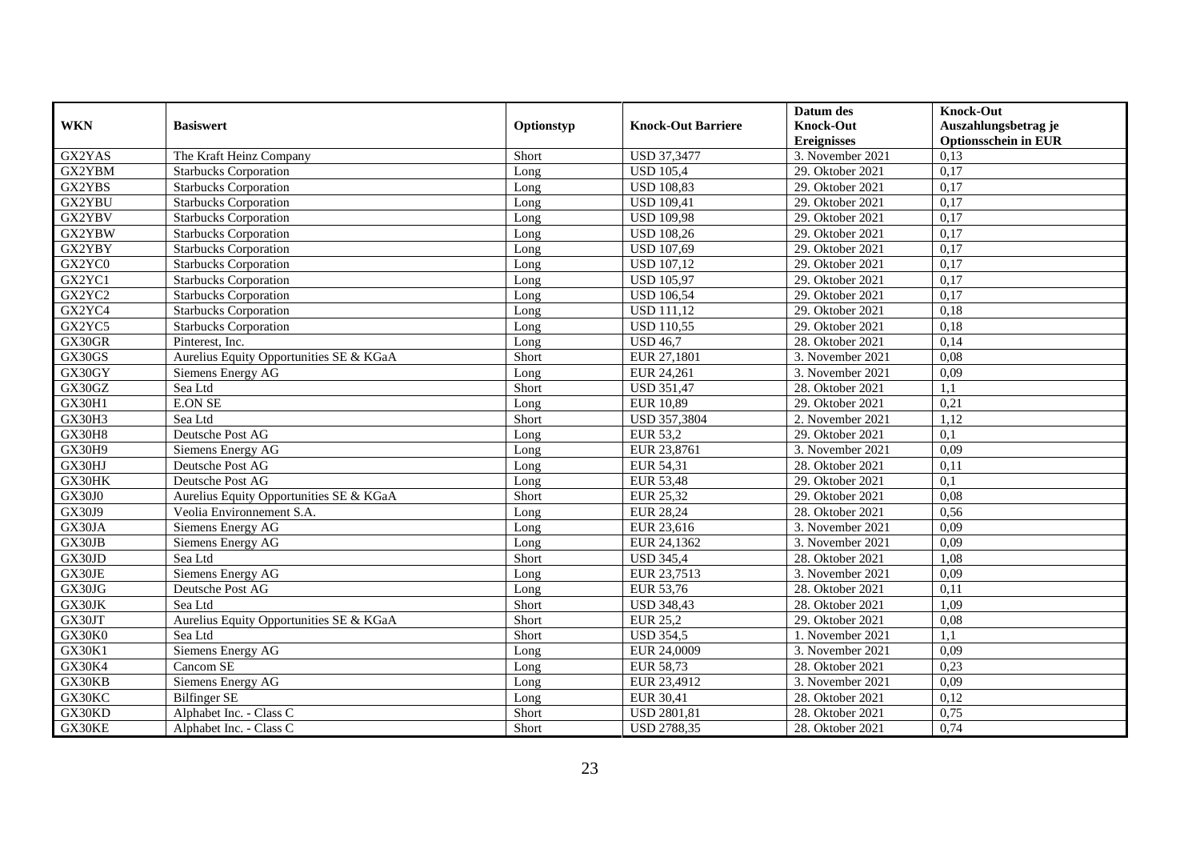| WKN | Basiswert | Optionstyp | Knock-Out Barriere | Datum des Knock-Out Ereignisses | Knock-Out Auszahlungsbetrag je Optionsschein in EUR |
|---|---|---|---|---|---|
| GX2YAS | The Kraft Heinz Company | Short | USD 37,3477 | 3. November 2021 | 0,13 |
| GX2YBM | Starbucks Corporation | Long | USD 105,4 | 29. Oktober 2021 | 0,17 |
| GX2YBS | Starbucks Corporation | Long | USD 108,83 | 29. Oktober 2021 | 0,17 |
| GX2YBU | Starbucks Corporation | Long | USD 109,41 | 29. Oktober 2021 | 0,17 |
| GX2YBV | Starbucks Corporation | Long | USD 109,98 | 29. Oktober 2021 | 0,17 |
| GX2YBW | Starbucks Corporation | Long | USD 108,26 | 29. Oktober 2021 | 0,17 |
| GX2YBY | Starbucks Corporation | Long | USD 107,69 | 29. Oktober 2021 | 0,17 |
| GX2YC0 | Starbucks Corporation | Long | USD 107,12 | 29. Oktober 2021 | 0,17 |
| GX2YC1 | Starbucks Corporation | Long | USD 105,97 | 29. Oktober 2021 | 0,17 |
| GX2YC2 | Starbucks Corporation | Long | USD 106,54 | 29. Oktober 2021 | 0,17 |
| GX2YC4 | Starbucks Corporation | Long | USD 111,12 | 29. Oktober 2021 | 0,18 |
| GX2YC5 | Starbucks Corporation | Long | USD 110,55 | 29. Oktober 2021 | 0,18 |
| GX30GR | Pinterest, Inc. | Long | USD 46,7 | 28. Oktober 2021 | 0,14 |
| GX30GS | Aurelius Equity Opportunities SE & KGaA | Short | EUR 27,1801 | 3. November 2021 | 0,08 |
| GX30GY | Siemens Energy AG | Long | EUR 24,261 | 3. November 2021 | 0,09 |
| GX30GZ | Sea Ltd | Short | USD 351,47 | 28. Oktober 2021 | 1,1 |
| GX30H1 | E.ON SE | Long | EUR 10,89 | 29. Oktober 2021 | 0,21 |
| GX30H3 | Sea Ltd | Short | USD 357,3804 | 2. November 2021 | 1,12 |
| GX30H8 | Deutsche Post AG | Long | EUR 53,2 | 29. Oktober 2021 | 0,1 |
| GX30H9 | Siemens Energy AG | Long | EUR 23,8761 | 3. November 2021 | 0,09 |
| GX30HJ | Deutsche Post AG | Long | EUR 54,31 | 28. Oktober 2021 | 0,11 |
| GX30HK | Deutsche Post AG | Long | EUR 53,48 | 29. Oktober 2021 | 0,1 |
| GX30J0 | Aurelius Equity Opportunities SE & KGaA | Short | EUR 25,32 | 29. Oktober 2021 | 0,08 |
| GX30J9 | Veolia Environnement S.A. | Long | EUR 28,24 | 28. Oktober 2021 | 0,56 |
| GX30JA | Siemens Energy AG | Long | EUR 23,616 | 3. November 2021 | 0,09 |
| GX30JB | Siemens Energy AG | Long | EUR 24,1362 | 3. November 2021 | 0,09 |
| GX30JD | Sea Ltd | Short | USD 345,4 | 28. Oktober 2021 | 1,08 |
| GX30JE | Siemens Energy AG | Long | EUR 23,7513 | 3. November 2021 | 0,09 |
| GX30JG | Deutsche Post AG | Long | EUR 53,76 | 28. Oktober 2021 | 0,11 |
| GX30JK | Sea Ltd | Short | USD 348,43 | 28. Oktober 2021 | 1,09 |
| GX30JT | Aurelius Equity Opportunities SE & KGaA | Short | EUR 25,2 | 29. Oktober 2021 | 0,08 |
| GX30K0 | Sea Ltd | Short | USD 354,5 | 1. November 2021 | 1,1 |
| GX30K1 | Siemens Energy AG | Long | EUR 24,0009 | 3. November 2021 | 0,09 |
| GX30K4 | Cancom SE | Long | EUR 58,73 | 28. Oktober 2021 | 0,23 |
| GX30KB | Siemens Energy AG | Long | EUR 23,4912 | 3. November 2021 | 0,09 |
| GX30KC | Bilfinger SE | Long | EUR 30,41 | 28. Oktober 2021 | 0,12 |
| GX30KD | Alphabet Inc. - Class C | Short | USD 2801,81 | 28. Oktober 2021 | 0,75 |
| GX30KE | Alphabet Inc. - Class C | Short | USD 2788,35 | 28. Oktober 2021 | 0,74 |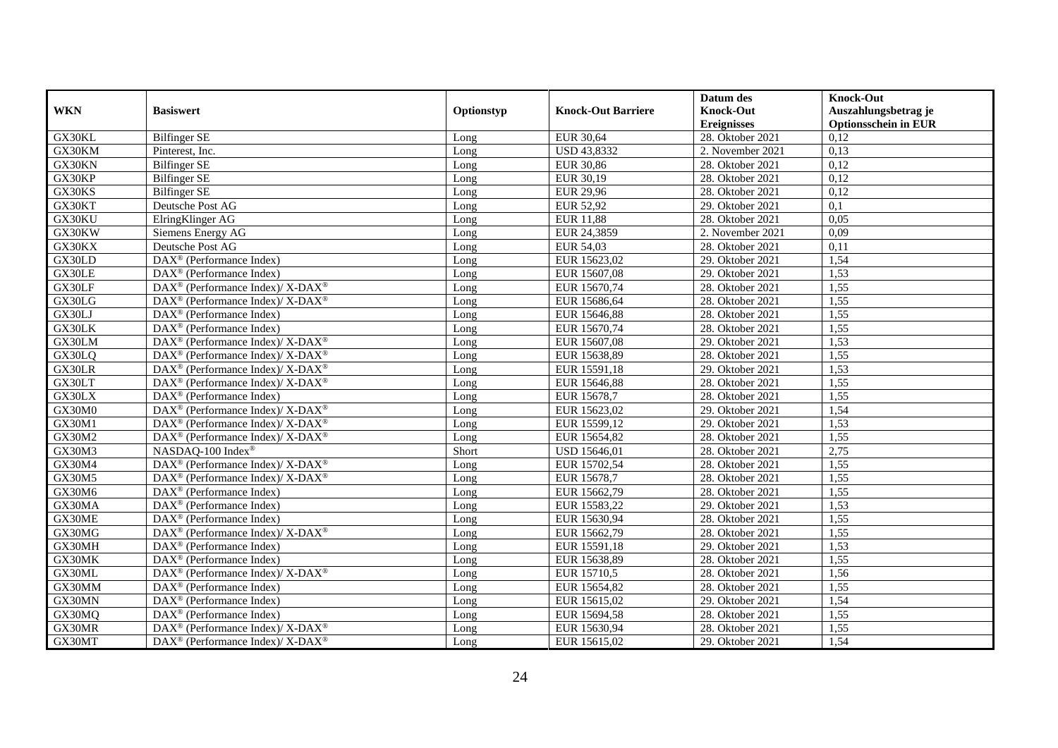| WKN | Basiswert | Optionstyp | Knock-Out Barriere | Datum des Knock-Out Ereignisses | Knock-Out Auszahlungsbetrag je Optionsschein in EUR |
|---|---|---|---|---|---|
| GX30KL | Bilfinger SE | Long | EUR 30,64 | 28. Oktober 2021 | 0,12 |
| GX30KM | Pinterest, Inc. | Long | USD 43,8332 | 2. November 2021 | 0,13 |
| GX30KN | Bilfinger SE | Long | EUR 30,86 | 28. Oktober 2021 | 0,12 |
| GX30KP | Bilfinger SE | Long | EUR 30,19 | 28. Oktober 2021 | 0,12 |
| GX30KS | Bilfinger SE | Long | EUR 29,96 | 28. Oktober 2021 | 0,12 |
| GX30KT | Deutsche Post AG | Long | EUR 52,92 | 29. Oktober 2021 | 0,1 |
| GX30KU | ElringKlinger AG | Long | EUR 11,88 | 28. Oktober 2021 | 0,05 |
| GX30KW | Siemens Energy AG | Long | EUR 24,3859 | 2. November 2021 | 0,09 |
| GX30KX | Deutsche Post AG | Long | EUR 54,03 | 28. Oktober 2021 | 0,11 |
| GX30LD | DAX® (Performance Index) | Long | EUR 15623,02 | 29. Oktober 2021 | 1,54 |
| GX30LE | DAX® (Performance Index) | Long | EUR 15607,08 | 29. Oktober 2021 | 1,53 |
| GX30LF | DAX® (Performance Index)/ X-DAX® | Long | EUR 15670,74 | 28. Oktober 2021 | 1,55 |
| GX30LG | DAX® (Performance Index)/ X-DAX® | Long | EUR 15686,64 | 28. Oktober 2021 | 1,55 |
| GX30LJ | DAX® (Performance Index) | Long | EUR 15646,88 | 28. Oktober 2021 | 1,55 |
| GX30LK | DAX® (Performance Index) | Long | EUR 15670,74 | 28. Oktober 2021 | 1,55 |
| GX30LM | DAX® (Performance Index)/ X-DAX® | Long | EUR 15607,08 | 29. Oktober 2021 | 1,53 |
| GX30LQ | DAX® (Performance Index)/ X-DAX® | Long | EUR 15638,89 | 28. Oktober 2021 | 1,55 |
| GX30LR | DAX® (Performance Index)/ X-DAX® | Long | EUR 15591,18 | 29. Oktober 2021 | 1,53 |
| GX30LT | DAX® (Performance Index)/ X-DAX® | Long | EUR 15646,88 | 28. Oktober 2021 | 1,55 |
| GX30LX | DAX® (Performance Index) | Long | EUR 15678,7 | 28. Oktober 2021 | 1,55 |
| GX30M0 | DAX® (Performance Index)/ X-DAX® | Long | EUR 15623,02 | 29. Oktober 2021 | 1,54 |
| GX30M1 | DAX® (Performance Index)/ X-DAX® | Long | EUR 15599,12 | 29. Oktober 2021 | 1,53 |
| GX30M2 | DAX® (Performance Index)/ X-DAX® | Long | EUR 15654,82 | 28. Oktober 2021 | 1,55 |
| GX30M3 | NASDAQ-100 Index® | Short | USD 15646,01 | 28. Oktober 2021 | 2,75 |
| GX30M4 | DAX® (Performance Index)/ X-DAX® | Long | EUR 15702,54 | 28. Oktober 2021 | 1,55 |
| GX30M5 | DAX® (Performance Index)/ X-DAX® | Long | EUR 15678,7 | 28. Oktober 2021 | 1,55 |
| GX30M6 | DAX® (Performance Index) | Long | EUR 15662,79 | 28. Oktober 2021 | 1,55 |
| GX30MA | DAX® (Performance Index) | Long | EUR 15583,22 | 29. Oktober 2021 | 1,53 |
| GX30ME | DAX® (Performance Index) | Long | EUR 15630,94 | 28. Oktober 2021 | 1,55 |
| GX30MG | DAX® (Performance Index)/ X-DAX® | Long | EUR 15662,79 | 28. Oktober 2021 | 1,55 |
| GX30MH | DAX® (Performance Index) | Long | EUR 15591,18 | 29. Oktober 2021 | 1,53 |
| GX30MK | DAX® (Performance Index) | Long | EUR 15638,89 | 28. Oktober 2021 | 1,55 |
| GX30ML | DAX® (Performance Index)/ X-DAX® | Long | EUR 15710,5 | 28. Oktober 2021 | 1,56 |
| GX30MM | DAX® (Performance Index) | Long | EUR 15654,82 | 28. Oktober 2021 | 1,55 |
| GX30MN | DAX® (Performance Index) | Long | EUR 15615,02 | 29. Oktober 2021 | 1,54 |
| GX30MQ | DAX® (Performance Index) | Long | EUR 15694,58 | 28. Oktober 2021 | 1,55 |
| GX30MR | DAX® (Performance Index)/ X-DAX® | Long | EUR 15630,94 | 28. Oktober 2021 | 1,55 |
| GX30MT | DAX® (Performance Index)/ X-DAX® | Long | EUR 15615,02 | 29. Oktober 2021 | 1,54 |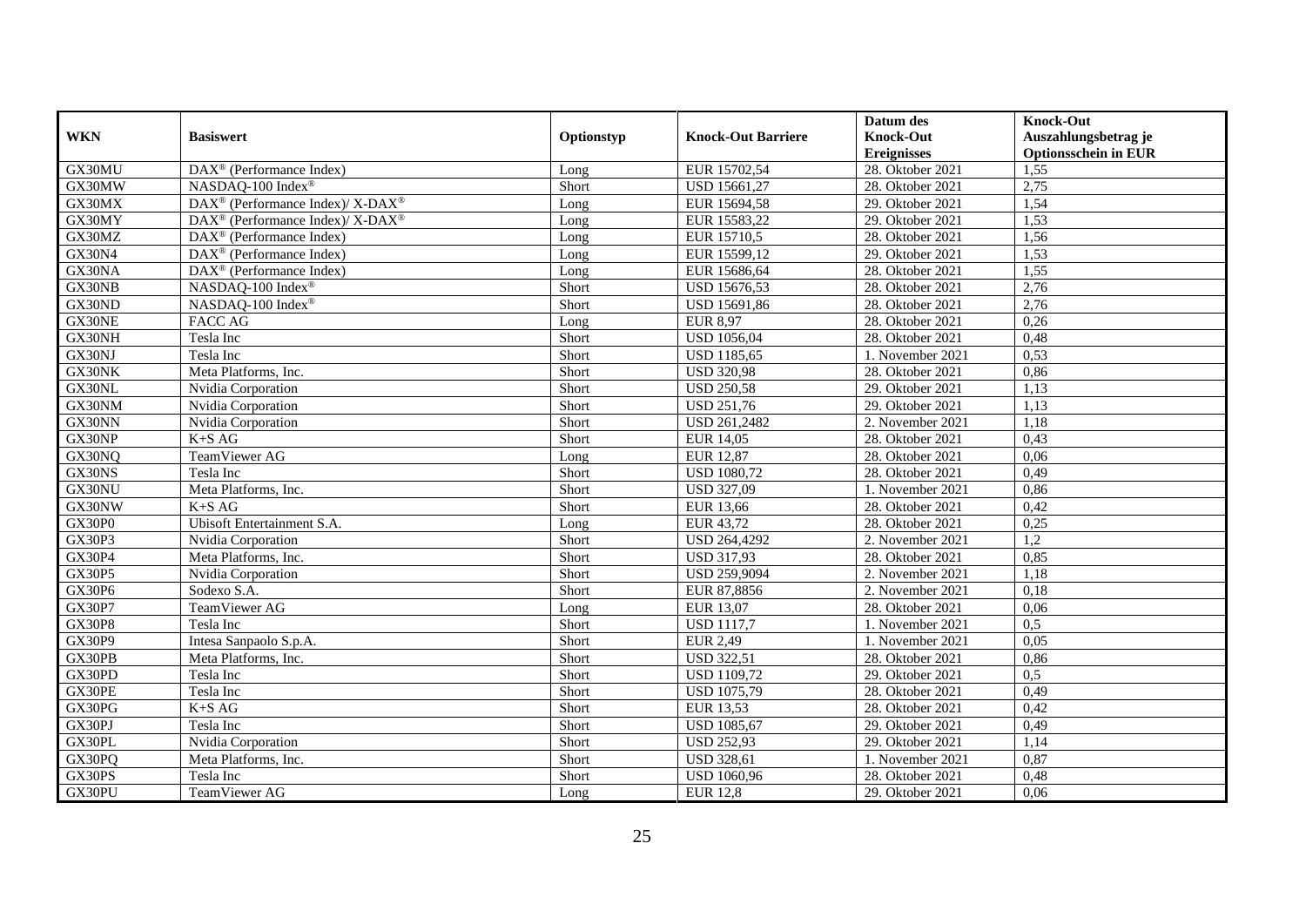| WKN | Basiswert | Optionstyp | Knock-Out Barriere | Datum des Knock-Out Ereignisses | Knock-Out Auszahlungsbetrag je Optionsschein in EUR |
|---|---|---|---|---|---|
| GX30MU | DAX® (Performance Index) | Long | EUR 15702,54 | 28. Oktober 2021 | 1,55 |
| GX30MW | NASDAQ-100 Index® | Short | USD 15661,27 | 28. Oktober 2021 | 2,75 |
| GX30MX | DAX® (Performance Index)/ X-DAX® | Long | EUR 15694,58 | 29. Oktober 2021 | 1,54 |
| GX30MY | DAX® (Performance Index)/ X-DAX® | Long | EUR 15583,22 | 29. Oktober 2021 | 1,53 |
| GX30MZ | DAX® (Performance Index) | Long | EUR 15710,5 | 28. Oktober 2021 | 1,56 |
| GX30N4 | DAX® (Performance Index) | Long | EUR 15599,12 | 29. Oktober 2021 | 1,53 |
| GX30NA | DAX® (Performance Index) | Long | EUR 15686,64 | 28. Oktober 2021 | 1,55 |
| GX30NB | NASDAQ-100 Index® | Short | USD 15676,53 | 28. Oktober 2021 | 2,76 |
| GX30ND | NASDAQ-100 Index® | Short | USD 15691,86 | 28. Oktober 2021 | 2,76 |
| GX30NE | FACC AG | Long | EUR 8,97 | 28. Oktober 2021 | 0,26 |
| GX30NH | Tesla Inc | Short | USD 1056,04 | 28. Oktober 2021 | 0,48 |
| GX30NJ | Tesla Inc | Short | USD 1185,65 | 1. November 2021 | 0,53 |
| GX30NK | Meta Platforms, Inc. | Short | USD 320,98 | 28. Oktober 2021 | 0,86 |
| GX30NL | Nvidia Corporation | Short | USD 250,58 | 29. Oktober 2021 | 1,13 |
| GX30NM | Nvidia Corporation | Short | USD 251,76 | 29. Oktober 2021 | 1,13 |
| GX30NN | Nvidia Corporation | Short | USD 261,2482 | 2. November 2021 | 1,18 |
| GX30NP | K+S AG | Short | EUR 14,05 | 28. Oktober 2021 | 0,43 |
| GX30NQ | TeamViewer AG | Long | EUR 12,87 | 28. Oktober 2021 | 0,06 |
| GX30NS | Tesla Inc | Short | USD 1080,72 | 28. Oktober 2021 | 0,49 |
| GX30NU | Meta Platforms, Inc. | Short | USD 327,09 | 1. November 2021 | 0,86 |
| GX30NW | K+S AG | Short | EUR 13,66 | 28. Oktober 2021 | 0,42 |
| GX30P0 | Ubisoft Entertainment S.A. | Long | EUR 43,72 | 28. Oktober 2021 | 0,25 |
| GX30P3 | Nvidia Corporation | Short | USD 264,4292 | 2. November 2021 | 1,2 |
| GX30P4 | Meta Platforms, Inc. | Short | USD 317,93 | 28. Oktober 2021 | 0,85 |
| GX30P5 | Nvidia Corporation | Short | USD 259,9094 | 2. November 2021 | 1,18 |
| GX30P6 | Sodexo S.A. | Short | EUR 87,8856 | 2. November 2021 | 0,18 |
| GX30P7 | TeamViewer AG | Long | EUR 13,07 | 28. Oktober 2021 | 0,06 |
| GX30P8 | Tesla Inc | Short | USD 1117,7 | 1. November 2021 | 0,5 |
| GX30P9 | Intesa Sanpaolo S.p.A. | Short | EUR 2,49 | 1. November 2021 | 0,05 |
| GX30PB | Meta Platforms, Inc. | Short | USD 322,51 | 28. Oktober 2021 | 0,86 |
| GX30PD | Tesla Inc | Short | USD 1109,72 | 29. Oktober 2021 | 0,5 |
| GX30PE | Tesla Inc | Short | USD 1075,79 | 28. Oktober 2021 | 0,49 |
| GX30PG | K+S AG | Short | EUR 13,53 | 28. Oktober 2021 | 0,42 |
| GX30PJ | Tesla Inc | Short | USD 1085,67 | 29. Oktober 2021 | 0,49 |
| GX30PL | Nvidia Corporation | Short | USD 252,93 | 29. Oktober 2021 | 1,14 |
| GX30PQ | Meta Platforms, Inc. | Short | USD 328,61 | 1. November 2021 | 0,87 |
| GX30PS | Tesla Inc | Short | USD 1060,96 | 28. Oktober 2021 | 0,48 |
| GX30PU | TeamViewer AG | Long | EUR 12,8 | 29. Oktober 2021 | 0,06 |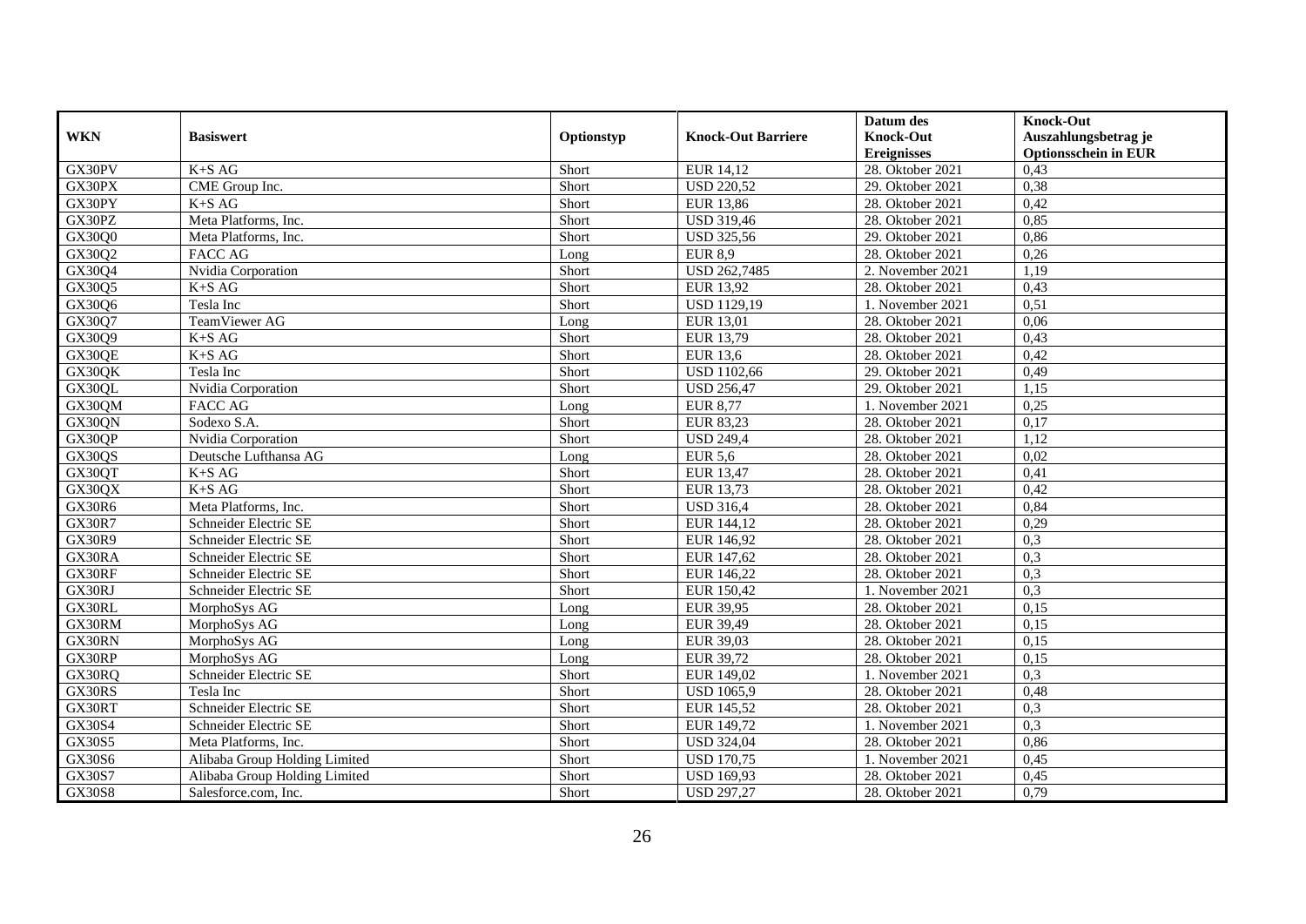| WKN | Basiswert | Optionstyp | Knock-Out Barriere | Datum des Knock-Out Ereignisses | Knock-Out Auszahlungsbetrag je Optionsschein in EUR |
|---|---|---|---|---|---|
| GX30PV | K+S AG | Short | EUR 14,12 | 28. Oktober 2021 | 0,43 |
| GX30PX | CME Group Inc. | Short | USD 220,52 | 29. Oktober 2021 | 0,38 |
| GX30PY | K+S AG | Short | EUR 13,86 | 28. Oktober 2021 | 0,42 |
| GX30PZ | Meta Platforms, Inc. | Short | USD 319,46 | 28. Oktober 2021 | 0,85 |
| GX30Q0 | Meta Platforms, Inc. | Short | USD 325,56 | 29. Oktober 2021 | 0,86 |
| GX30Q2 | FACC AG | Long | EUR 8,9 | 28. Oktober 2021 | 0,26 |
| GX30Q4 | Nvidia Corporation | Short | USD 262,7485 | 2. November 2021 | 1,19 |
| GX30Q5 | K+S AG | Short | EUR 13,92 | 28. Oktober 2021 | 0,43 |
| GX30Q6 | Tesla Inc | Short | USD 1129,19 | 1. November 2021 | 0,51 |
| GX30Q7 | TeamViewer AG | Long | EUR 13,01 | 28. Oktober 2021 | 0,06 |
| GX30Q9 | K+S AG | Short | EUR 13,79 | 28. Oktober 2021 | 0,43 |
| GX30QE | K+S AG | Short | EUR 13,6 | 28. Oktober 2021 | 0,42 |
| GX30QK | Tesla Inc | Short | USD 1102,66 | 29. Oktober 2021 | 0,49 |
| GX30QL | Nvidia Corporation | Short | USD 256,47 | 29. Oktober 2021 | 1,15 |
| GX30QM | FACC AG | Long | EUR 8,77 | 1. November 2021 | 0,25 |
| GX30QN | Sodexo S.A. | Short | EUR 83,23 | 28. Oktober 2021 | 0,17 |
| GX30QP | Nvidia Corporation | Short | USD 249,4 | 28. Oktober 2021 | 1,12 |
| GX30QS | Deutsche Lufthansa AG | Long | EUR 5,6 | 28. Oktober 2021 | 0,02 |
| GX30QT | K+S AG | Short | EUR 13,47 | 28. Oktober 2021 | 0,41 |
| GX30QX | K+S AG | Short | EUR 13,73 | 28. Oktober 2021 | 0,42 |
| GX30R6 | Meta Platforms, Inc. | Short | USD 316,4 | 28. Oktober 2021 | 0,84 |
| GX30R7 | Schneider Electric SE | Short | EUR 144,12 | 28. Oktober 2021 | 0,29 |
| GX30R9 | Schneider Electric SE | Short | EUR 146,92 | 28. Oktober 2021 | 0,3 |
| GX30RA | Schneider Electric SE | Short | EUR 147,62 | 28. Oktober 2021 | 0,3 |
| GX30RF | Schneider Electric SE | Short | EUR 146,22 | 28. Oktober 2021 | 0,3 |
| GX30RJ | Schneider Electric SE | Short | EUR 150,42 | 1. November 2021 | 0,3 |
| GX30RL | MorphoSys AG | Long | EUR 39,95 | 28. Oktober 2021 | 0,15 |
| GX30RM | MorphoSys AG | Long | EUR 39,49 | 28. Oktober 2021 | 0,15 |
| GX30RN | MorphoSys AG | Long | EUR 39,03 | 28. Oktober 2021 | 0,15 |
| GX30RP | MorphoSys AG | Long | EUR 39,72 | 28. Oktober 2021 | 0,15 |
| GX30RQ | Schneider Electric SE | Short | EUR 149,02 | 1. November 2021 | 0,3 |
| GX30RS | Tesla Inc | Short | USD 1065,9 | 28. Oktober 2021 | 0,48 |
| GX30RT | Schneider Electric SE | Short | EUR 145,52 | 28. Oktober 2021 | 0,3 |
| GX30S4 | Schneider Electric SE | Short | EUR 149,72 | 1. November 2021 | 0,3 |
| GX30S5 | Meta Platforms, Inc. | Short | USD 324,04 | 28. Oktober 2021 | 0,86 |
| GX30S6 | Alibaba Group Holding Limited | Short | USD 170,75 | 1. November 2021 | 0,45 |
| GX30S7 | Alibaba Group Holding Limited | Short | USD 169,93 | 28. Oktober 2021 | 0,45 |
| GX30S8 | Salesforce.com, Inc. | Short | USD 297,27 | 28. Oktober 2021 | 0,79 |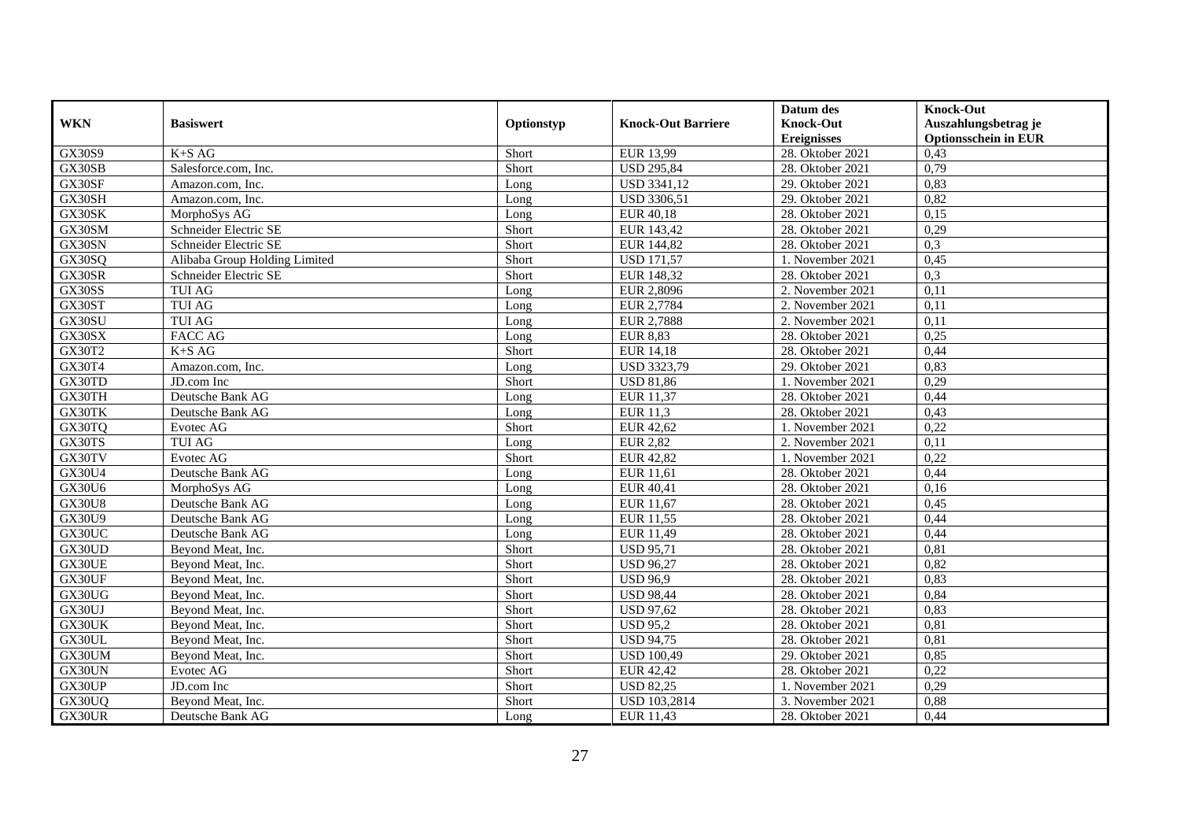| WKN | Basiswert | Optionstyp | Knock-Out Barriere | Datum des Knock-Out Ereignisses | Knock-Out Auszahlungsbetrag je Optionsschein in EUR |
|---|---|---|---|---|---|
| GX30S9 | K+S AG | Short | EUR 13,99 | 28. Oktober 2021 | 0,43 |
| GX30SB | Salesforce.com, Inc. | Short | USD 295,84 | 28. Oktober 2021 | 0,79 |
| GX30SF | Amazon.com, Inc. | Long | USD 3341,12 | 29. Oktober 2021 | 0,83 |
| GX30SH | Amazon.com, Inc. | Long | USD 3306,51 | 29. Oktober 2021 | 0,82 |
| GX30SK | MorphoSys AG | Long | EUR 40,18 | 28. Oktober 2021 | 0,15 |
| GX30SM | Schneider Electric SE | Short | EUR 143,42 | 28. Oktober 2021 | 0,29 |
| GX30SN | Schneider Electric SE | Short | EUR 144,82 | 28. Oktober 2021 | 0,3 |
| GX30SQ | Alibaba Group Holding Limited | Short | USD 171,57 | 1. November 2021 | 0,45 |
| GX30SR | Schneider Electric SE | Short | EUR 148,32 | 28. Oktober 2021 | 0,3 |
| GX30SS | TUI AG | Long | EUR 2,8096 | 2. November 2021 | 0,11 |
| GX30ST | TUI AG | Long | EUR 2,7784 | 2. November 2021 | 0,11 |
| GX30SU | TUI AG | Long | EUR 2,7888 | 2. November 2021 | 0,11 |
| GX30SX | FACC AG | Long | EUR 8,83 | 28. Oktober 2021 | 0,25 |
| GX30T2 | K+S AG | Short | EUR 14,18 | 28. Oktober 2021 | 0,44 |
| GX30T4 | Amazon.com, Inc. | Long | USD 3323,79 | 29. Oktober 2021 | 0,83 |
| GX30TD | JD.com Inc | Short | USD 81,86 | 1. November 2021 | 0,29 |
| GX30TH | Deutsche Bank AG | Long | EUR 11,37 | 28. Oktober 2021 | 0,44 |
| GX30TK | Deutsche Bank AG | Long | EUR 11,3 | 28. Oktober 2021 | 0,43 |
| GX30TQ | Evotec AG | Short | EUR 42,62 | 1. November 2021 | 0,22 |
| GX30TS | TUI AG | Long | EUR 2,82 | 2. November 2021 | 0,11 |
| GX30TV | Evotec AG | Short | EUR 42,82 | 1. November 2021 | 0,22 |
| GX30U4 | Deutsche Bank AG | Long | EUR 11,61 | 28. Oktober 2021 | 0,44 |
| GX30U6 | MorphoSys AG | Long | EUR 40,41 | 28. Oktober 2021 | 0,16 |
| GX30U8 | Deutsche Bank AG | Long | EUR 11,67 | 28. Oktober 2021 | 0,45 |
| GX30U9 | Deutsche Bank AG | Long | EUR 11,55 | 28. Oktober 2021 | 0,44 |
| GX30UC | Deutsche Bank AG | Long | EUR 11,49 | 28. Oktober 2021 | 0,44 |
| GX30UD | Beyond Meat, Inc. | Short | USD 95,71 | 28. Oktober 2021 | 0,81 |
| GX30UE | Beyond Meat, Inc. | Short | USD 96,27 | 28. Oktober 2021 | 0,82 |
| GX30UF | Beyond Meat, Inc. | Short | USD 96,9 | 28. Oktober 2021 | 0,83 |
| GX30UG | Beyond Meat, Inc. | Short | USD 98,44 | 28. Oktober 2021 | 0,84 |
| GX30UJ | Beyond Meat, Inc. | Short | USD 97,62 | 28. Oktober 2021 | 0,83 |
| GX30UK | Beyond Meat, Inc. | Short | USD 95,2 | 28. Oktober 2021 | 0,81 |
| GX30UL | Beyond Meat, Inc. | Short | USD 94,75 | 28. Oktober 2021 | 0,81 |
| GX30UM | Beyond Meat, Inc. | Short | USD 100,49 | 29. Oktober 2021 | 0,85 |
| GX30UN | Evotec AG | Short | EUR 42,42 | 28. Oktober 2021 | 0,22 |
| GX30UP | JD.com Inc | Short | USD 82,25 | 1. November 2021 | 0,29 |
| GX30UQ | Beyond Meat, Inc. | Short | USD 103,2814 | 3. November 2021 | 0,88 |
| GX30UR | Deutsche Bank AG | Long | EUR 11,43 | 28. Oktober 2021 | 0,44 |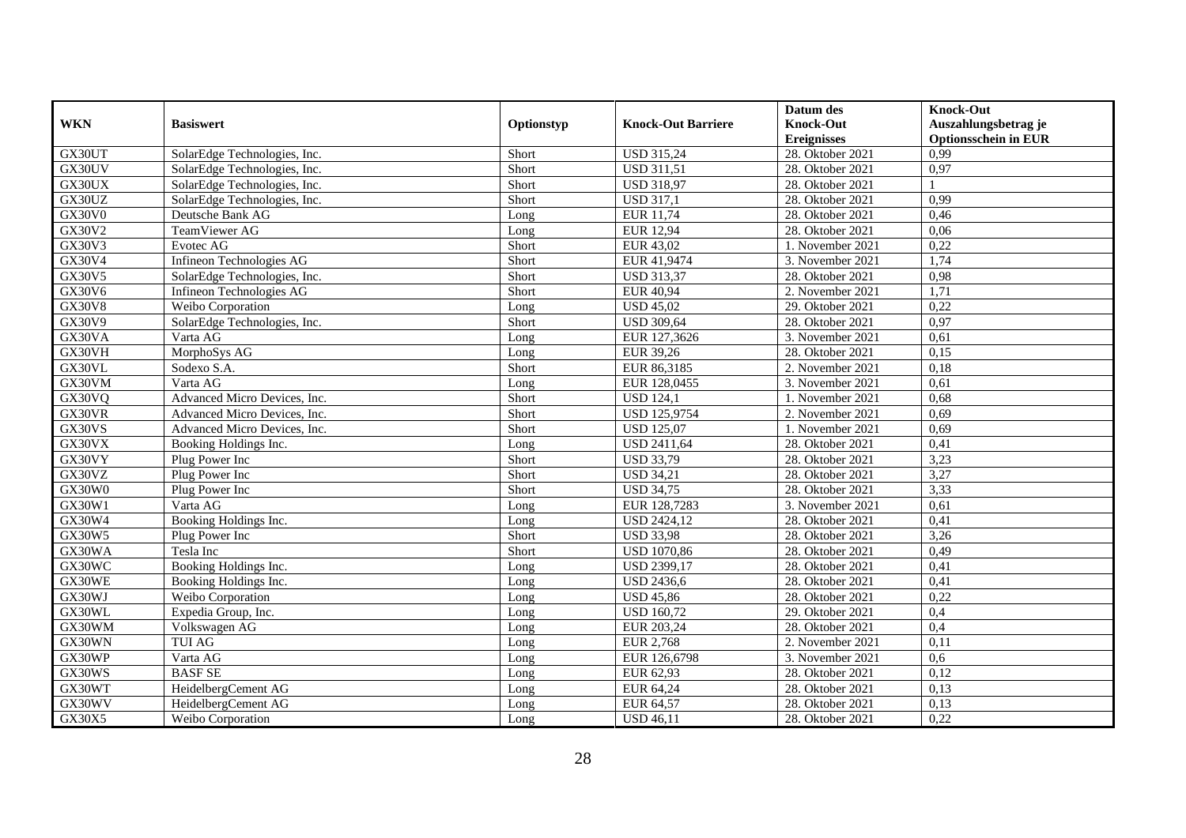| WKN | Basiswert | Optionstyp | Knock-Out Barriere | Datum des Knock-Out Ereignisses | Knock-Out Auszahlungsbetrag je Optionsschein in EUR |
|---|---|---|---|---|---|
| GX30UT | SolarEdge Technologies, Inc. | Short | USD 315,24 | 28. Oktober 2021 | 0,99 |
| GX30UV | SolarEdge Technologies, Inc. | Short | USD 311,51 | 28. Oktober 2021 | 0,97 |
| GX30UX | SolarEdge Technologies, Inc. | Short | USD 318,97 | 28. Oktober 2021 | 1 |
| GX30UZ | SolarEdge Technologies, Inc. | Short | USD 317,1 | 28. Oktober 2021 | 0,99 |
| GX30V0 | Deutsche Bank AG | Long | EUR 11,74 | 28. Oktober 2021 | 0,46 |
| GX30V2 | TeamViewer AG | Long | EUR 12,94 | 28. Oktober 2021 | 0,06 |
| GX30V3 | Evotec AG | Short | EUR 43,02 | 1. November 2021 | 0,22 |
| GX30V4 | Infineon Technologies AG | Short | EUR 41,9474 | 3. November 2021 | 1,74 |
| GX30V5 | SolarEdge Technologies, Inc. | Short | USD 313,37 | 28. Oktober 2021 | 0,98 |
| GX30V6 | Infineon Technologies AG | Short | EUR 40,94 | 2. November 2021 | 1,71 |
| GX30V8 | Weibo Corporation | Long | USD 45,02 | 29. Oktober 2021 | 0,22 |
| GX30V9 | SolarEdge Technologies, Inc. | Short | USD 309,64 | 28. Oktober 2021 | 0,97 |
| GX30VA | Varta AG | Long | EUR 127,3626 | 3. November 2021 | 0,61 |
| GX30VH | MorphoSys AG | Long | EUR 39,26 | 28. Oktober 2021 | 0,15 |
| GX30VL | Sodexo S.A. | Short | EUR 86,3185 | 2. November 2021 | 0,18 |
| GX30VM | Varta AG | Long | EUR 128,0455 | 3. November 2021 | 0,61 |
| GX30VQ | Advanced Micro Devices, Inc. | Short | USD 124,1 | 1. November 2021 | 0,68 |
| GX30VR | Advanced Micro Devices, Inc. | Short | USD 125,9754 | 2. November 2021 | 0,69 |
| GX30VS | Advanced Micro Devices, Inc. | Short | USD 125,07 | 1. November 2021 | 0,69 |
| GX30VX | Booking Holdings Inc. | Long | USD 2411,64 | 28. Oktober 2021 | 0,41 |
| GX30VY | Plug Power Inc | Short | USD 33,79 | 28. Oktober 2021 | 3,23 |
| GX30VZ | Plug Power Inc | Short | USD 34,21 | 28. Oktober 2021 | 3,27 |
| GX30W0 | Plug Power Inc | Short | USD 34,75 | 28. Oktober 2021 | 3,33 |
| GX30W1 | Varta AG | Long | EUR 128,7283 | 3. November 2021 | 0,61 |
| GX30W4 | Booking Holdings Inc. | Long | USD 2424,12 | 28. Oktober 2021 | 0,41 |
| GX30W5 | Plug Power Inc | Short | USD 33,98 | 28. Oktober 2021 | 3,26 |
| GX30WA | Tesla Inc | Short | USD 1070,86 | 28. Oktober 2021 | 0,49 |
| GX30WC | Booking Holdings Inc. | Long | USD 2399,17 | 28. Oktober 2021 | 0,41 |
| GX30WE | Booking Holdings Inc. | Long | USD 2436,6 | 28. Oktober 2021 | 0,41 |
| GX30WJ | Weibo Corporation | Long | USD 45,86 | 28. Oktober 2021 | 0,22 |
| GX30WL | Expedia Group, Inc. | Long | USD 160,72 | 29. Oktober 2021 | 0,4 |
| GX30WM | Volkswagen AG | Long | EUR 203,24 | 28. Oktober 2021 | 0,4 |
| GX30WN | TUI AG | Long | EUR 2,768 | 2. November 2021 | 0,11 |
| GX30WP | Varta AG | Long | EUR 126,6798 | 3. November 2021 | 0,6 |
| GX30WS | BASF SE | Long | EUR 62,93 | 28. Oktober 2021 | 0,12 |
| GX30WT | HeidelbergCement AG | Long | EUR 64,24 | 28. Oktober 2021 | 0,13 |
| GX30WV | HeidelbergCement AG | Long | EUR 64,57 | 28. Oktober 2021 | 0,13 |
| GX30X5 | Weibo Corporation | Long | USD 46,11 | 28. Oktober 2021 | 0,22 |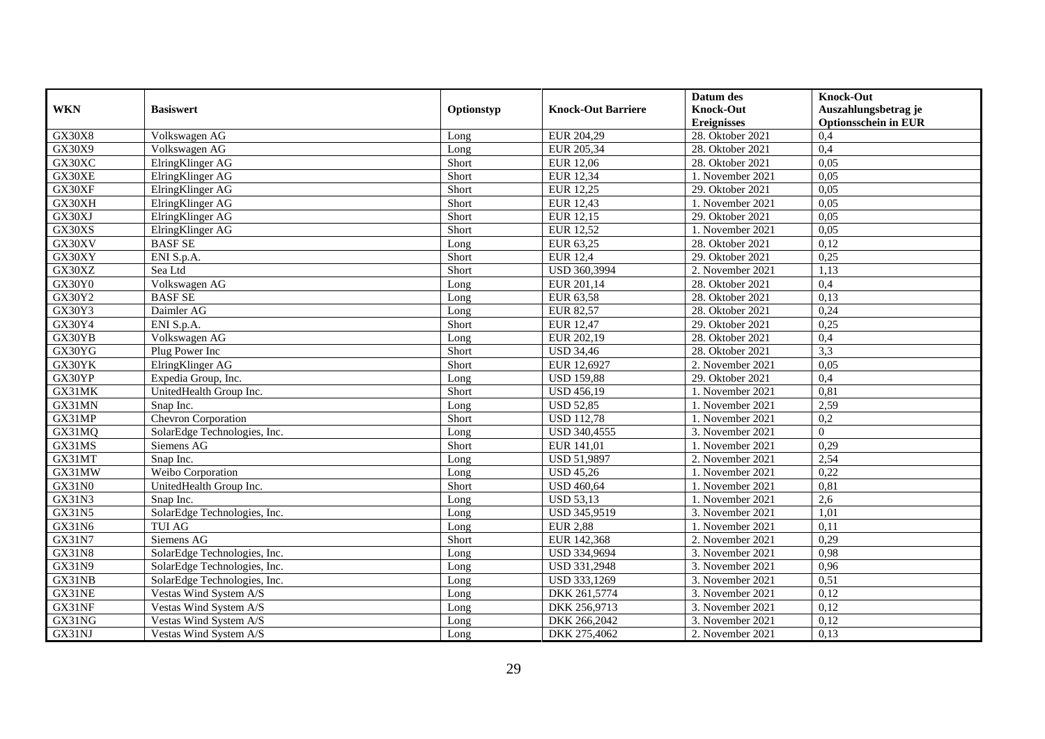| WKN | Basiswert | Optionstyp | Knock-Out Barriere | Datum des Knock-Out Ereignisses | Knock-Out Auszahlungsbetrag je Optionsschein in EUR |
|---|---|---|---|---|---|
| GX30X8 | Volkswagen AG | Long | EUR 204,29 | 28. Oktober 2021 | 0,4 |
| GX30X9 | Volkswagen AG | Long | EUR 205,34 | 28. Oktober 2021 | 0,4 |
| GX30XC | ElringKlinger AG | Short | EUR 12,06 | 28. Oktober 2021 | 0,05 |
| GX30XE | ElringKlinger AG | Short | EUR 12,34 | 1. November 2021 | 0,05 |
| GX30XF | ElringKlinger AG | Short | EUR 12,25 | 29. Oktober 2021 | 0,05 |
| GX30XH | ElringKlinger AG | Short | EUR 12,43 | 1. November 2021 | 0,05 |
| GX30XJ | ElringKlinger AG | Short | EUR 12,15 | 29. Oktober 2021 | 0,05 |
| GX30XS | ElringKlinger AG | Short | EUR 12,52 | 1. November 2021 | 0,05 |
| GX30XV | BASF SE | Long | EUR 63,25 | 28. Oktober 2021 | 0,12 |
| GX30XY | ENI S.p.A. | Short | EUR 12,4 | 29. Oktober 2021 | 0,25 |
| GX30XZ | Sea Ltd | Short | USD 360,3994 | 2. November 2021 | 1,13 |
| GX30Y0 | Volkswagen AG | Long | EUR 201,14 | 28. Oktober 2021 | 0,4 |
| GX30Y2 | BASF SE | Long | EUR 63,58 | 28. Oktober 2021 | 0,13 |
| GX30Y3 | Daimler AG | Long | EUR 82,57 | 28. Oktober 2021 | 0,24 |
| GX30Y4 | ENI S.p.A. | Short | EUR 12,47 | 29. Oktober 2021 | 0,25 |
| GX30YB | Volkswagen AG | Long | EUR 202,19 | 28. Oktober 2021 | 0,4 |
| GX30YG | Plug Power Inc | Short | USD 34,46 | 28. Oktober 2021 | 3,3 |
| GX30YK | ElringKlinger AG | Short | EUR 12,6927 | 2. November 2021 | 0,05 |
| GX30YP | Expedia Group, Inc. | Long | USD 159,88 | 29. Oktober 2021 | 0,4 |
| GX31MK | UnitedHealth Group Inc. | Short | USD 456,19 | 1. November 2021 | 0,81 |
| GX31MN | Snap Inc. | Long | USD 52,85 | 1. November 2021 | 2,59 |
| GX31MP | Chevron Corporation | Short | USD 112,78 | 1. November 2021 | 0,2 |
| GX31MQ | SolarEdge Technologies, Inc. | Long | USD 340,4555 | 3. November 2021 | 0 |
| GX31MS | Siemens AG | Short | EUR 141,01 | 1. November 2021 | 0,29 |
| GX31MT | Snap Inc. | Long | USD 51,9897 | 2. November 2021 | 2,54 |
| GX31MW | Weibo Corporation | Long | USD 45,26 | 1. November 2021 | 0,22 |
| GX31N0 | UnitedHealth Group Inc. | Short | USD 460,64 | 1. November 2021 | 0,81 |
| GX31N3 | Snap Inc. | Long | USD 53,13 | 1. November 2021 | 2,6 |
| GX31N5 | SolarEdge Technologies, Inc. | Long | USD 345,9519 | 3. November 2021 | 1,01 |
| GX31N6 | TUI AG | Long | EUR 2,88 | 1. November 2021 | 0,11 |
| GX31N7 | Siemens AG | Short | EUR 142,368 | 2. November 2021 | 0,29 |
| GX31N8 | SolarEdge Technologies, Inc. | Long | USD 334,9694 | 3. November 2021 | 0,98 |
| GX31N9 | SolarEdge Technologies, Inc. | Long | USD 331,2948 | 3. November 2021 | 0,96 |
| GX31NB | SolarEdge Technologies, Inc. | Long | USD 333,1269 | 3. November 2021 | 0,51 |
| GX31NE | Vestas Wind System A/S | Long | DKK 261,5774 | 3. November 2021 | 0,12 |
| GX31NF | Vestas Wind System A/S | Long | DKK 256,9713 | 3. November 2021 | 0,12 |
| GX31NG | Vestas Wind System A/S | Long | DKK 266,2042 | 3. November 2021 | 0,12 |
| GX31NJ | Vestas Wind System A/S | Long | DKK 275,4062 | 2. November 2021 | 0,13 |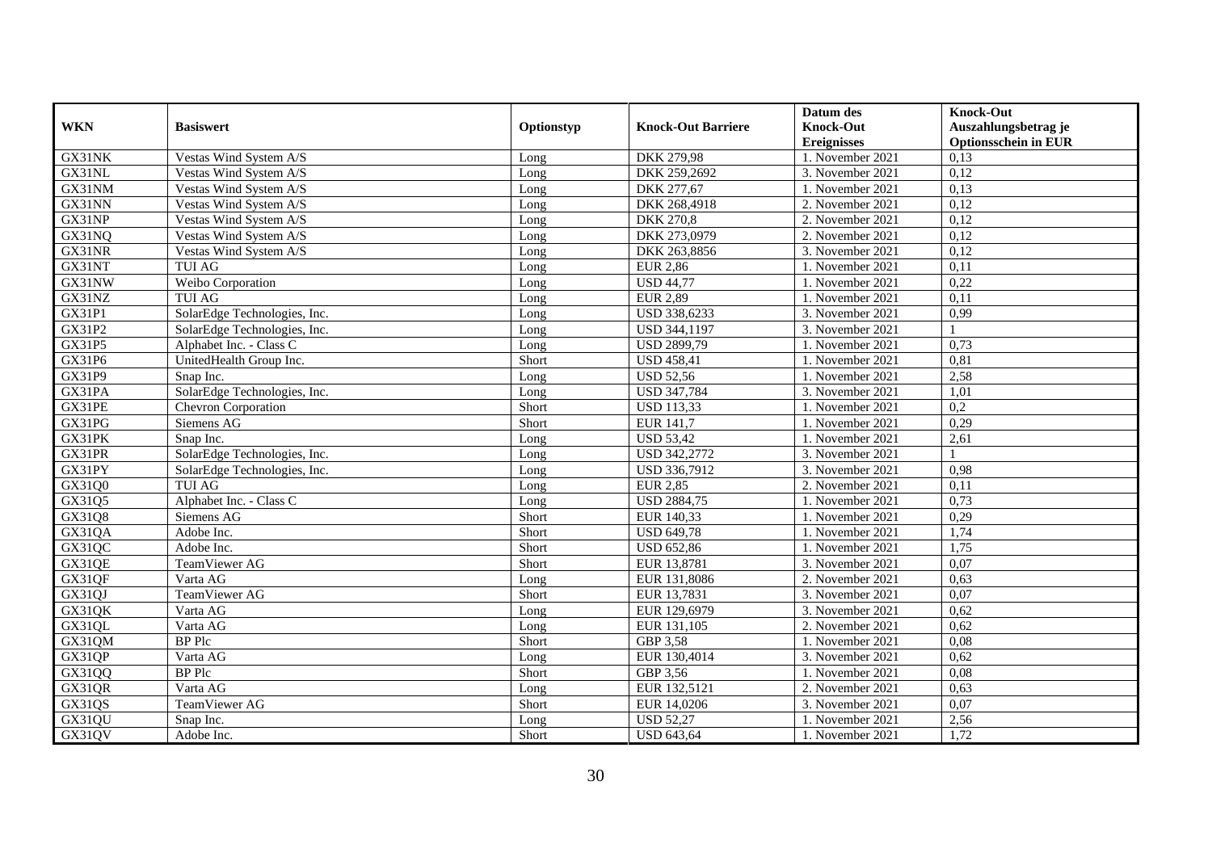| WKN | Basiswert | Optionstyp | Knock-Out Barriere | Datum des Knock-Out Ereignisses | Knock-Out Auszahlungsbetrag je Optionsschein in EUR |
|---|---|---|---|---|---|
| GX31NK | Vestas Wind System A/S | Long | DKK 279,98 | 1. November 2021 | 0,13 |
| GX31NL | Vestas Wind System A/S | Long | DKK 259,2692 | 3. November 2021 | 0,12 |
| GX31NM | Vestas Wind System A/S | Long | DKK 277,67 | 1. November 2021 | 0,13 |
| GX31NN | Vestas Wind System A/S | Long | DKK 268,4918 | 2. November 2021 | 0,12 |
| GX31NP | Vestas Wind System A/S | Long | DKK 270,8 | 2. November 2021 | 0,12 |
| GX31NQ | Vestas Wind System A/S | Long | DKK 273,0979 | 2. November 2021 | 0,12 |
| GX31NR | Vestas Wind System A/S | Long | DKK 263,8856 | 3. November 2021 | 0,12 |
| GX31NT | TUI AG | Long | EUR 2,86 | 1. November 2021 | 0,11 |
| GX31NW | Weibo Corporation | Long | USD 44,77 | 1. November 2021 | 0,22 |
| GX31NZ | TUI AG | Long | EUR 2,89 | 1. November 2021 | 0,11 |
| GX31P1 | SolarEdge Technologies, Inc. | Long | USD 338,6233 | 3. November 2021 | 0,99 |
| GX31P2 | SolarEdge Technologies, Inc. | Long | USD 344,1197 | 3. November 2021 | 1 |
| GX31P5 | Alphabet Inc. - Class C | Long | USD 2899,79 | 1. November 2021 | 0,73 |
| GX31P6 | UnitedHealth Group Inc. | Short | USD 458,41 | 1. November 2021 | 0,81 |
| GX31P9 | Snap Inc. | Long | USD 52,56 | 1. November 2021 | 2,58 |
| GX31PA | SolarEdge Technologies, Inc. | Long | USD 347,784 | 3. November 2021 | 1,01 |
| GX31PE | Chevron Corporation | Short | USD 113,33 | 1. November 2021 | 0,2 |
| GX31PG | Siemens AG | Short | EUR 141,7 | 1. November 2021 | 0,29 |
| GX31PK | Snap Inc. | Long | USD 53,42 | 1. November 2021 | 2,61 |
| GX31PR | SolarEdge Technologies, Inc. | Long | USD 342,2772 | 3. November 2021 | 1 |
| GX31PY | SolarEdge Technologies, Inc. | Long | USD 336,7912 | 3. November 2021 | 0,98 |
| GX31Q0 | TUI AG | Long | EUR 2,85 | 2. November 2021 | 0,11 |
| GX31Q5 | Alphabet Inc. - Class C | Long | USD 2884,75 | 1. November 2021 | 0,73 |
| GX31Q8 | Siemens AG | Short | EUR 140,33 | 1. November 2021 | 0,29 |
| GX31QA | Adobe Inc. | Short | USD 649,78 | 1. November 2021 | 1,74 |
| GX31QC | Adobe Inc. | Short | USD 652,86 | 1. November 2021 | 1,75 |
| GX31QE | TeamViewer AG | Short | EUR 13,8781 | 3. November 2021 | 0,07 |
| GX31QF | Varta AG | Long | EUR 131,8086 | 2. November 2021 | 0,63 |
| GX31QJ | TeamViewer AG | Short | EUR 13,7831 | 3. November 2021 | 0,07 |
| GX31QK | Varta AG | Long | EUR 129,6979 | 3. November 2021 | 0,62 |
| GX31QL | Varta AG | Long | EUR 131,105 | 2. November 2021 | 0,62 |
| GX31QM | BP Plc | Short | GBP 3,58 | 1. November 2021 | 0,08 |
| GX31QP | Varta AG | Long | EUR 130,4014 | 3. November 2021 | 0,62 |
| GX31QQ | BP Plc | Short | GBP 3,56 | 1. November 2021 | 0,08 |
| GX31QR | Varta AG | Long | EUR 132,5121 | 2. November 2021 | 0,63 |
| GX31QS | TeamViewer AG | Short | EUR 14,0206 | 3. November 2021 | 0,07 |
| GX31QU | Snap Inc. | Long | USD 52,27 | 1. November 2021 | 2,56 |
| GX31QV | Adobe Inc. | Short | USD 643,64 | 1. November 2021 | 1,72 |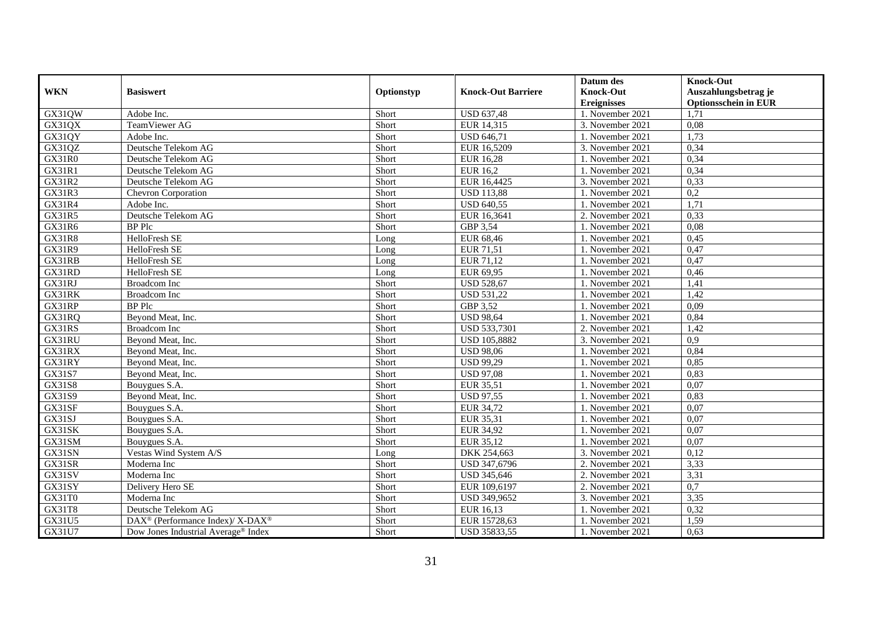| WKN | Basiswert | Optionstyp | Knock-Out Barriere | Datum des Knock-Out Ereignisses | Knock-Out Auszahlungsbetrag je Optionsschein in EUR |
|---|---|---|---|---|---|
| GX31QW | Adobe Inc. | Short | USD 637,48 | 1. November 2021 | 1,71 |
| GX31QX | TeamViewer AG | Short | EUR 14,315 | 3. November 2021 | 0,08 |
| GX31QY | Adobe Inc. | Short | USD 646,71 | 1. November 2021 | 1,73 |
| GX31QZ | Deutsche Telekom AG | Short | EUR 16,5209 | 3. November 2021 | 0,34 |
| GX31R0 | Deutsche Telekom AG | Short | EUR 16,28 | 1. November 2021 | 0,34 |
| GX31R1 | Deutsche Telekom AG | Short | EUR 16,2 | 1. November 2021 | 0,34 |
| GX31R2 | Deutsche Telekom AG | Short | EUR 16,4425 | 3. November 2021 | 0,33 |
| GX31R3 | Chevron Corporation | Short | USD 113,88 | 1. November 2021 | 0,2 |
| GX31R4 | Adobe Inc. | Short | USD 640,55 | 1. November 2021 | 1,71 |
| GX31R5 | Deutsche Telekom AG | Short | EUR 16,3641 | 2. November 2021 | 0,33 |
| GX31R6 | BP Plc | Short | GBP 3,54 | 1. November 2021 | 0,08 |
| GX31R8 | HelloFresh SE | Long | EUR 68,46 | 1. November 2021 | 0,45 |
| GX31R9 | HelloFresh SE | Long | EUR 71,51 | 1. November 2021 | 0,47 |
| GX31RB | HelloFresh SE | Long | EUR 71,12 | 1. November 2021 | 0,47 |
| GX31RD | HelloFresh SE | Long | EUR 69,95 | 1. November 2021 | 0,46 |
| GX31RJ | Broadcom Inc | Short | USD 528,67 | 1. November 2021 | 1,41 |
| GX31RK | Broadcom Inc | Short | USD 531,22 | 1. November 2021 | 1,42 |
| GX31RP | BP Plc | Short | GBP 3,52 | 1. November 2021 | 0,09 |
| GX31RQ | Beyond Meat, Inc. | Short | USD 98,64 | 1. November 2021 | 0,84 |
| GX31RS | Broadcom Inc | Short | USD 533,7301 | 2. November 2021 | 1,42 |
| GX31RU | Beyond Meat, Inc. | Short | USD 105,8882 | 3. November 2021 | 0,9 |
| GX31RX | Beyond Meat, Inc. | Short | USD 98,06 | 1. November 2021 | 0,84 |
| GX31RY | Beyond Meat, Inc. | Short | USD 99,29 | 1. November 2021 | 0,85 |
| GX31S7 | Beyond Meat, Inc. | Short | USD 97,08 | 1. November 2021 | 0,83 |
| GX31S8 | Bouygues S.A. | Short | EUR 35,51 | 1. November 2021 | 0,07 |
| GX31S9 | Beyond Meat, Inc. | Short | USD 97,55 | 1. November 2021 | 0,83 |
| GX31SF | Bouygues S.A. | Short | EUR 34,72 | 1. November 2021 | 0,07 |
| GX31SJ | Bouygues S.A. | Short | EUR 35,31 | 1. November 2021 | 0,07 |
| GX31SK | Bouygues S.A. | Short | EUR 34,92 | 1. November 2021 | 0,07 |
| GX31SM | Bouygues S.A. | Short | EUR 35,12 | 1. November 2021 | 0,07 |
| GX31SN | Vestas Wind System A/S | Long | DKK 254,663 | 3. November 2021 | 0,12 |
| GX31SR | Moderna Inc | Short | USD 347,6796 | 2. November 2021 | 3,33 |
| GX31SV | Moderna Inc | Short | USD 345,646 | 2. November 2021 | 3,31 |
| GX31SY | Delivery Hero SE | Short | EUR 109,6197 | 2. November 2021 | 0,7 |
| GX31T0 | Moderna Inc | Short | USD 349,9652 | 3. November 2021 | 3,35 |
| GX31T8 | Deutsche Telekom AG | Short | EUR 16,13 | 1. November 2021 | 0,32 |
| GX31U5 | DAX® (Performance Index)/ X-DAX® | Short | EUR 15728,63 | 1. November 2021 | 1,59 |
| GX31U7 | Dow Jones Industrial Average® Index | Short | USD 35833,55 | 1. November 2021 | 0,63 |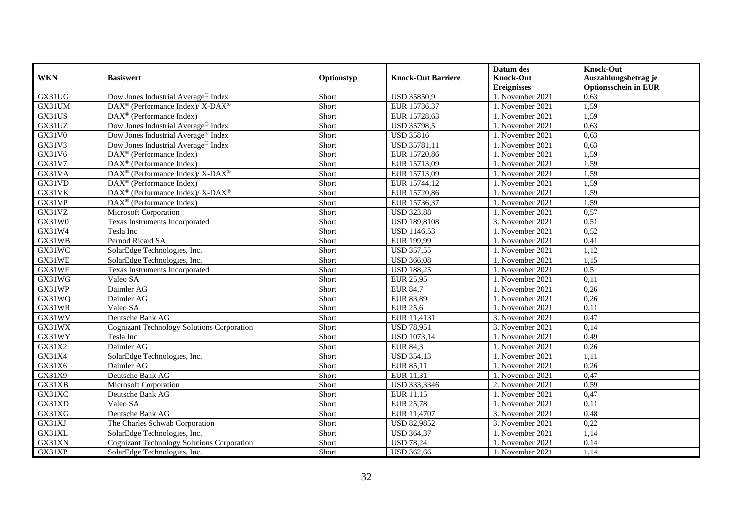| WKN | Basiswert | Optionstyp | Knock-Out Barriere | Datum des Knock-Out Ereignisses | Knock-Out Auszahlungsbetrag je Optionsschein in EUR |
|---|---|---|---|---|---|
| GX31UG | Dow Jones Industrial Average® Index | Short | USD 35850,9 | 1. November 2021 | 0,63 |
| GX31UM | DAX® (Performance Index)/ X-DAX® | Short | EUR 15736,37 | 1. November 2021 | 1,59 |
| GX31US | DAX® (Performance Index) | Short | EUR 15728,63 | 1. November 2021 | 1,59 |
| GX31UZ | Dow Jones Industrial Average® Index | Short | USD 35798,5 | 1. November 2021 | 0,63 |
| GX31V0 | Dow Jones Industrial Average® Index | Short | USD 35816 | 1. November 2021 | 0,63 |
| GX31V3 | Dow Jones Industrial Average® Index | Short | USD 35781,11 | 1. November 2021 | 0,63 |
| GX31V6 | DAX® (Performance Index) | Short | EUR 15720,86 | 1. November 2021 | 1,59 |
| GX31V7 | DAX® (Performance Index) | Short | EUR 15713,09 | 1. November 2021 | 1,59 |
| GX31VA | DAX® (Performance Index)/ X-DAX® | Short | EUR 15713,09 | 1. November 2021 | 1,59 |
| GX31VD | DAX® (Performance Index) | Short | EUR 15744,12 | 1. November 2021 | 1,59 |
| GX31VK | DAX® (Performance Index)/ X-DAX® | Short | EUR 15720,86 | 1. November 2021 | 1,59 |
| GX31VP | DAX® (Performance Index) | Short | EUR 15736,37 | 1. November 2021 | 1,59 |
| GX31VZ | Microsoft Corporation | Short | USD 323,88 | 1. November 2021 | 0,57 |
| GX31W0 | Texas Instruments Incorporated | Short | USD 189,8108 | 3. November 2021 | 0,51 |
| GX31W4 | Tesla Inc | Short | USD 1146,53 | 1. November 2021 | 0,52 |
| GX31WB | Pernod Ricard SA | Short | EUR 199,99 | 1. November 2021 | 0,41 |
| GX31WC | SolarEdge Technologies, Inc. | Short | USD 357,55 | 1. November 2021 | 1,12 |
| GX31WE | SolarEdge Technologies, Inc. | Short | USD 366,08 | 1. November 2021 | 1,15 |
| GX31WF | Texas Instruments Incorporated | Short | USD 188,25 | 1. November 2021 | 0,5 |
| GX31WG | Valeo SA | Short | EUR 25,95 | 1. November 2021 | 0,11 |
| GX31WP | Daimler AG | Short | EUR 84,7 | 1. November 2021 | 0,26 |
| GX31WQ | Daimler AG | Short | EUR 83,89 | 1. November 2021 | 0,26 |
| GX31WR | Valeo SA | Short | EUR 25,6 | 1. November 2021 | 0,11 |
| GX31WV | Deutsche Bank AG | Short | EUR 11,4131 | 3. November 2021 | 0,47 |
| GX31WX | Cognizant Technology Solutions Corporation | Short | USD 78,951 | 3. November 2021 | 0,14 |
| GX31WY | Tesla Inc | Short | USD 1073,14 | 1. November 2021 | 0,49 |
| GX31X2 | Daimler AG | Short | EUR 84,3 | 1. November 2021 | 0,26 |
| GX31X4 | SolarEdge Technologies, Inc. | Short | USD 354,13 | 1. November 2021 | 1,11 |
| GX31X6 | Daimler AG | Short | EUR 85,11 | 1. November 2021 | 0,26 |
| GX31X9 | Deutsche Bank AG | Short | EUR 11,31 | 1. November 2021 | 0,47 |
| GX31XB | Microsoft Corporation | Short | USD 333,3346 | 2. November 2021 | 0,59 |
| GX31XC | Deutsche Bank AG | Short | EUR 11,15 | 1. November 2021 | 0,47 |
| GX31XD | Valeo SA | Short | EUR 25,78 | 1. November 2021 | 0,11 |
| GX31XG | Deutsche Bank AG | Short | EUR 11,4707 | 3. November 2021 | 0,48 |
| GX31XJ | The Charles Schwab Corporation | Short | USD 82,9852 | 3. November 2021 | 0,22 |
| GX31XL | SolarEdge Technologies, Inc. | Short | USD 364,37 | 1. November 2021 | 1,14 |
| GX31XN | Cognizant Technology Solutions Corporation | Short | USD 78,24 | 1. November 2021 | 0,14 |
| GX31XP | SolarEdge Technologies, Inc. | Short | USD 362,66 | 1. November 2021 | 1,14 |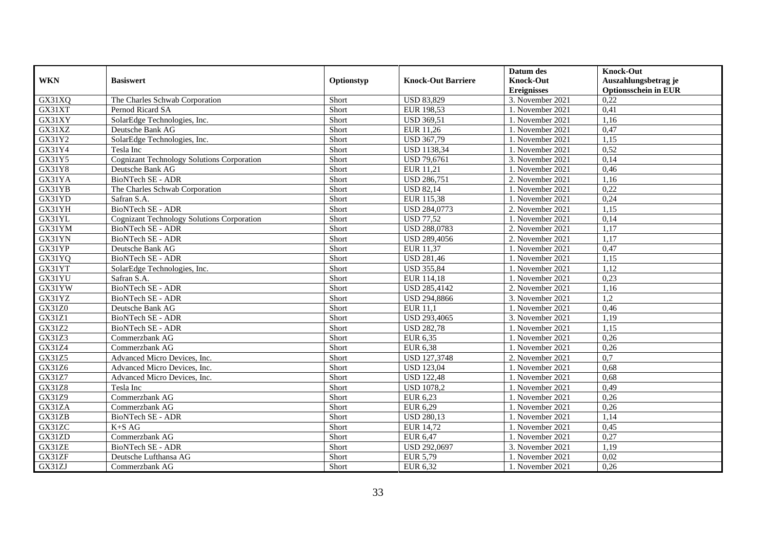| WKN | Basiswert | Optionstyp | Knock-Out Barriere | Datum des Knock-Out Ereignisses | Knock-Out Auszahlungsbetrag je Optionsschein in EUR |
|---|---|---|---|---|---|
| GX31XQ | The Charles Schwab Corporation | Short | USD 83,829 | 3. November 2021 | 0,22 |
| GX31XT | Pernod Ricard SA | Short | EUR 198,53 | 1. November 2021 | 0,41 |
| GX31XY | SolarEdge Technologies, Inc. | Short | USD 369,51 | 1. November 2021 | 1,16 |
| GX31XZ | Deutsche Bank AG | Short | EUR 11,26 | 1. November 2021 | 0,47 |
| GX31Y2 | SolarEdge Technologies, Inc. | Short | USD 367,79 | 1. November 2021 | 1,15 |
| GX31Y4 | Tesla Inc | Short | USD 1138,34 | 1. November 2021 | 0,52 |
| GX31Y5 | Cognizant Technology Solutions Corporation | Short | USD 79,6761 | 3. November 2021 | 0,14 |
| GX31Y8 | Deutsche Bank AG | Short | EUR 11,21 | 1. November 2021 | 0,46 |
| GX31YA | BioNTech SE - ADR | Short | USD 286,751 | 2. November 2021 | 1,16 |
| GX31YB | The Charles Schwab Corporation | Short | USD 82,14 | 1. November 2021 | 0,22 |
| GX31YD | Safran S.A. | Short | EUR 115,38 | 1. November 2021 | 0,24 |
| GX31YH | BioNTech SE - ADR | Short | USD 284,0773 | 2. November 2021 | 1,15 |
| GX31YL | Cognizant Technology Solutions Corporation | Short | USD 77,52 | 1. November 2021 | 0,14 |
| GX31YM | BioNTech SE - ADR | Short | USD 288,0783 | 2. November 2021 | 1,17 |
| GX31YN | BioNTech SE - ADR | Short | USD 289,4056 | 2. November 2021 | 1,17 |
| GX31YP | Deutsche Bank AG | Short | EUR 11,37 | 1. November 2021 | 0,47 |
| GX31YQ | BioNTech SE - ADR | Short | USD 281,46 | 1. November 2021 | 1,15 |
| GX31YT | SolarEdge Technologies, Inc. | Short | USD 355,84 | 1. November 2021 | 1,12 |
| GX31YU | Safran S.A. | Short | EUR 114,18 | 1. November 2021 | 0,23 |
| GX31YW | BioNTech SE - ADR | Short | USD 285,4142 | 2. November 2021 | 1,16 |
| GX31YZ | BioNTech SE - ADR | Short | USD 294,8866 | 3. November 2021 | 1,2 |
| GX31Z0 | Deutsche Bank AG | Short | EUR 11,1 | 1. November 2021 | 0,46 |
| GX31Z1 | BioNTech SE - ADR | Short | USD 293,4065 | 3. November 2021 | 1,19 |
| GX31Z2 | BioNTech SE - ADR | Short | USD 282,78 | 1. November 2021 | 1,15 |
| GX31Z3 | Commerzbank AG | Short | EUR 6,35 | 1. November 2021 | 0,26 |
| GX31Z4 | Commerzbank AG | Short | EUR 6,38 | 1. November 2021 | 0,26 |
| GX31Z5 | Advanced Micro Devices, Inc. | Short | USD 127,3748 | 2. November 2021 | 0,7 |
| GX31Z6 | Advanced Micro Devices, Inc. | Short | USD 123,04 | 1. November 2021 | 0,68 |
| GX31Z7 | Advanced Micro Devices, Inc. | Short | USD 122,48 | 1. November 2021 | 0,68 |
| GX31Z8 | Tesla Inc | Short | USD 1078,2 | 1. November 2021 | 0,49 |
| GX31Z9 | Commerzbank AG | Short | EUR 6,23 | 1. November 2021 | 0,26 |
| GX31ZA | Commerzbank AG | Short | EUR 6,29 | 1. November 2021 | 0,26 |
| GX31ZB | BioNTech SE - ADR | Short | USD 280,13 | 1. November 2021 | 1,14 |
| GX31ZC | K+S AG | Short | EUR 14,72 | 1. November 2021 | 0,45 |
| GX31ZD | Commerzbank AG | Short | EUR 6,47 | 1. November 2021 | 0,27 |
| GX31ZE | BioNTech SE - ADR | Short | USD 292,0697 | 3. November 2021 | 1,19 |
| GX31ZF | Deutsche Lufthansa AG | Short | EUR 5,79 | 1. November 2021 | 0,02 |
| GX31ZJ | Commerzbank AG | Short | EUR 6,32 | 1. November 2021 | 0,26 |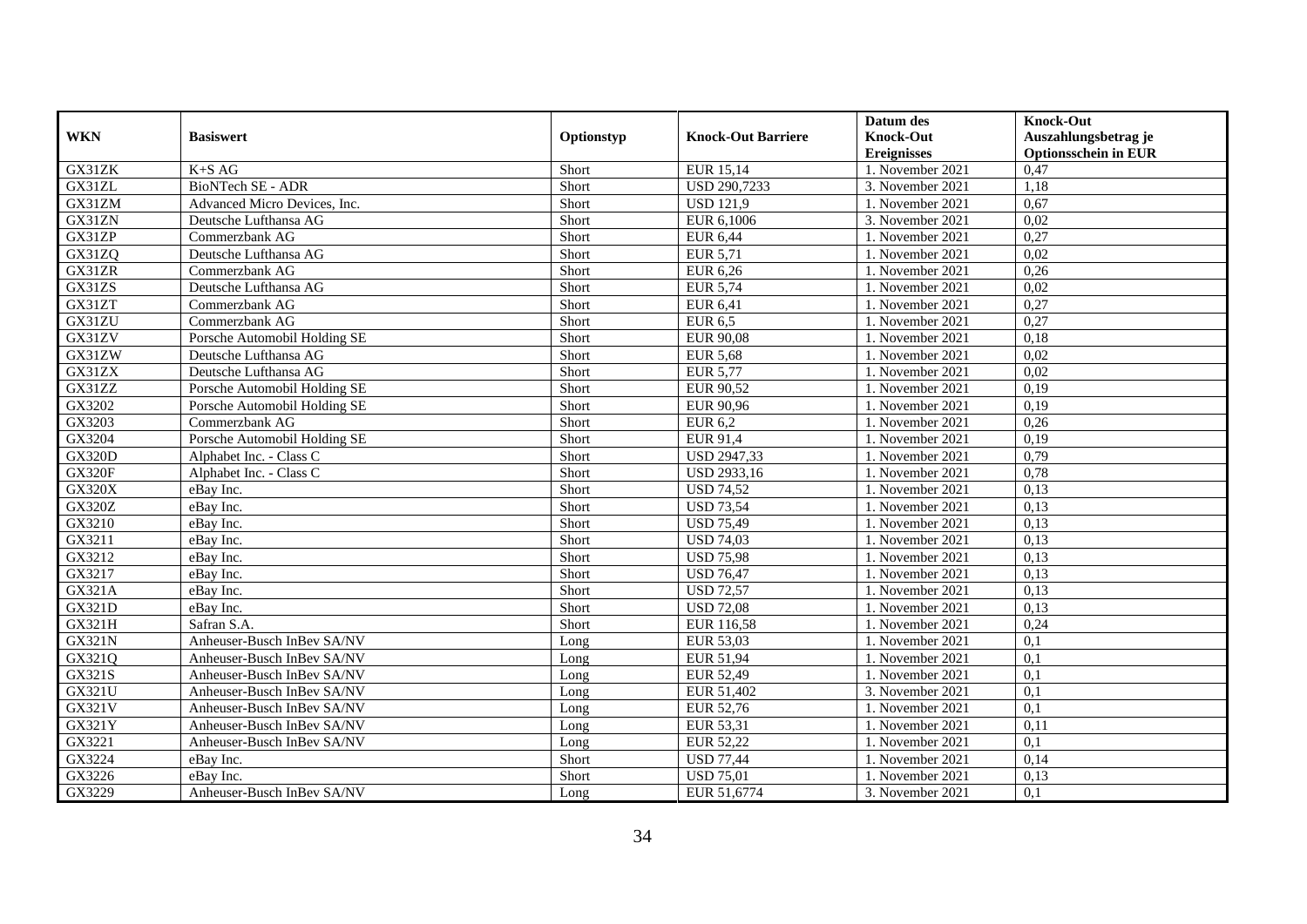| WKN | Basiswert | Optionstyp | Knock-Out Barriere | Datum des Knock-Out Ereignisses | Knock-Out Auszahlungsbetrag je Optionsschein in EUR |
|---|---|---|---|---|---|
| GX31ZK | K+S AG | Short | EUR 15,14 | 1. November 2021 | 0,47 |
| GX31ZL | BioNTech SE - ADR | Short | USD 290,7233 | 3. November 2021 | 1,18 |
| GX31ZM | Advanced Micro Devices, Inc. | Short | USD 121,9 | 1. November 2021 | 0,67 |
| GX31ZN | Deutsche Lufthansa AG | Short | EUR 6,1006 | 3. November 2021 | 0,02 |
| GX31ZP | Commerzbank AG | Short | EUR 6,44 | 1. November 2021 | 0,27 |
| GX31ZQ | Deutsche Lufthansa AG | Short | EUR 5,71 | 1. November 2021 | 0,02 |
| GX31ZR | Commerzbank AG | Short | EUR 6,26 | 1. November 2021 | 0,26 |
| GX31ZS | Deutsche Lufthansa AG | Short | EUR 5,74 | 1. November 2021 | 0,02 |
| GX31ZT | Commerzbank AG | Short | EUR 6,41 | 1. November 2021 | 0,27 |
| GX31ZU | Commerzbank AG | Short | EUR 6,5 | 1. November 2021 | 0,27 |
| GX31ZV | Porsche Automobil Holding SE | Short | EUR 90,08 | 1. November 2021 | 0,18 |
| GX31ZW | Deutsche Lufthansa AG | Short | EUR 5,68 | 1. November 2021 | 0,02 |
| GX31ZX | Deutsche Lufthansa AG | Short | EUR 5,77 | 1. November 2021 | 0,02 |
| GX31ZZ | Porsche Automobil Holding SE | Short | EUR 90,52 | 1. November 2021 | 0,19 |
| GX3202 | Porsche Automobil Holding SE | Short | EUR 90,96 | 1. November 2021 | 0,19 |
| GX3203 | Commerzbank AG | Short | EUR 6,2 | 1. November 2021 | 0,26 |
| GX3204 | Porsche Automobil Holding SE | Short | EUR 91,4 | 1. November 2021 | 0,19 |
| GX320D | Alphabet Inc. - Class C | Short | USD 2947,33 | 1. November 2021 | 0,79 |
| GX320F | Alphabet Inc. - Class C | Short | USD 2933,16 | 1. November 2021 | 0,78 |
| GX320X | eBay Inc. | Short | USD 74,52 | 1. November 2021 | 0,13 |
| GX320Z | eBay Inc. | Short | USD 73,54 | 1. November 2021 | 0,13 |
| GX3210 | eBay Inc. | Short | USD 75,49 | 1. November 2021 | 0,13 |
| GX3211 | eBay Inc. | Short | USD 74,03 | 1. November 2021 | 0,13 |
| GX3212 | eBay Inc. | Short | USD 75,98 | 1. November 2021 | 0,13 |
| GX3217 | eBay Inc. | Short | USD 76,47 | 1. November 2021 | 0,13 |
| GX321A | eBay Inc. | Short | USD 72,57 | 1. November 2021 | 0,13 |
| GX321D | eBay Inc. | Short | USD 72,08 | 1. November 2021 | 0,13 |
| GX321H | Safran S.A. | Short | EUR 116,58 | 1. November 2021 | 0,24 |
| GX321N | Anheuser-Busch InBev SA/NV | Long | EUR 53,03 | 1. November 2021 | 0,1 |
| GX321Q | Anheuser-Busch InBev SA/NV | Long | EUR 51,94 | 1. November 2021 | 0,1 |
| GX321S | Anheuser-Busch InBev SA/NV | Long | EUR 52,49 | 1. November 2021 | 0,1 |
| GX321U | Anheuser-Busch InBev SA/NV | Long | EUR 51,402 | 3. November 2021 | 0,1 |
| GX321V | Anheuser-Busch InBev SA/NV | Long | EUR 52,76 | 1. November 2021 | 0,1 |
| GX321Y | Anheuser-Busch InBev SA/NV | Long | EUR 53,31 | 1. November 2021 | 0,11 |
| GX3221 | Anheuser-Busch InBev SA/NV | Long | EUR 52,22 | 1. November 2021 | 0,1 |
| GX3224 | eBay Inc. | Short | USD 77,44 | 1. November 2021 | 0,14 |
| GX3226 | eBay Inc. | Short | USD 75,01 | 1. November 2021 | 0,13 |
| GX3229 | Anheuser-Busch InBev SA/NV | Long | EUR 51,6774 | 3. November 2021 | 0,1 |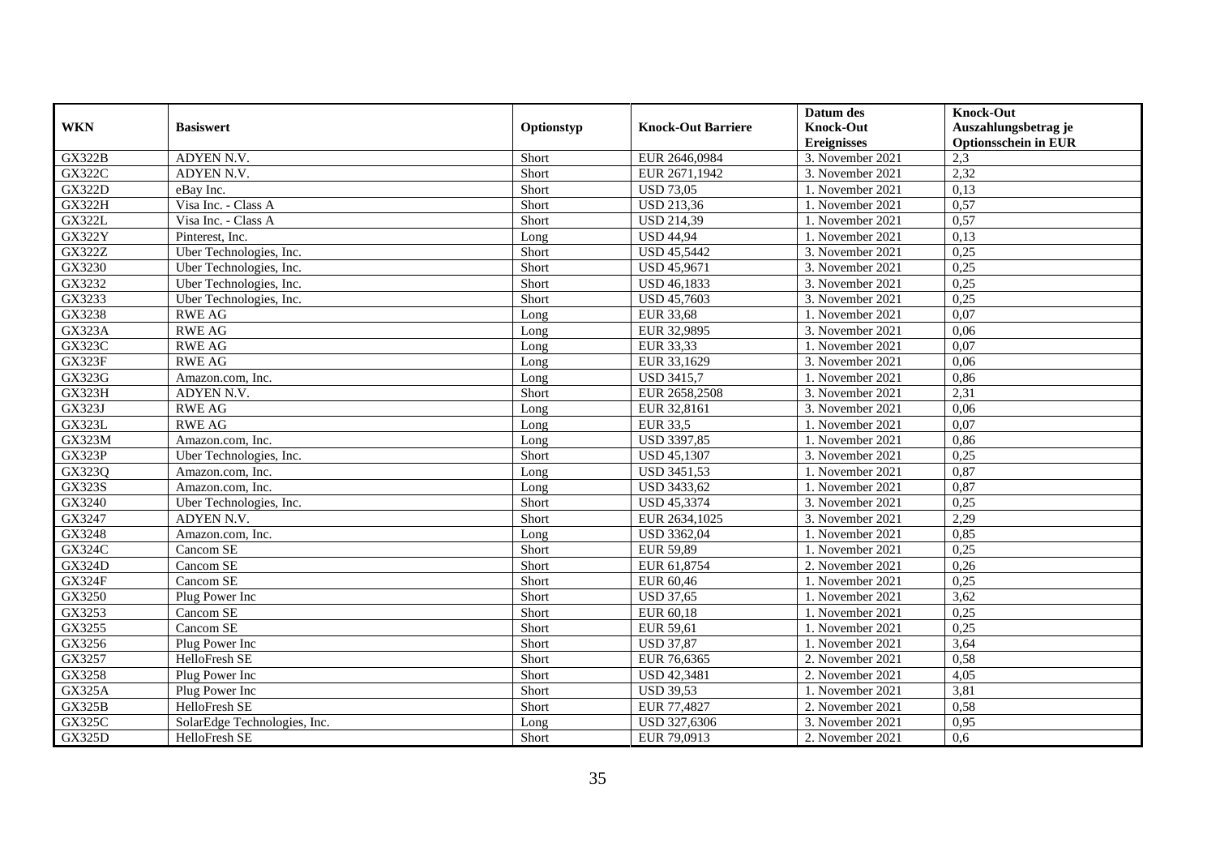| WKN | Basiswert | Optionstyp | Knock-Out Barriere | Datum des Knock-Out Ereignisses | Knock-Out Auszahlungsbetrag je Optionsschein in EUR |
|---|---|---|---|---|---|
| GX322B | ADYEN N.V. | Short | EUR 2646,0984 | 3. November 2021 | 2,3 |
| GX322C | ADYEN N.V. | Short | EUR 2671,1942 | 3. November 2021 | 2,32 |
| GX322D | eBay Inc. | Short | USD 73,05 | 1. November 2021 | 0,13 |
| GX322H | Visa Inc. - Class A | Short | USD 213,36 | 1. November 2021 | 0,57 |
| GX322L | Visa Inc. - Class A | Short | USD 214,39 | 1. November 2021 | 0,57 |
| GX322Y | Pinterest, Inc. | Long | USD 44,94 | 1. November 2021 | 0,13 |
| GX322Z | Uber Technologies, Inc. | Short | USD 45,5442 | 3. November 2021 | 0,25 |
| GX3230 | Uber Technologies, Inc. | Short | USD 45,9671 | 3. November 2021 | 0,25 |
| GX3232 | Uber Technologies, Inc. | Short | USD 46,1833 | 3. November 2021 | 0,25 |
| GX3233 | Uber Technologies, Inc. | Short | USD 45,7603 | 3. November 2021 | 0,25 |
| GX3238 | RWE AG | Long | EUR 33,68 | 1. November 2021 | 0,07 |
| GX323A | RWE AG | Long | EUR 32,9895 | 3. November 2021 | 0,06 |
| GX323C | RWE AG | Long | EUR 33,33 | 1. November 2021 | 0,07 |
| GX323F | RWE AG | Long | EUR 33,1629 | 3. November 2021 | 0,06 |
| GX323G | Amazon.com, Inc. | Long | USD 3415,7 | 1. November 2021 | 0,86 |
| GX323H | ADYEN N.V. | Short | EUR 2658,2508 | 3. November 2021 | 2,31 |
| GX323J | RWE AG | Long | EUR 32,8161 | 3. November 2021 | 0,06 |
| GX323L | RWE AG | Long | EUR 33,5 | 1. November 2021 | 0,07 |
| GX323M | Amazon.com, Inc. | Long | USD 3397,85 | 1. November 2021 | 0,86 |
| GX323P | Uber Technologies, Inc. | Short | USD 45,1307 | 3. November 2021 | 0,25 |
| GX323Q | Amazon.com, Inc. | Long | USD 3451,53 | 1. November 2021 | 0,87 |
| GX323S | Amazon.com, Inc. | Long | USD 3433,62 | 1. November 2021 | 0,87 |
| GX3240 | Uber Technologies, Inc. | Short | USD 45,3374 | 3. November 2021 | 0,25 |
| GX3247 | ADYEN N.V. | Short | EUR 2634,1025 | 3. November 2021 | 2,29 |
| GX3248 | Amazon.com, Inc. | Long | USD 3362,04 | 1. November 2021 | 0,85 |
| GX324C | Cancom SE | Short | EUR 59,89 | 1. November 2021 | 0,25 |
| GX324D | Cancom SE | Short | EUR 61,8754 | 2. November 2021 | 0,26 |
| GX324F | Cancom SE | Short | EUR 60,46 | 1. November 2021 | 0,25 |
| GX3250 | Plug Power Inc | Short | USD 37,65 | 1. November 2021 | 3,62 |
| GX3253 | Cancom SE | Short | EUR 60,18 | 1. November 2021 | 0,25 |
| GX3255 | Cancom SE | Short | EUR 59,61 | 1. November 2021 | 0,25 |
| GX3256 | Plug Power Inc | Short | USD 37,87 | 1. November 2021 | 3,64 |
| GX3257 | HelloFresh SE | Short | EUR 76,6365 | 2. November 2021 | 0,58 |
| GX3258 | Plug Power Inc | Short | USD 42,3481 | 2. November 2021 | 4,05 |
| GX325A | Plug Power Inc | Short | USD 39,53 | 1. November 2021 | 3,81 |
| GX325B | HelloFresh SE | Short | EUR 77,4827 | 2. November 2021 | 0,58 |
| GX325C | SolarEdge Technologies, Inc. | Long | USD 327,6306 | 3. November 2021 | 0,95 |
| GX325D | HelloFresh SE | Short | EUR 79,0913 | 2. November 2021 | 0,6 |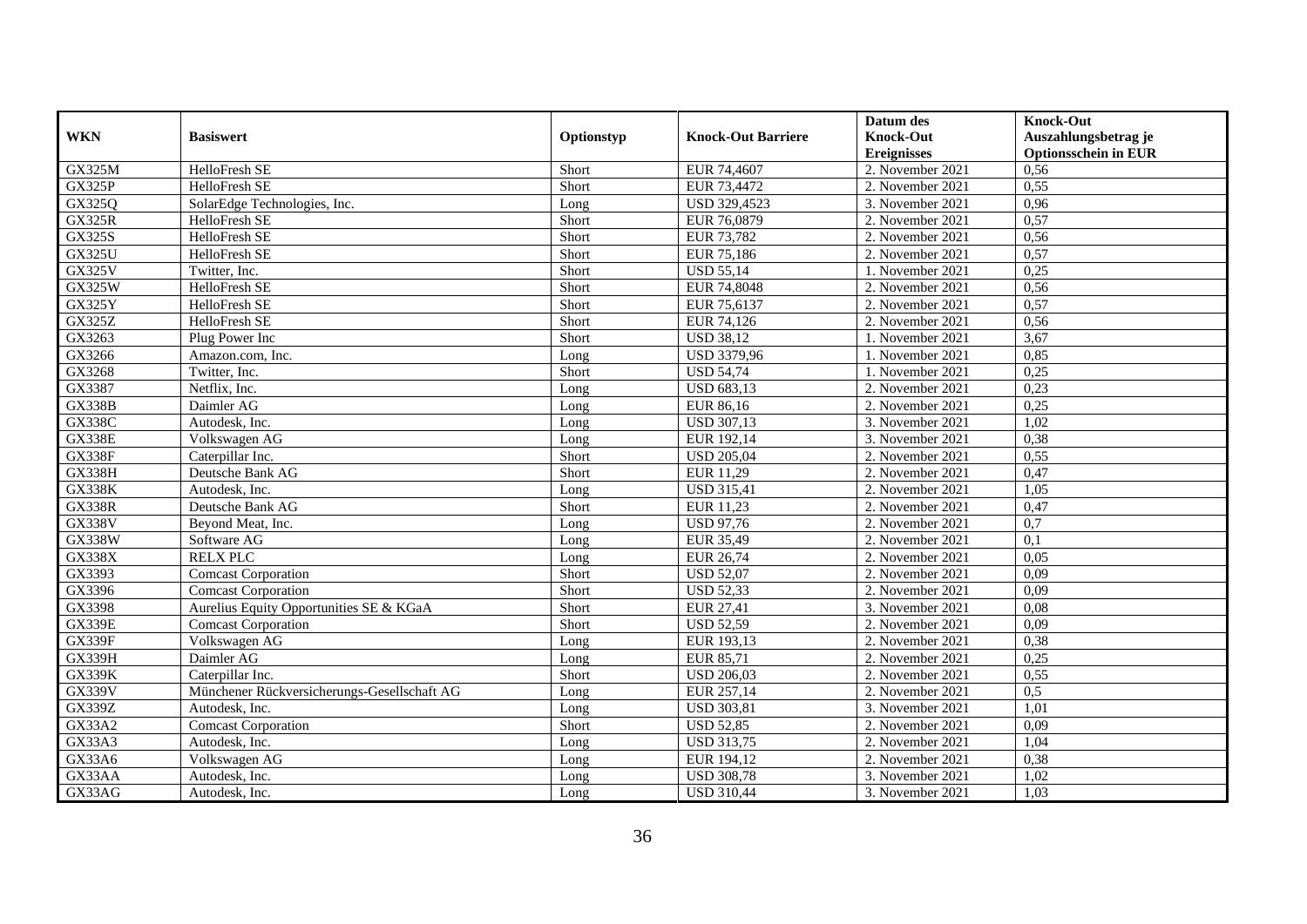| WKN | Basiswert | Optionstyp | Knock-Out Barriere | Datum des Knock-Out Ereignisses | Knock-Out Auszahlungsbetrag je Optionsschein in EUR |
|---|---|---|---|---|---|
| GX325M | HelloFresh SE | Short | EUR 74,4607 | 2. November 2021 | 0,56 |
| GX325P | HelloFresh SE | Short | EUR 73,4472 | 2. November 2021 | 0,55 |
| GX325Q | SolarEdge Technologies, Inc. | Long | USD 329,4523 | 3. November 2021 | 0,96 |
| GX325R | HelloFresh SE | Short | EUR 76,0879 | 2. November 2021 | 0,57 |
| GX325S | HelloFresh SE | Short | EUR 73,782 | 2. November 2021 | 0,56 |
| GX325U | HelloFresh SE | Short | EUR 75,186 | 2. November 2021 | 0,57 |
| GX325V | Twitter, Inc. | Short | USD 55,14 | 1. November 2021 | 0,25 |
| GX325W | HelloFresh SE | Short | EUR 74,8048 | 2. November 2021 | 0,56 |
| GX325Y | HelloFresh SE | Short | EUR 75,6137 | 2. November 2021 | 0,57 |
| GX325Z | HelloFresh SE | Short | EUR 74,126 | 2. November 2021 | 0,56 |
| GX3263 | Plug Power Inc | Short | USD 38,12 | 1. November 2021 | 3,67 |
| GX3266 | Amazon.com, Inc. | Long | USD 3379,96 | 1. November 2021 | 0,85 |
| GX3268 | Twitter, Inc. | Short | USD 54,74 | 1. November 2021 | 0,25 |
| GX3387 | Netflix, Inc. | Long | USD 683,13 | 2. November 2021 | 0,23 |
| GX338B | Daimler AG | Long | EUR 86,16 | 2. November 2021 | 0,25 |
| GX338C | Autodesk, Inc. | Long | USD 307,13 | 3. November 2021 | 1,02 |
| GX338E | Volkswagen AG | Long | EUR 192,14 | 3. November 2021 | 0,38 |
| GX338F | Caterpillar Inc. | Short | USD 205,04 | 2. November 2021 | 0,55 |
| GX338H | Deutsche Bank AG | Short | EUR 11,29 | 2. November 2021 | 0,47 |
| GX338K | Autodesk, Inc. | Long | USD 315,41 | 2. November 2021 | 1,05 |
| GX338R | Deutsche Bank AG | Short | EUR 11,23 | 2. November 2021 | 0,47 |
| GX338V | Beyond Meat, Inc. | Long | USD 97,76 | 2. November 2021 | 0,7 |
| GX338W | Software AG | Long | EUR 35,49 | 2. November 2021 | 0,1 |
| GX338X | RELX PLC | Long | EUR 26,74 | 2. November 2021 | 0,05 |
| GX3393 | Comcast Corporation | Short | USD 52,07 | 2. November 2021 | 0,09 |
| GX3396 | Comcast Corporation | Short | USD 52,33 | 2. November 2021 | 0,09 |
| GX3398 | Aurelius Equity Opportunities SE & KGaA | Short | EUR 27,41 | 3. November 2021 | 0,08 |
| GX339E | Comcast Corporation | Short | USD 52,59 | 2. November 2021 | 0,09 |
| GX339F | Volkswagen AG | Long | EUR 193,13 | 2. November 2021 | 0,38 |
| GX339H | Daimler AG | Long | EUR 85,71 | 2. November 2021 | 0,25 |
| GX339K | Caterpillar Inc. | Short | USD 206,03 | 2. November 2021 | 0,55 |
| GX339V | Münchener Rückversicherungs-Gesellschaft AG | Long | EUR 257,14 | 2. November 2021 | 0,5 |
| GX339Z | Autodesk, Inc. | Long | USD 303,81 | 3. November 2021 | 1,01 |
| GX33A2 | Comcast Corporation | Short | USD 52,85 | 2. November 2021 | 0,09 |
| GX33A3 | Autodesk, Inc. | Long | USD 313,75 | 2. November 2021 | 1,04 |
| GX33A6 | Volkswagen AG | Long | EUR 194,12 | 2. November 2021 | 0,38 |
| GX33AA | Autodesk, Inc. | Long | USD 308,78 | 3. November 2021 | 1,02 |
| GX33AG | Autodesk, Inc. | Long | USD 310,44 | 3. November 2021 | 1,03 |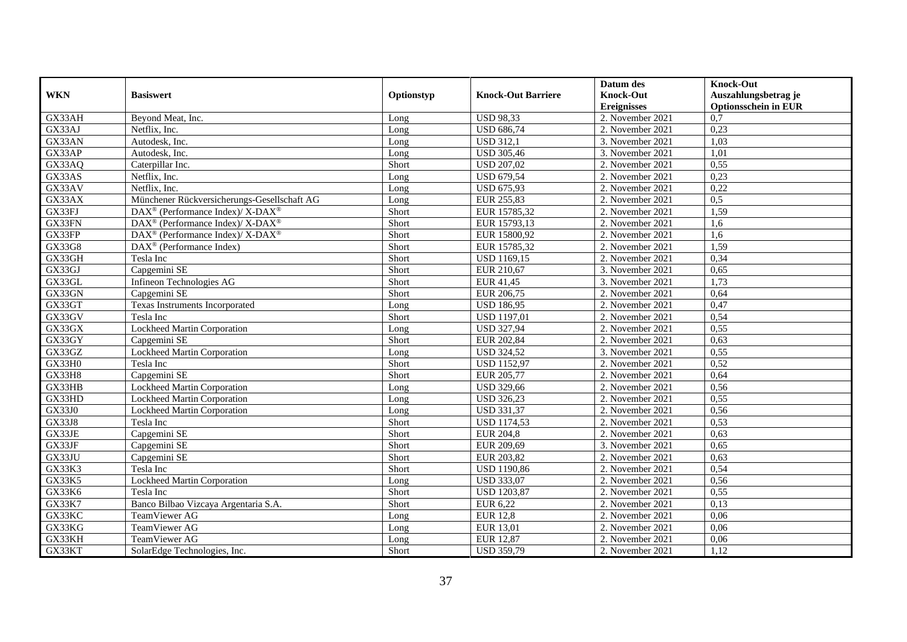| WKN | Basiswert | Optionstyp | Knock-Out Barriere | Datum des Knock-Out Ereignisses | Knock-Out Auszahlungsbetrag je Optionsschein in EUR |
|---|---|---|---|---|---|
| GX33AH | Beyond Meat, Inc. | Long | USD 98,33 | 2. November 2021 | 0,7 |
| GX33AJ | Netflix, Inc. | Long | USD 686,74 | 2. November 2021 | 0,23 |
| GX33AN | Autodesk, Inc. | Long | USD 312,1 | 3. November 2021 | 1,03 |
| GX33AP | Autodesk, Inc. | Long | USD 305,46 | 3. November 2021 | 1,01 |
| GX33AQ | Caterpillar Inc. | Short | USD 207,02 | 2. November 2021 | 0,55 |
| GX33AS | Netflix, Inc. | Long | USD 679,54 | 2. November 2021 | 0,23 |
| GX33AV | Netflix, Inc. | Long | USD 675,93 | 2. November 2021 | 0,22 |
| GX33AX | Münchener Rückversicherungs-Gesellschaft AG | Long | EUR 255,83 | 2. November 2021 | 0,5 |
| GX33FJ | DAX® (Performance Index)/ X-DAX® | Short | EUR 15785,32 | 2. November 2021 | 1,59 |
| GX33FN | DAX® (Performance Index)/ X-DAX® | Short | EUR 15793,13 | 2. November 2021 | 1,6 |
| GX33FP | DAX® (Performance Index)/ X-DAX® | Short | EUR 15800,92 | 2. November 2021 | 1,6 |
| GX33G8 | DAX® (Performance Index) | Short | EUR 15785,32 | 2. November 2021 | 1,59 |
| GX33GH | Tesla Inc | Short | USD 1169,15 | 2. November 2021 | 0,34 |
| GX33GJ | Capgemini SE | Short | EUR 210,67 | 3. November 2021 | 0,65 |
| GX33GL | Infineon Technologies AG | Short | EUR 41,45 | 3. November 2021 | 1,73 |
| GX33GN | Capgemini SE | Short | EUR 206,75 | 2. November 2021 | 0,64 |
| GX33GT | Texas Instruments Incorporated | Long | USD 186,95 | 2. November 2021 | 0,47 |
| GX33GV | Tesla Inc | Short | USD 1197,01 | 2. November 2021 | 0,54 |
| GX33GX | Lockheed Martin Corporation | Long | USD 327,94 | 2. November 2021 | 0,55 |
| GX33GY | Capgemini SE | Short | EUR 202,84 | 2. November 2021 | 0,63 |
| GX33GZ | Lockheed Martin Corporation | Long | USD 324,52 | 3. November 2021 | 0,55 |
| GX33H0 | Tesla Inc | Short | USD 1152,97 | 2. November 2021 | 0,52 |
| GX33H8 | Capgemini SE | Short | EUR 205,77 | 2. November 2021 | 0,64 |
| GX33HB | Lockheed Martin Corporation | Long | USD 329,66 | 2. November 2021 | 0,56 |
| GX33HD | Lockheed Martin Corporation | Long | USD 326,23 | 2. November 2021 | 0,55 |
| GX33J0 | Lockheed Martin Corporation | Long | USD 331,37 | 2. November 2021 | 0,56 |
| GX33J8 | Tesla Inc | Short | USD 1174,53 | 2. November 2021 | 0,53 |
| GX33JE | Capgemini SE | Short | EUR 204,8 | 2. November 2021 | 0,63 |
| GX33JF | Capgemini SE | Short | EUR 209,69 | 3. November 2021 | 0,65 |
| GX33JU | Capgemini SE | Short | EUR 203,82 | 2. November 2021 | 0,63 |
| GX33K3 | Tesla Inc | Short | USD 1190,86 | 2. November 2021 | 0,54 |
| GX33K5 | Lockheed Martin Corporation | Long | USD 333,07 | 2. November 2021 | 0,56 |
| GX33K6 | Tesla Inc | Short | USD 1203,87 | 2. November 2021 | 0,55 |
| GX33K7 | Banco Bilbao Vizcaya Argentaria S.A. | Short | EUR 6,22 | 2. November 2021 | 0,13 |
| GX33KC | TeamViewer AG | Long | EUR 12,8 | 2. November 2021 | 0,06 |
| GX33KG | TeamViewer AG | Long | EUR 13,01 | 2. November 2021 | 0,06 |
| GX33KH | TeamViewer AG | Long | EUR 12,87 | 2. November 2021 | 0,06 |
| GX33KT | SolarEdge Technologies, Inc. | Short | USD 359,79 | 2. November 2021 | 1,12 |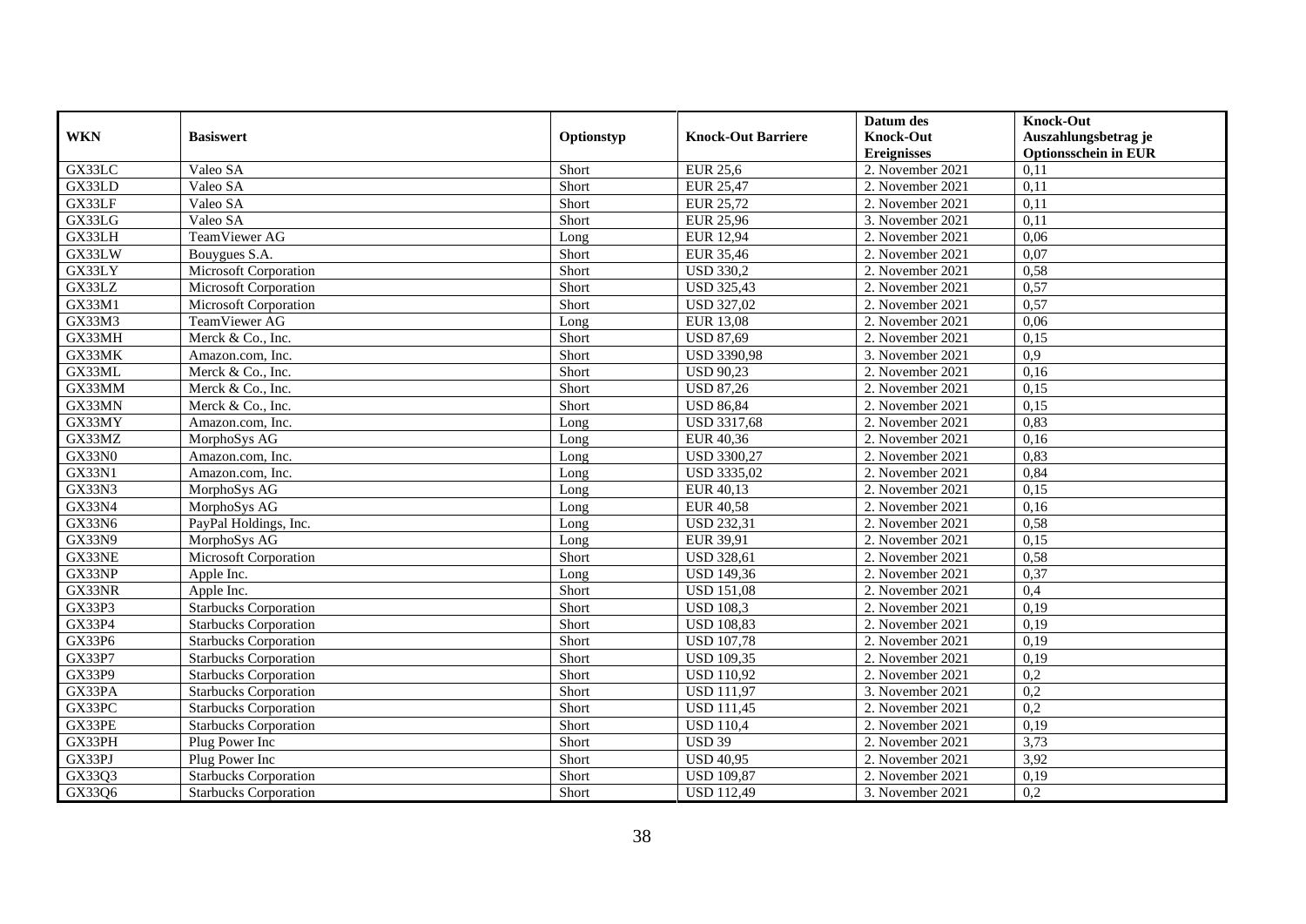| WKN | Basiswert | Optionstyp | Knock-Out Barriere | Datum des Knock-Out Ereignisses | Knock-Out Auszahlungsbetrag je Optionsschein in EUR |
|---|---|---|---|---|---|
| GX33LC | Valeo SA | Short | EUR 25,6 | 2. November 2021 | 0,11 |
| GX33LD | Valeo SA | Short | EUR 25,47 | 2. November 2021 | 0,11 |
| GX33LF | Valeo SA | Short | EUR 25,72 | 2. November 2021 | 0,11 |
| GX33LG | Valeo SA | Short | EUR 25,96 | 3. November 2021 | 0,11 |
| GX33LH | TeamViewer AG | Long | EUR 12,94 | 2. November 2021 | 0,06 |
| GX33LW | Bouygues S.A. | Short | EUR 35,46 | 2. November 2021 | 0,07 |
| GX33LY | Microsoft Corporation | Short | USD 330,2 | 2. November 2021 | 0,58 |
| GX33LZ | Microsoft Corporation | Short | USD 325,43 | 2. November 2021 | 0,57 |
| GX33M1 | Microsoft Corporation | Short | USD 327,02 | 2. November 2021 | 0,57 |
| GX33M3 | TeamViewer AG | Long | EUR 13,08 | 2. November 2021 | 0,06 |
| GX33MH | Merck & Co., Inc. | Short | USD 87,69 | 2. November 2021 | 0,15 |
| GX33MK | Amazon.com, Inc. | Short | USD 3390,98 | 3. November 2021 | 0,9 |
| GX33ML | Merck & Co., Inc. | Short | USD 90,23 | 2. November 2021 | 0,16 |
| GX33MM | Merck & Co., Inc. | Short | USD 87,26 | 2. November 2021 | 0,15 |
| GX33MN | Merck & Co., Inc. | Short | USD 86,84 | 2. November 2021 | 0,15 |
| GX33MY | Amazon.com, Inc. | Long | USD 3317,68 | 2. November 2021 | 0,83 |
| GX33MZ | MorphoSys AG | Long | EUR 40,36 | 2. November 2021 | 0,16 |
| GX33N0 | Amazon.com, Inc. | Long | USD 3300,27 | 2. November 2021 | 0,83 |
| GX33N1 | Amazon.com, Inc. | Long | USD 3335,02 | 2. November 2021 | 0,84 |
| GX33N3 | MorphoSys AG | Long | EUR 40,13 | 2. November 2021 | 0,15 |
| GX33N4 | MorphoSys AG | Long | EUR 40,58 | 2. November 2021 | 0,16 |
| GX33N6 | PayPal Holdings, Inc. | Long | USD 232,31 | 2. November 2021 | 0,58 |
| GX33N9 | MorphoSys AG | Long | EUR 39,91 | 2. November 2021 | 0,15 |
| GX33NE | Microsoft Corporation | Short | USD 328,61 | 2. November 2021 | 0,58 |
| GX33NP | Apple Inc. | Long | USD 149,36 | 2. November 2021 | 0,37 |
| GX33NR | Apple Inc. | Short | USD 151,08 | 2. November 2021 | 0,4 |
| GX33P3 | Starbucks Corporation | Short | USD 108,3 | 2. November 2021 | 0,19 |
| GX33P4 | Starbucks Corporation | Short | USD 108,83 | 2. November 2021 | 0,19 |
| GX33P6 | Starbucks Corporation | Short | USD 107,78 | 2. November 2021 | 0,19 |
| GX33P7 | Starbucks Corporation | Short | USD 109,35 | 2. November 2021 | 0,19 |
| GX33P9 | Starbucks Corporation | Short | USD 110,92 | 2. November 2021 | 0,2 |
| GX33PA | Starbucks Corporation | Short | USD 111,97 | 3. November 2021 | 0,2 |
| GX33PC | Starbucks Corporation | Short | USD 111,45 | 2. November 2021 | 0,2 |
| GX33PE | Starbucks Corporation | Short | USD 110,4 | 2. November 2021 | 0,19 |
| GX33PH | Plug Power Inc | Short | USD 39 | 2. November 2021 | 3,73 |
| GX33PJ | Plug Power Inc | Short | USD 40,95 | 2. November 2021 | 3,92 |
| GX33Q3 | Starbucks Corporation | Short | USD 109,87 | 2. November 2021 | 0,19 |
| GX33Q6 | Starbucks Corporation | Short | USD 112,49 | 3. November 2021 | 0,2 |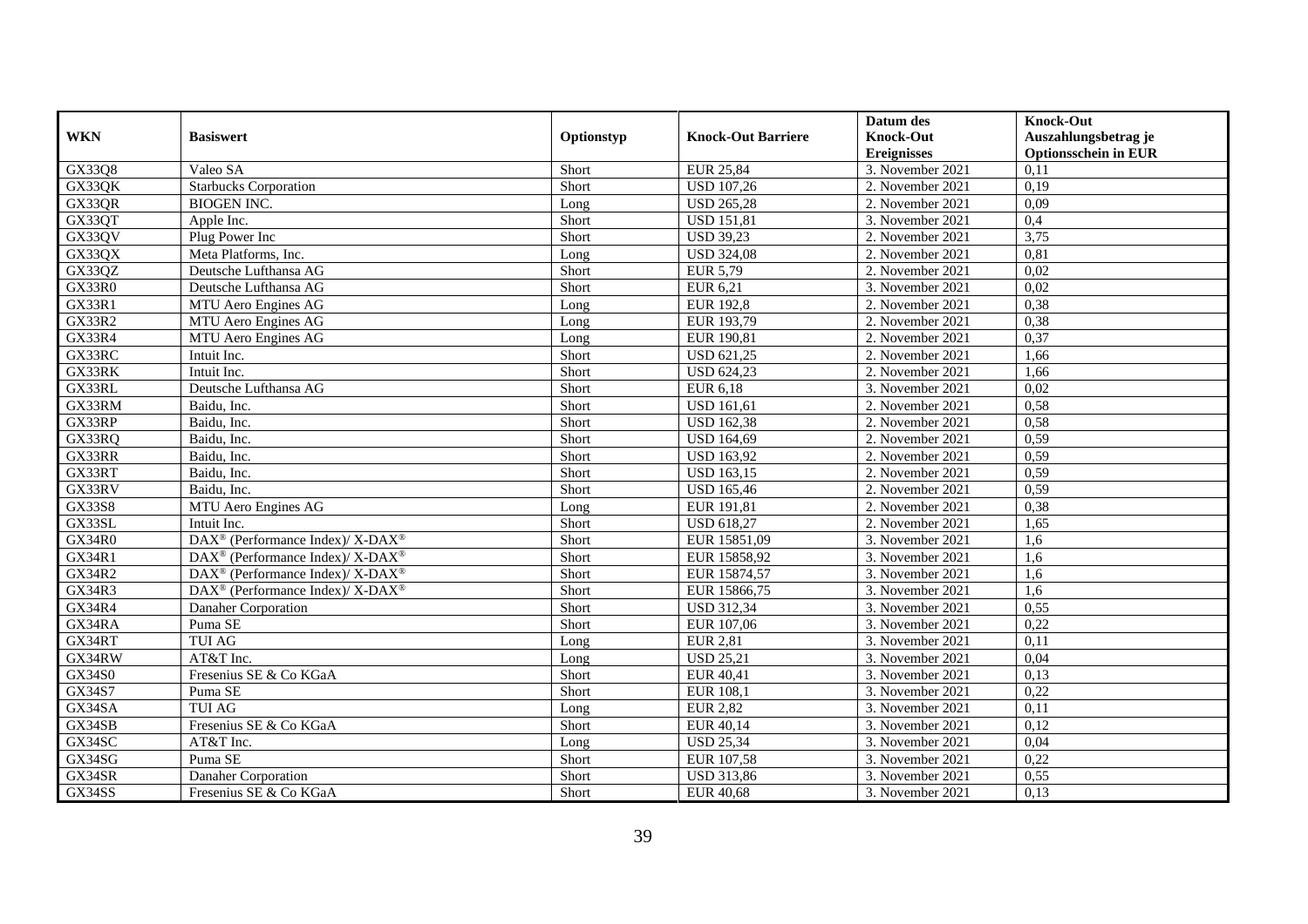| WKN | Basiswert | Optionstyp | Knock-Out Barriere | Datum des Knock-Out Ereignisses | Knock-Out Auszahlungsbetrag je Optionsschein in EUR |
|---|---|---|---|---|---|
| GX33Q8 | Valeo SA | Short | EUR 25,84 | 3. November 2021 | 0,11 |
| GX33QK | Starbucks Corporation | Short | USD 107,26 | 2. November 2021 | 0,19 |
| GX33QR | BIOGEN INC. | Long | USD 265,28 | 2. November 2021 | 0,09 |
| GX33QT | Apple Inc. | Short | USD 151,81 | 3. November 2021 | 0,4 |
| GX33QV | Plug Power Inc | Short | USD 39,23 | 2. November 2021 | 3,75 |
| GX33QX | Meta Platforms, Inc. | Long | USD 324,08 | 2. November 2021 | 0,81 |
| GX33QZ | Deutsche Lufthansa AG | Short | EUR 5,79 | 2. November 2021 | 0,02 |
| GX33R0 | Deutsche Lufthansa AG | Short | EUR 6,21 | 3. November 2021 | 0,02 |
| GX33R1 | MTU Aero Engines AG | Long | EUR 192,8 | 2. November 2021 | 0,38 |
| GX33R2 | MTU Aero Engines AG | Long | EUR 193,79 | 2. November 2021 | 0,38 |
| GX33R4 | MTU Aero Engines AG | Long | EUR 190,81 | 2. November 2021 | 0,37 |
| GX33RC | Intuit Inc. | Short | USD 621,25 | 2. November 2021 | 1,66 |
| GX33RK | Intuit Inc. | Short | USD 624,23 | 2. November 2021 | 1,66 |
| GX33RL | Deutsche Lufthansa AG | Short | EUR 6,18 | 3. November 2021 | 0,02 |
| GX33RM | Baidu, Inc. | Short | USD 161,61 | 2. November 2021 | 0,58 |
| GX33RP | Baidu, Inc. | Short | USD 162,38 | 2. November 2021 | 0,58 |
| GX33RQ | Baidu, Inc. | Short | USD 164,69 | 2. November 2021 | 0,59 |
| GX33RR | Baidu, Inc. | Short | USD 163,92 | 2. November 2021 | 0,59 |
| GX33RT | Baidu, Inc. | Short | USD 163,15 | 2. November 2021 | 0,59 |
| GX33RV | Baidu, Inc. | Short | USD 165,46 | 2. November 2021 | 0,59 |
| GX33S8 | MTU Aero Engines AG | Long | EUR 191,81 | 2. November 2021 | 0,38 |
| GX33SL | Intuit Inc. | Short | USD 618,27 | 2. November 2021 | 1,65 |
| GX34R0 | DAX® (Performance Index)/ X-DAX® | Short | EUR 15851,09 | 3. November 2021 | 1,6 |
| GX34R1 | DAX® (Performance Index)/ X-DAX® | Short | EUR 15858,92 | 3. November 2021 | 1,6 |
| GX34R2 | DAX® (Performance Index)/ X-DAX® | Short | EUR 15874,57 | 3. November 2021 | 1,6 |
| GX34R3 | DAX® (Performance Index)/ X-DAX® | Short | EUR 15866,75 | 3. November 2021 | 1,6 |
| GX34R4 | Danaher Corporation | Short | USD 312,34 | 3. November 2021 | 0,55 |
| GX34RA | Puma SE | Short | EUR 107,06 | 3. November 2021 | 0,22 |
| GX34RT | TUI AG | Long | EUR 2,81 | 3. November 2021 | 0,11 |
| GX34RW | AT&T Inc. | Long | USD 25,21 | 3. November 2021 | 0,04 |
| GX34S0 | Fresenius SE & Co KGaA | Short | EUR 40,41 | 3. November 2021 | 0,13 |
| GX34S7 | Puma SE | Short | EUR 108,1 | 3. November 2021 | 0,22 |
| GX34SA | TUI AG | Long | EUR 2,82 | 3. November 2021 | 0,11 |
| GX34SB | Fresenius SE & Co KGaA | Short | EUR 40,14 | 3. November 2021 | 0,12 |
| GX34SC | AT&T Inc. | Long | USD 25,34 | 3. November 2021 | 0,04 |
| GX34SG | Puma SE | Short | EUR 107,58 | 3. November 2021 | 0,22 |
| GX34SR | Danaher Corporation | Short | USD 313,86 | 3. November 2021 | 0,55 |
| GX34SS | Fresenius SE & Co KGaA | Short | EUR 40,68 | 3. November 2021 | 0,13 |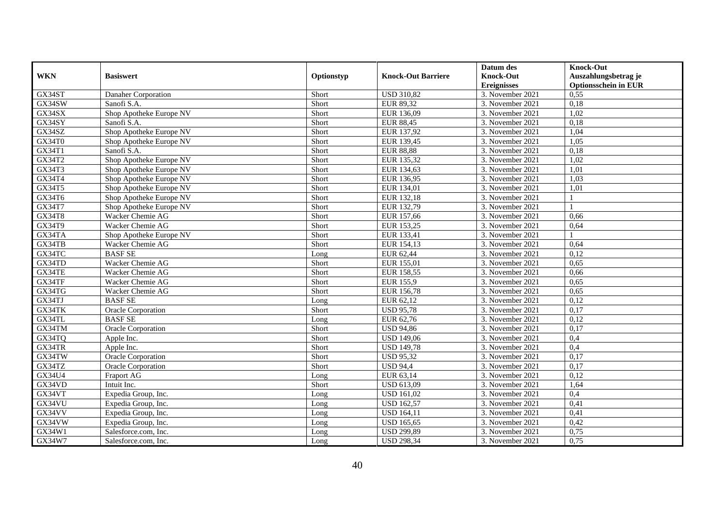| WKN | Basiswert | Optionstyp | Knock-Out Barriere | Datum des Knock-Out Ereignisses | Knock-Out Auszahlungsbetrag je Optionsschein in EUR |
|---|---|---|---|---|---|
| GX34ST | Danaher Corporation | Short | USD 310,82 | 3. November 2021 | 0,55 |
| GX34SW | Sanofi S.A. | Short | EUR 89,32 | 3. November 2021 | 0,18 |
| GX34SX | Shop Apotheke Europe NV | Short | EUR 136,09 | 3. November 2021 | 1,02 |
| GX34SY | Sanofi S.A. | Short | EUR 88,45 | 3. November 2021 | 0,18 |
| GX34SZ | Shop Apotheke Europe NV | Short | EUR 137,92 | 3. November 2021 | 1,04 |
| GX34T0 | Shop Apotheke Europe NV | Short | EUR 139,45 | 3. November 2021 | 1,05 |
| GX34T1 | Sanofi S.A. | Short | EUR 88,88 | 3. November 2021 | 0,18 |
| GX34T2 | Shop Apotheke Europe NV | Short | EUR 135,32 | 3. November 2021 | 1,02 |
| GX34T3 | Shop Apotheke Europe NV | Short | EUR 134,63 | 3. November 2021 | 1,01 |
| GX34T4 | Shop Apotheke Europe NV | Short | EUR 136,95 | 3. November 2021 | 1,03 |
| GX34T5 | Shop Apotheke Europe NV | Short | EUR 134,01 | 3. November 2021 | 1,01 |
| GX34T6 | Shop Apotheke Europe NV | Short | EUR 132,18 | 3. November 2021 | 1 |
| GX34T7 | Shop Apotheke Europe NV | Short | EUR 132,79 | 3. November 2021 | 1 |
| GX34T8 | Wacker Chemie AG | Short | EUR 157,66 | 3. November 2021 | 0,66 |
| GX34T9 | Wacker Chemie AG | Short | EUR 153,25 | 3. November 2021 | 0,64 |
| GX34TA | Shop Apotheke Europe NV | Short | EUR 133,41 | 3. November 2021 | 1 |
| GX34TB | Wacker Chemie AG | Short | EUR 154,13 | 3. November 2021 | 0,64 |
| GX34TC | BASF SE | Long | EUR 62,44 | 3. November 2021 | 0,12 |
| GX34TD | Wacker Chemie AG | Short | EUR 155,01 | 3. November 2021 | 0,65 |
| GX34TE | Wacker Chemie AG | Short | EUR 158,55 | 3. November 2021 | 0,66 |
| GX34TF | Wacker Chemie AG | Short | EUR 155,9 | 3. November 2021 | 0,65 |
| GX34TG | Wacker Chemie AG | Short | EUR 156,78 | 3. November 2021 | 0,65 |
| GX34TJ | BASF SE | Long | EUR 62,12 | 3. November 2021 | 0,12 |
| GX34TK | Oracle Corporation | Short | USD 95,78 | 3. November 2021 | 0,17 |
| GX34TL | BASF SE | Long | EUR 62,76 | 3. November 2021 | 0,12 |
| GX34TM | Oracle Corporation | Short | USD 94,86 | 3. November 2021 | 0,17 |
| GX34TQ | Apple Inc. | Short | USD 149,06 | 3. November 2021 | 0,4 |
| GX34TR | Apple Inc. | Short | USD 149,78 | 3. November 2021 | 0,4 |
| GX34TW | Oracle Corporation | Short | USD 95,32 | 3. November 2021 | 0,17 |
| GX34TZ | Oracle Corporation | Short | USD 94,4 | 3. November 2021 | 0,17 |
| GX34U4 | Fraport AG | Long | EUR 63,14 | 3. November 2021 | 0,12 |
| GX34VD | Intuit Inc. | Short | USD 613,09 | 3. November 2021 | 1,64 |
| GX34VT | Expedia Group, Inc. | Long | USD 161,02 | 3. November 2021 | 0,4 |
| GX34VU | Expedia Group, Inc. | Long | USD 162,57 | 3. November 2021 | 0,41 |
| GX34VV | Expedia Group, Inc. | Long | USD 164,11 | 3. November 2021 | 0,41 |
| GX34VW | Expedia Group, Inc. | Long | USD 165,65 | 3. November 2021 | 0,42 |
| GX34W1 | Salesforce.com, Inc. | Long | USD 299,89 | 3. November 2021 | 0,75 |
| GX34W7 | Salesforce.com, Inc. | Long | USD 298,34 | 3. November 2021 | 0,75 |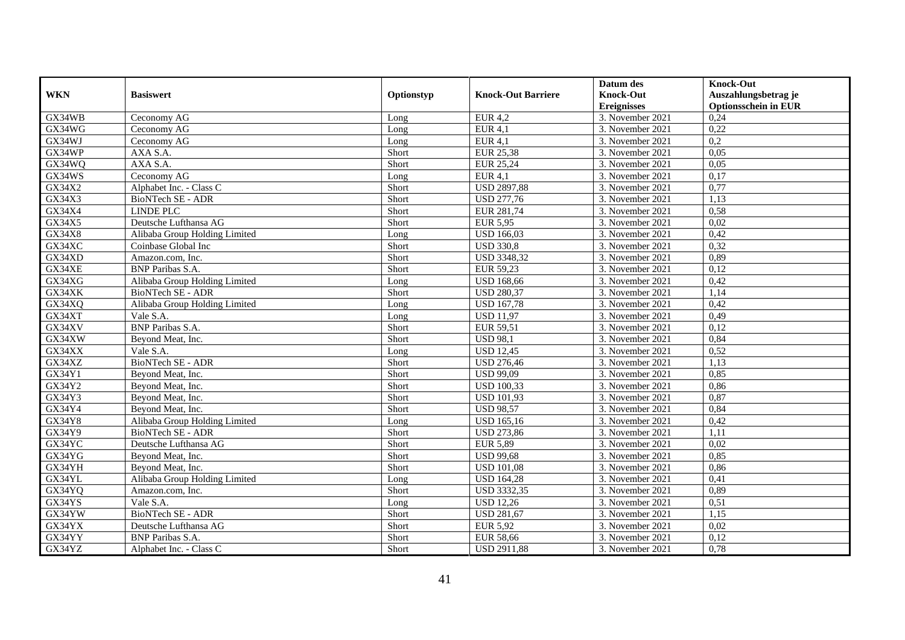| WKN | Basiswert | Optionstyp | Knock-Out Barriere | Datum des Knock-Out Ereignisses | Knock-Out Auszahlungsbetrag je Optionsschein in EUR |
|---|---|---|---|---|---|
| GX34WB | Ceconomy AG | Long | EUR 4,2 | 3. November 2021 | 0,24 |
| GX34WG | Ceconomy AG | Long | EUR 4,1 | 3. November 2021 | 0,22 |
| GX34WJ | Ceconomy AG | Long | EUR 4,1 | 3. November 2021 | 0,2 |
| GX34WP | AXA S.A. | Short | EUR 25,38 | 3. November 2021 | 0,05 |
| GX34WQ | AXA S.A. | Short | EUR 25,24 | 3. November 2021 | 0,05 |
| GX34WS | Ceconomy AG | Long | EUR 4,1 | 3. November 2021 | 0,17 |
| GX34X2 | Alphabet Inc. - Class C | Short | USD 2897,88 | 3. November 2021 | 0,77 |
| GX34X3 | BioNTech SE - ADR | Short | USD 277,76 | 3. November 2021 | 1,13 |
| GX34X4 | LINDE PLC | Short | EUR 281,74 | 3. November 2021 | 0,58 |
| GX34X5 | Deutsche Lufthansa AG | Short | EUR 5,95 | 3. November 2021 | 0,02 |
| GX34X8 | Alibaba Group Holding Limited | Long | USD 166,03 | 3. November 2021 | 0,42 |
| GX34XC | Coinbase Global Inc | Short | USD 330,8 | 3. November 2021 | 0,32 |
| GX34XD | Amazon.com, Inc. | Short | USD 3348,32 | 3. November 2021 | 0,89 |
| GX34XE | BNP Paribas S.A. | Short | EUR 59,23 | 3. November 2021 | 0,12 |
| GX34XG | Alibaba Group Holding Limited | Long | USD 168,66 | 3. November 2021 | 0,42 |
| GX34XK | BioNTech SE - ADR | Short | USD 280,37 | 3. November 2021 | 1,14 |
| GX34XQ | Alibaba Group Holding Limited | Long | USD 167,78 | 3. November 2021 | 0,42 |
| GX34XT | Vale S.A. | Long | USD 11,97 | 3. November 2021 | 0,49 |
| GX34XV | BNP Paribas S.A. | Short | EUR 59,51 | 3. November 2021 | 0,12 |
| GX34XW | Beyond Meat, Inc. | Short | USD 98,1 | 3. November 2021 | 0,84 |
| GX34XX | Vale S.A. | Long | USD 12,45 | 3. November 2021 | 0,52 |
| GX34XZ | BioNTech SE - ADR | Short | USD 276,46 | 3. November 2021 | 1,13 |
| GX34Y1 | Beyond Meat, Inc. | Short | USD 99,09 | 3. November 2021 | 0,85 |
| GX34Y2 | Beyond Meat, Inc. | Short | USD 100,33 | 3. November 2021 | 0,86 |
| GX34Y3 | Beyond Meat, Inc. | Short | USD 101,93 | 3. November 2021 | 0,87 |
| GX34Y4 | Beyond Meat, Inc. | Short | USD 98,57 | 3. November 2021 | 0,84 |
| GX34Y8 | Alibaba Group Holding Limited | Long | USD 165,16 | 3. November 2021 | 0,42 |
| GX34Y9 | BioNTech SE - ADR | Short | USD 273,86 | 3. November 2021 | 1,11 |
| GX34YC | Deutsche Lufthansa AG | Short | EUR 5,89 | 3. November 2021 | 0,02 |
| GX34YG | Beyond Meat, Inc. | Short | USD 99,68 | 3. November 2021 | 0,85 |
| GX34YH | Beyond Meat, Inc. | Short | USD 101,08 | 3. November 2021 | 0,86 |
| GX34YL | Alibaba Group Holding Limited | Long | USD 164,28 | 3. November 2021 | 0,41 |
| GX34YQ | Amazon.com, Inc. | Short | USD 3332,35 | 3. November 2021 | 0,89 |
| GX34YS | Vale S.A. | Long | USD 12,26 | 3. November 2021 | 0,51 |
| GX34YW | BioNTech SE - ADR | Short | USD 281,67 | 3. November 2021 | 1,15 |
| GX34YX | Deutsche Lufthansa AG | Short | EUR 5,92 | 3. November 2021 | 0,02 |
| GX34YY | BNP Paribas S.A. | Short | EUR 58,66 | 3. November 2021 | 0,12 |
| GX34YZ | Alphabet Inc. - Class C | Short | USD 2911,88 | 3. November 2021 | 0,78 |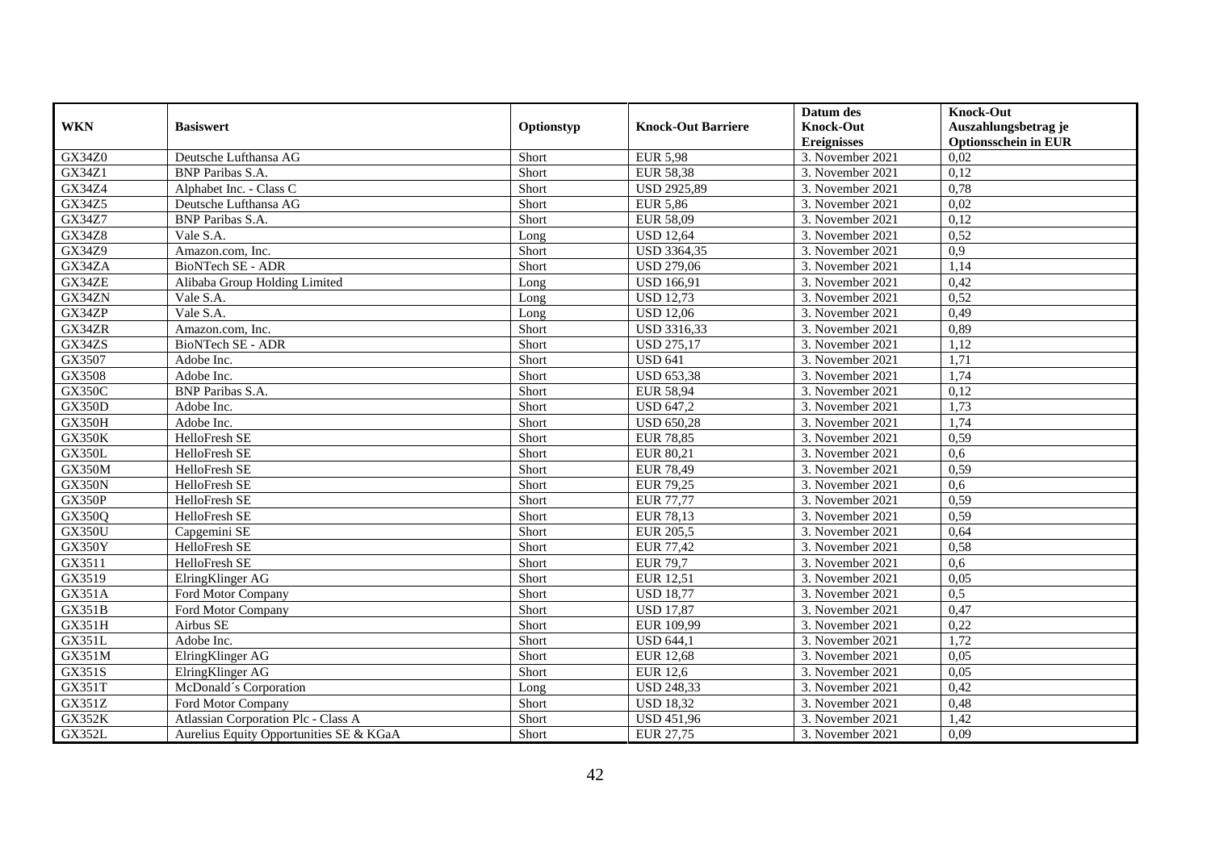| WKN | Basiswert | Optionstyp | Knock-Out Barriere | Datum des Knock-Out Ereignisses | Knock-Out Auszahlungsbetrag je Optionsschein in EUR |
|---|---|---|---|---|---|
| GX34Z0 | Deutsche Lufthansa AG | Short | EUR 5,98 | 3. November 2021 | 0,02 |
| GX34Z1 | BNP Paribas S.A. | Short | EUR 58,38 | 3. November 2021 | 0,12 |
| GX34Z4 | Alphabet Inc. - Class C | Short | USD 2925,89 | 3. November 2021 | 0,78 |
| GX34Z5 | Deutsche Lufthansa AG | Short | EUR 5,86 | 3. November 2021 | 0,02 |
| GX34Z7 | BNP Paribas S.A. | Short | EUR 58,09 | 3. November 2021 | 0,12 |
| GX34Z8 | Vale S.A. | Long | USD 12,64 | 3. November 2021 | 0,52 |
| GX34Z9 | Amazon.com, Inc. | Short | USD 3364,35 | 3. November 2021 | 0,9 |
| GX34ZA | BioNTech SE - ADR | Short | USD 279,06 | 3. November 2021 | 1,14 |
| GX34ZE | Alibaba Group Holding Limited | Long | USD 166,91 | 3. November 2021 | 0,42 |
| GX34ZN | Vale S.A. | Long | USD 12,73 | 3. November 2021 | 0,52 |
| GX34ZP | Vale S.A. | Long | USD 12,06 | 3. November 2021 | 0,49 |
| GX34ZR | Amazon.com, Inc. | Short | USD 3316,33 | 3. November 2021 | 0,89 |
| GX34ZS | BioNTech SE - ADR | Short | USD 275,17 | 3. November 2021 | 1,12 |
| GX3507 | Adobe Inc. | Short | USD 641 | 3. November 2021 | 1,71 |
| GX3508 | Adobe Inc. | Short | USD 653,38 | 3. November 2021 | 1,74 |
| GX350C | BNP Paribas S.A. | Short | EUR 58,94 | 3. November 2021 | 0,12 |
| GX350D | Adobe Inc. | Short | USD 647,2 | 3. November 2021 | 1,73 |
| GX350H | Adobe Inc. | Short | USD 650,28 | 3. November 2021 | 1,74 |
| GX350K | HelloFresh SE | Short | EUR 78,85 | 3. November 2021 | 0,59 |
| GX350L | HelloFresh SE | Short | EUR 80,21 | 3. November 2021 | 0,6 |
| GX350M | HelloFresh SE | Short | EUR 78,49 | 3. November 2021 | 0,59 |
| GX350N | HelloFresh SE | Short | EUR 79,25 | 3. November 2021 | 0,6 |
| GX350P | HelloFresh SE | Short | EUR 77,77 | 3. November 2021 | 0,59 |
| GX350Q | HelloFresh SE | Short | EUR 78,13 | 3. November 2021 | 0,59 |
| GX350U | Capgemini SE | Short | EUR 205,5 | 3. November 2021 | 0,64 |
| GX350Y | HelloFresh SE | Short | EUR 77,42 | 3. November 2021 | 0,58 |
| GX3511 | HelloFresh SE | Short | EUR 79,7 | 3. November 2021 | 0,6 |
| GX3519 | ElringKlinger AG | Short | EUR 12,51 | 3. November 2021 | 0,05 |
| GX351A | Ford Motor Company | Short | USD 18,77 | 3. November 2021 | 0,5 |
| GX351B | Ford Motor Company | Short | USD 17,87 | 3. November 2021 | 0,47 |
| GX351H | Airbus SE | Short | EUR 109,99 | 3. November 2021 | 0,22 |
| GX351L | Adobe Inc. | Short | USD 644,1 | 3. November 2021 | 1,72 |
| GX351M | ElringKlinger AG | Short | EUR 12,68 | 3. November 2021 | 0,05 |
| GX351S | ElringKlinger AG | Short | EUR 12,6 | 3. November 2021 | 0,05 |
| GX351T | McDonald´s Corporation | Long | USD 248,33 | 3. November 2021 | 0,42 |
| GX351Z | Ford Motor Company | Short | USD 18,32 | 3. November 2021 | 0,48 |
| GX352K | Atlassian Corporation Plc - Class A | Short | USD 451,96 | 3. November 2021 | 1,42 |
| GX352L | Aurelius Equity Opportunities SE & KGaA | Short | EUR 27,75 | 3. November 2021 | 0,09 |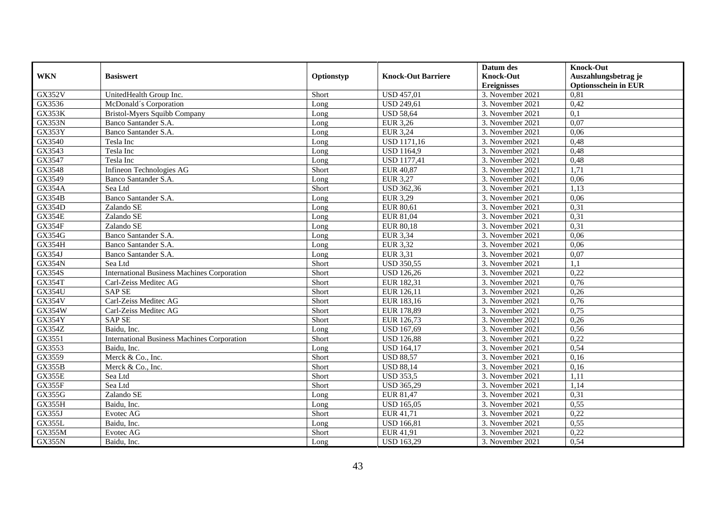| WKN | Basiswert | Optionstyp | Knock-Out Barriere | Datum des Knock-Out Ereignisses | Knock-Out Auszahlungsbetrag je Optionsschein in EUR |
|---|---|---|---|---|---|
| GX352V | UnitedHealth Group Inc. | Short | USD 457,01 | 3. November 2021 | 0,81 |
| GX3536 | McDonald´s Corporation | Long | USD 249,61 | 3. November 2021 | 0,42 |
| GX353K | Bristol-Myers Squibb Company | Long | USD 58,64 | 3. November 2021 | 0,1 |
| GX353N | Banco Santander S.A. | Long | EUR 3,26 | 3. November 2021 | 0,07 |
| GX353Y | Banco Santander S.A. | Long | EUR 3,24 | 3. November 2021 | 0,06 |
| GX3540 | Tesla Inc | Long | USD 1171,16 | 3. November 2021 | 0,48 |
| GX3543 | Tesla Inc | Long | USD 1164,9 | 3. November 2021 | 0,48 |
| GX3547 | Tesla Inc | Long | USD 1177,41 | 3. November 2021 | 0,48 |
| GX3548 | Infineon Technologies AG | Short | EUR 40,87 | 3. November 2021 | 1,71 |
| GX3549 | Banco Santander S.A. | Long | EUR 3,27 | 3. November 2021 | 0,06 |
| GX354A | Sea Ltd | Short | USD 362,36 | 3. November 2021 | 1,13 |
| GX354B | Banco Santander S.A. | Long | EUR 3,29 | 3. November 2021 | 0,06 |
| GX354D | Zalando SE | Long | EUR 80,61 | 3. November 2021 | 0,31 |
| GX354E | Zalando SE | Long | EUR 81,04 | 3. November 2021 | 0,31 |
| GX354F | Zalando SE | Long | EUR 80,18 | 3. November 2021 | 0,31 |
| GX354G | Banco Santander S.A. | Long | EUR 3,34 | 3. November 2021 | 0,06 |
| GX354H | Banco Santander S.A. | Long | EUR 3,32 | 3. November 2021 | 0,06 |
| GX354J | Banco Santander S.A. | Long | EUR 3,31 | 3. November 2021 | 0,07 |
| GX354N | Sea Ltd | Short | USD 350,55 | 3. November 2021 | 1,1 |
| GX354S | International Business Machines Corporation | Short | USD 126,26 | 3. November 2021 | 0,22 |
| GX354T | Carl-Zeiss Meditec AG | Short | EUR 182,31 | 3. November 2021 | 0,76 |
| GX354U | SAP SE | Short | EUR 126,11 | 3. November 2021 | 0,26 |
| GX354V | Carl-Zeiss Meditec AG | Short | EUR 183,16 | 3. November 2021 | 0,76 |
| GX354W | Carl-Zeiss Meditec AG | Short | EUR 178,89 | 3. November 2021 | 0,75 |
| GX354Y | SAP SE | Short | EUR 126,73 | 3. November 2021 | 0,26 |
| GX354Z | Baidu, Inc. | Long | USD 167,69 | 3. November 2021 | 0,56 |
| GX3551 | International Business Machines Corporation | Short | USD 126,88 | 3. November 2021 | 0,22 |
| GX3553 | Baidu, Inc. | Long | USD 164,17 | 3. November 2021 | 0,54 |
| GX3559 | Merck & Co., Inc. | Short | USD 88,57 | 3. November 2021 | 0,16 |
| GX355B | Merck & Co., Inc. | Short | USD 88,14 | 3. November 2021 | 0,16 |
| GX355E | Sea Ltd | Short | USD 353,5 | 3. November 2021 | 1,11 |
| GX355F | Sea Ltd | Short | USD 365,29 | 3. November 2021 | 1,14 |
| GX355G | Zalando SE | Long | EUR 81,47 | 3. November 2021 | 0,31 |
| GX355H | Baidu, Inc. | Long | USD 165,05 | 3. November 2021 | 0,55 |
| GX355J | Evotec AG | Short | EUR 41,71 | 3. November 2021 | 0,22 |
| GX355L | Baidu, Inc. | Long | USD 166,81 | 3. November 2021 | 0,55 |
| GX355M | Evotec AG | Short | EUR 41,91 | 3. November 2021 | 0,22 |
| GX355N | Baidu, Inc. | Long | USD 163,29 | 3. November 2021 | 0,54 |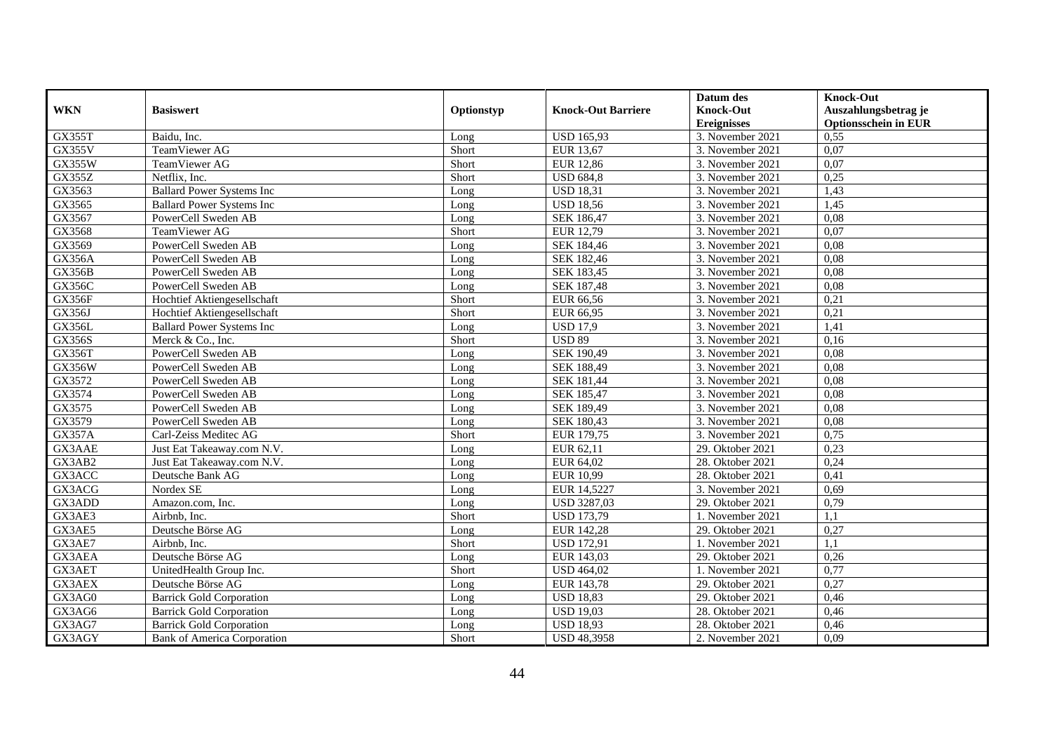| WKN | Basiswert | Optionstyp | Knock-Out Barriere | Datum des Knock-Out Ereignisses | Knock-Out Auszahlungsbetrag je Optionsschein in EUR |
|---|---|---|---|---|---|
| GX355T | Baidu, Inc. | Long | USD 165,93 | 3. November 2021 | 0,55 |
| GX355V | TeamViewer AG | Short | EUR 13,67 | 3. November 2021 | 0,07 |
| GX355W | TeamViewer AG | Short | EUR 12,86 | 3. November 2021 | 0,07 |
| GX355Z | Netflix, Inc. | Short | USD 684,8 | 3. November 2021 | 0,25 |
| GX3563 | Ballard Power Systems Inc | Long | USD 18,31 | 3. November 2021 | 1,43 |
| GX3565 | Ballard Power Systems Inc | Long | USD 18,56 | 3. November 2021 | 1,45 |
| GX3567 | PowerCell Sweden AB | Long | SEK 186,47 | 3. November 2021 | 0,08 |
| GX3568 | TeamViewer AG | Short | EUR 12,79 | 3. November 2021 | 0,07 |
| GX3569 | PowerCell Sweden AB | Long | SEK 184,46 | 3. November 2021 | 0,08 |
| GX356A | PowerCell Sweden AB | Long | SEK 182,46 | 3. November 2021 | 0,08 |
| GX356B | PowerCell Sweden AB | Long | SEK 183,45 | 3. November 2021 | 0,08 |
| GX356C | PowerCell Sweden AB | Long | SEK 187,48 | 3. November 2021 | 0,08 |
| GX356F | Hochtief Aktiengesellschaft | Short | EUR 66,56 | 3. November 2021 | 0,21 |
| GX356J | Hochtief Aktiengesellschaft | Short | EUR 66,95 | 3. November 2021 | 0,21 |
| GX356L | Ballard Power Systems Inc | Long | USD 17,9 | 3. November 2021 | 1,41 |
| GX356S | Merck & Co., Inc. | Short | USD 89 | 3. November 2021 | 0,16 |
| GX356T | PowerCell Sweden AB | Long | SEK 190,49 | 3. November 2021 | 0,08 |
| GX356W | PowerCell Sweden AB | Long | SEK 188,49 | 3. November 2021 | 0,08 |
| GX3572 | PowerCell Sweden AB | Long | SEK 181,44 | 3. November 2021 | 0,08 |
| GX3574 | PowerCell Sweden AB | Long | SEK 185,47 | 3. November 2021 | 0,08 |
| GX3575 | PowerCell Sweden AB | Long | SEK 189,49 | 3. November 2021 | 0,08 |
| GX3579 | PowerCell Sweden AB | Long | SEK 180,43 | 3. November 2021 | 0,08 |
| GX357A | Carl-Zeiss Meditec AG | Short | EUR 179,75 | 3. November 2021 | 0,75 |
| GX3AAE | Just Eat Takeaway.com N.V. | Long | EUR 62,11 | 29. Oktober 2021 | 0,23 |
| GX3AB2 | Just Eat Takeaway.com N.V. | Long | EUR 64,02 | 28. Oktober 2021 | 0,24 |
| GX3ACC | Deutsche Bank AG | Long | EUR 10,99 | 28. Oktober 2021 | 0,41 |
| GX3ACG | Nordex SE | Long | EUR 14,5227 | 3. November 2021 | 0,69 |
| GX3ADD | Amazon.com, Inc. | Long | USD 3287,03 | 29. Oktober 2021 | 0,79 |
| GX3AE3 | Airbnb, Inc. | Short | USD 173,79 | 1. November 2021 | 1,1 |
| GX3AE5 | Deutsche Börse AG | Long | EUR 142,28 | 29. Oktober 2021 | 0,27 |
| GX3AE7 | Airbnb, Inc. | Short | USD 172,91 | 1. November 2021 | 1,1 |
| GX3AEA | Deutsche Börse AG | Long | EUR 143,03 | 29. Oktober 2021 | 0,26 |
| GX3AET | UnitedHealth Group Inc. | Short | USD 464,02 | 1. November 2021 | 0,77 |
| GX3AEX | Deutsche Börse AG | Long | EUR 143,78 | 29. Oktober 2021 | 0,27 |
| GX3AG0 | Barrick Gold Corporation | Long | USD 18,83 | 29. Oktober 2021 | 0,46 |
| GX3AG6 | Barrick Gold Corporation | Long | USD 19,03 | 28. Oktober 2021 | 0,46 |
| GX3AG7 | Barrick Gold Corporation | Long | USD 18,93 | 28. Oktober 2021 | 0,46 |
| GX3AGY | Bank of America Corporation | Short | USD 48,3958 | 2. November 2021 | 0,09 |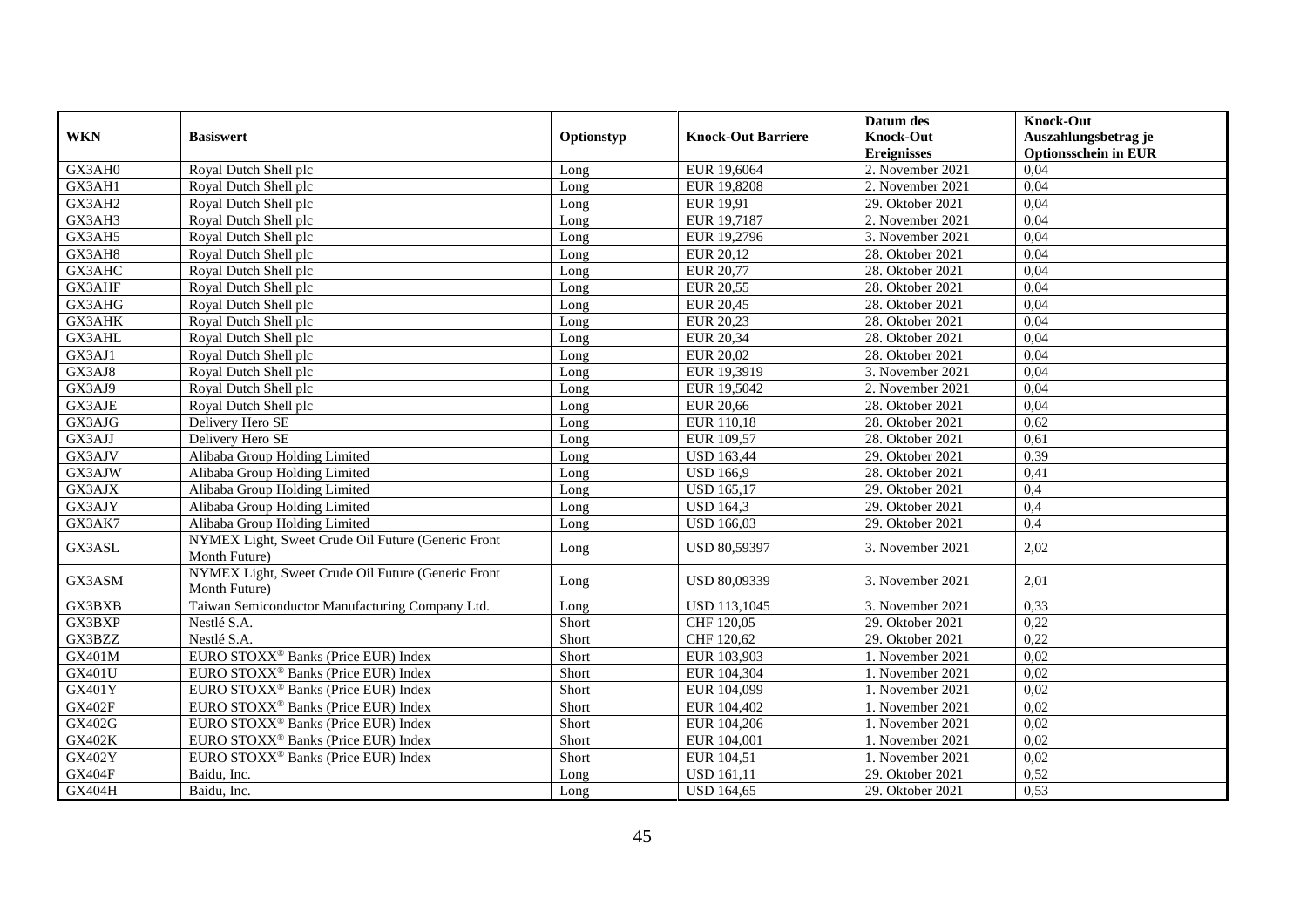| WKN | Basiswert | Optionstyp | Knock-Out Barriere | Datum des Knock-Out Ereignisses | Knock-Out Auszahlungsbetrag je Optionsschein in EUR |
|---|---|---|---|---|---|
| GX3AH0 | Royal Dutch Shell plc | Long | EUR 19,6064 | 2. November 2021 | 0,04 |
| GX3AH1 | Royal Dutch Shell plc | Long | EUR 19,8208 | 2. November 2021 | 0,04 |
| GX3AH2 | Royal Dutch Shell plc | Long | EUR 19,91 | 29. Oktober 2021 | 0,04 |
| GX3AH3 | Royal Dutch Shell plc | Long | EUR 19,7187 | 2. November 2021 | 0,04 |
| GX3AH5 | Royal Dutch Shell plc | Long | EUR 19,2796 | 3. November 2021 | 0,04 |
| GX3AH8 | Royal Dutch Shell plc | Long | EUR 20,12 | 28. Oktober 2021 | 0,04 |
| GX3AHC | Royal Dutch Shell plc | Long | EUR 20,77 | 28. Oktober 2021 | 0,04 |
| GX3AHF | Royal Dutch Shell plc | Long | EUR 20,55 | 28. Oktober 2021 | 0,04 |
| GX3AHG | Royal Dutch Shell plc | Long | EUR 20,45 | 28. Oktober 2021 | 0,04 |
| GX3AHK | Royal Dutch Shell plc | Long | EUR 20,23 | 28. Oktober 2021 | 0,04 |
| GX3AHL | Royal Dutch Shell plc | Long | EUR 20,34 | 28. Oktober 2021 | 0,04 |
| GX3AJ1 | Royal Dutch Shell plc | Long | EUR 20,02 | 28. Oktober 2021 | 0,04 |
| GX3AJ8 | Royal Dutch Shell plc | Long | EUR 19,3919 | 3. November 2021 | 0,04 |
| GX3AJ9 | Royal Dutch Shell plc | Long | EUR 19,5042 | 2. November 2021 | 0,04 |
| GX3AJE | Royal Dutch Shell plc | Long | EUR 20,66 | 28. Oktober 2021 | 0,04 |
| GX3AJG | Delivery Hero SE | Long | EUR 110,18 | 28. Oktober 2021 | 0,62 |
| GX3AJJ | Delivery Hero SE | Long | EUR 109,57 | 28. Oktober 2021 | 0,61 |
| GX3AJV | Alibaba Group Holding Limited | Long | USD 163,44 | 29. Oktober 2021 | 0,39 |
| GX3AJW | Alibaba Group Holding Limited | Long | USD 166,9 | 28. Oktober 2021 | 0,41 |
| GX3AJX | Alibaba Group Holding Limited | Long | USD 165,17 | 29. Oktober 2021 | 0,4 |
| GX3AJY | Alibaba Group Holding Limited | Long | USD 164,3 | 29. Oktober 2021 | 0,4 |
| GX3AK7 | Alibaba Group Holding Limited | Long | USD 166,03 | 29. Oktober 2021 | 0,4 |
| GX3ASL | NYMEX Light, Sweet Crude Oil Future (Generic Front Month Future) | Long | USD 80,59397 | 3. November 2021 | 2,02 |
| GX3ASM | NYMEX Light, Sweet Crude Oil Future (Generic Front Month Future) | Long | USD 80,09339 | 3. November 2021 | 2,01 |
| GX3BXB | Taiwan Semiconductor Manufacturing Company Ltd. | Long | USD 113,1045 | 3. November 2021 | 0,33 |
| GX3BXP | Nestlé S.A. | Short | CHF 120,05 | 29. Oktober 2021 | 0,22 |
| GX3BZZ | Nestlé S.A. | Short | CHF 120,62 | 29. Oktober 2021 | 0,22 |
| GX401M | EURO STOXX® Banks (Price EUR) Index | Short | EUR 103,903 | 1. November 2021 | 0,02 |
| GX401U | EURO STOXX® Banks (Price EUR) Index | Short | EUR 104,304 | 1. November 2021 | 0,02 |
| GX401Y | EURO STOXX® Banks (Price EUR) Index | Short | EUR 104,099 | 1. November 2021 | 0,02 |
| GX402F | EURO STOXX® Banks (Price EUR) Index | Short | EUR 104,402 | 1. November 2021 | 0,02 |
| GX402G | EURO STOXX® Banks (Price EUR) Index | Short | EUR 104,206 | 1. November 2021 | 0,02 |
| GX402K | EURO STOXX® Banks (Price EUR) Index | Short | EUR 104,001 | 1. November 2021 | 0,02 |
| GX402Y | EURO STOXX® Banks (Price EUR) Index | Short | EUR 104,51 | 1. November 2021 | 0,02 |
| GX404F | Baidu, Inc. | Long | USD 161,11 | 29. Oktober 2021 | 0,52 |
| GX404H | Baidu, Inc. | Long | USD 164,65 | 29. Oktober 2021 | 0,53 |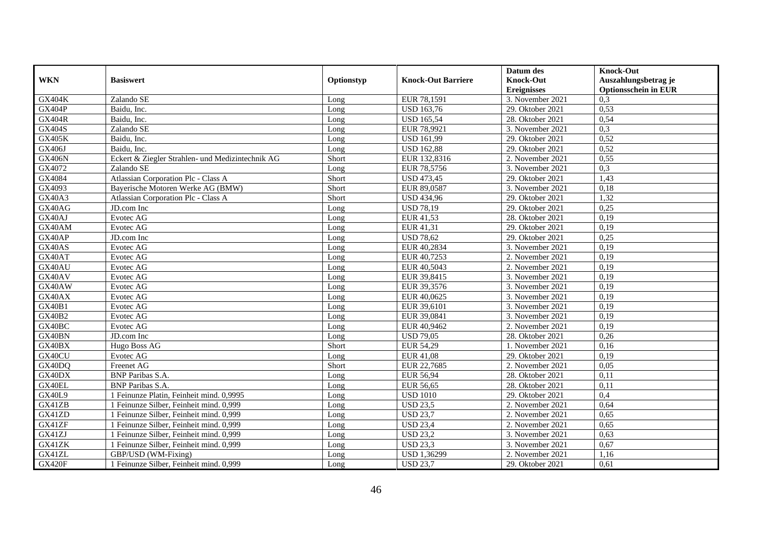| WKN | Basiswert | Optionstyp | Knock-Out Barriere | Datum des Knock-Out Ereignisses | Knock-Out Auszahlungsbetrag je Optionsschein in EUR |
|---|---|---|---|---|---|
| GX404K | Zalando SE | Long | EUR 78,1591 | 3. November 2021 | 0,3 |
| GX404P | Baidu, Inc. | Long | USD 163,76 | 29. Oktober 2021 | 0,53 |
| GX404R | Baidu, Inc. | Long | USD 165,54 | 28. Oktober 2021 | 0,54 |
| GX404S | Zalando SE | Long | EUR 78,9921 | 3. November 2021 | 0,3 |
| GX405K | Baidu, Inc. | Long | USD 161,99 | 29. Oktober 2021 | 0,52 |
| GX406J | Baidu, Inc. | Long | USD 162,88 | 29. Oktober 2021 | 0,52 |
| GX406N | Eckert & Ziegler Strahlen- und Medizintechnik AG | Short | EUR 132,8316 | 2. November 2021 | 0,55 |
| GX4072 | Zalando SE | Long | EUR 78,5756 | 3. November 2021 | 0,3 |
| GX4084 | Atlassian Corporation Plc - Class A | Short | USD 473,45 | 29. Oktober 2021 | 1,43 |
| GX4093 | Bayerische Motoren Werke AG (BMW) | Short | EUR 89,0587 | 3. November 2021 | 0,18 |
| GX40A3 | Atlassian Corporation Plc - Class A | Short | USD 434,96 | 29. Oktober 2021 | 1,32 |
| GX40AG | JD.com Inc | Long | USD 78,19 | 29. Oktober 2021 | 0,25 |
| GX40AJ | Evotec AG | Long | EUR 41,53 | 28. Oktober 2021 | 0,19 |
| GX40AM | Evotec AG | Long | EUR 41,31 | 29. Oktober 2021 | 0,19 |
| GX40AP | JD.com Inc | Long | USD 78,62 | 29. Oktober 2021 | 0,25 |
| GX40AS | Evotec AG | Long | EUR 40,2834 | 3. November 2021 | 0,19 |
| GX40AT | Evotec AG | Long | EUR 40,7253 | 2. November 2021 | 0,19 |
| GX40AU | Evotec AG | Long | EUR 40,5043 | 2. November 2021 | 0,19 |
| GX40AV | Evotec AG | Long | EUR 39,8415 | 3. November 2021 | 0,19 |
| GX40AW | Evotec AG | Long | EUR 39,3576 | 3. November 2021 | 0,19 |
| GX40AX | Evotec AG | Long | EUR 40,0625 | 3. November 2021 | 0,19 |
| GX40B1 | Evotec AG | Long | EUR 39,6101 | 3. November 2021 | 0,19 |
| GX40B2 | Evotec AG | Long | EUR 39,0841 | 3. November 2021 | 0,19 |
| GX40BC | Evotec AG | Long | EUR 40,9462 | 2. November 2021 | 0,19 |
| GX40BN | JD.com Inc | Long | USD 79,05 | 28. Oktober 2021 | 0,26 |
| GX40BX | Hugo Boss AG | Short | EUR 54,29 | 1. November 2021 | 0,16 |
| GX40CU | Evotec AG | Long | EUR 41,08 | 29. Oktober 2021 | 0,19 |
| GX40DQ | Freenet AG | Short | EUR 22,7685 | 2. November 2021 | 0,05 |
| GX40DX | BNP Paribas S.A. | Long | EUR 56,94 | 28. Oktober 2021 | 0,11 |
| GX40EL | BNP Paribas S.A. | Long | EUR 56,65 | 28. Oktober 2021 | 0,11 |
| GX40L9 | 1 Feinunze Platin, Feinheit mind. 0,9995 | Long | USD 1010 | 29. Oktober 2021 | 0,4 |
| GX41ZB | 1 Feinunze Silber, Feinheit mind. 0,999 | Long | USD 23,5 | 2. November 2021 | 0,64 |
| GX41ZD | 1 Feinunze Silber, Feinheit mind. 0,999 | Long | USD 23,7 | 2. November 2021 | 0,65 |
| GX41ZF | 1 Feinunze Silber, Feinheit mind. 0,999 | Long | USD 23,4 | 2. November 2021 | 0,65 |
| GX41ZJ | 1 Feinunze Silber, Feinheit mind. 0,999 | Long | USD 23,2 | 3. November 2021 | 0,63 |
| GX41ZK | 1 Feinunze Silber, Feinheit mind. 0,999 | Long | USD 23,3 | 3. November 2021 | 0,67 |
| GX41ZL | GBP/USD (WM-Fixing) | Long | USD 1,36299 | 2. November 2021 | 1,16 |
| GX420F | 1 Feinunze Silber, Feinheit mind. 0,999 | Long | USD 23,7 | 29. Oktober 2021 | 0,61 |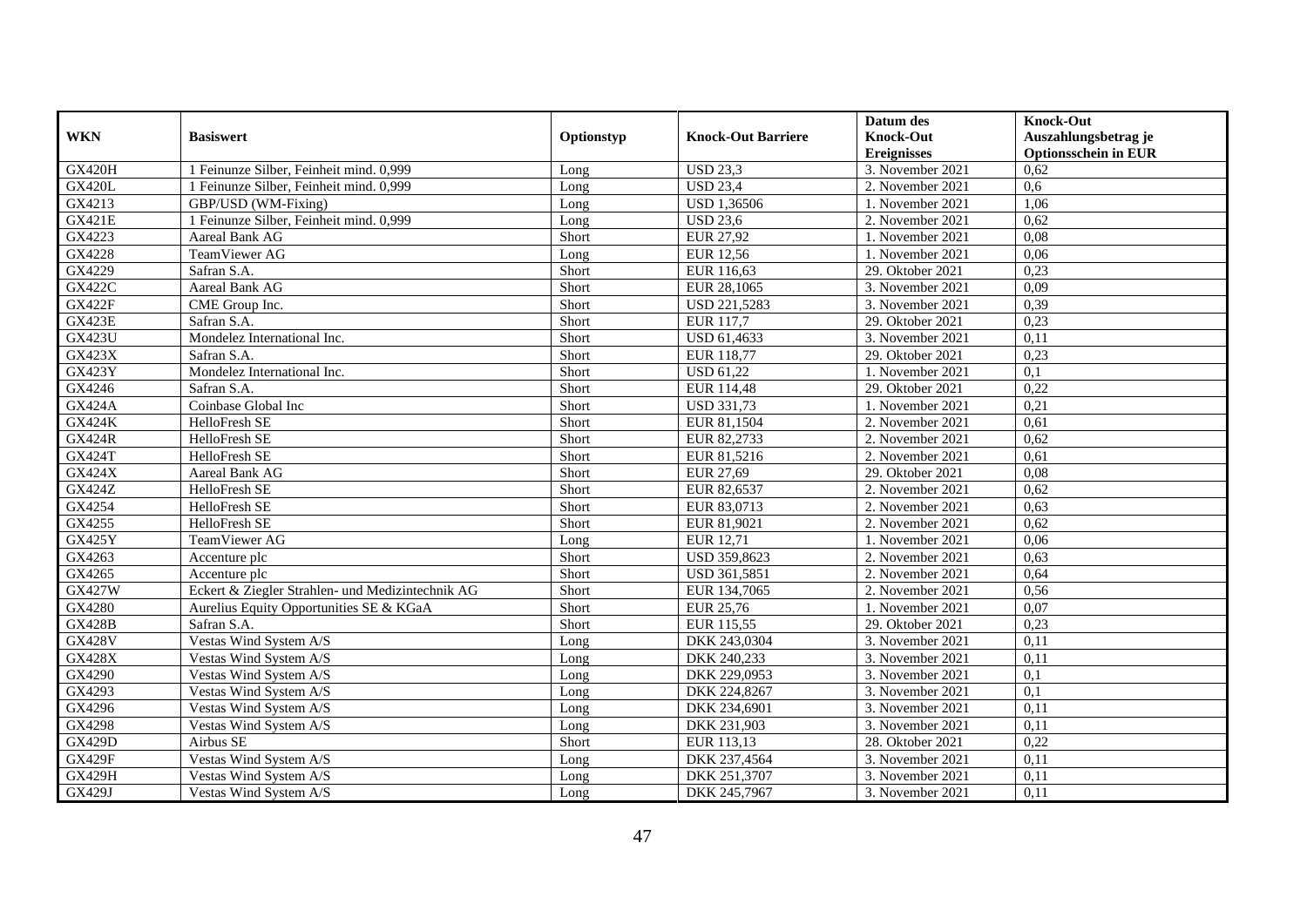| WKN | Basiswert | Optionstyp | Knock-Out Barriere | Datum des Knock-Out Ereignisses | Knock-Out Auszahlungsbetrag je Optionsschein in EUR |
|---|---|---|---|---|---|
| GX420H | 1 Feinunze Silber, Feinheit mind. 0,999 | Long | USD 23,3 | 3. November 2021 | 0,62 |
| GX420L | 1 Feinunze Silber, Feinheit mind. 0,999 | Long | USD 23,4 | 2. November 2021 | 0,6 |
| GX4213 | GBP/USD (WM-Fixing) | Long | USD 1,36506 | 1. November 2021 | 1,06 |
| GX421E | 1 Feinunze Silber, Feinheit mind. 0,999 | Long | USD 23,6 | 2. November 2021 | 0,62 |
| GX4223 | Aareal Bank AG | Short | EUR 27,92 | 1. November 2021 | 0,08 |
| GX4228 | TeamViewer AG | Long | EUR 12,56 | 1. November 2021 | 0,06 |
| GX4229 | Safran S.A. | Short | EUR 116,63 | 29. Oktober 2021 | 0,23 |
| GX422C | Aareal Bank AG | Short | EUR 28,1065 | 3. November 2021 | 0,09 |
| GX422F | CME Group Inc. | Short | USD 221,5283 | 3. November 2021 | 0,39 |
| GX423E | Safran S.A. | Short | EUR 117,7 | 29. Oktober 2021 | 0,23 |
| GX423U | Mondelez International Inc. | Short | USD 61,4633 | 3. November 2021 | 0,11 |
| GX423X | Safran S.A. | Short | EUR 118,77 | 29. Oktober 2021 | 0,23 |
| GX423Y | Mondelez International Inc. | Short | USD 61,22 | 1. November 2021 | 0,1 |
| GX4246 | Safran S.A. | Short | EUR 114,48 | 29. Oktober 2021 | 0,22 |
| GX424A | Coinbase Global Inc | Short | USD 331,73 | 1. November 2021 | 0,21 |
| GX424K | HelloFresh SE | Short | EUR 81,1504 | 2. November 2021 | 0,61 |
| GX424R | HelloFresh SE | Short | EUR 82,2733 | 2. November 2021 | 0,62 |
| GX424T | HelloFresh SE | Short | EUR 81,5216 | 2. November 2021 | 0,61 |
| GX424X | Aareal Bank AG | Short | EUR 27,69 | 29. Oktober 2021 | 0,08 |
| GX424Z | HelloFresh SE | Short | EUR 82,6537 | 2. November 2021 | 0,62 |
| GX4254 | HelloFresh SE | Short | EUR 83,0713 | 2. November 2021 | 0,63 |
| GX4255 | HelloFresh SE | Short | EUR 81,9021 | 2. November 2021 | 0,62 |
| GX425Y | TeamViewer AG | Long | EUR 12,71 | 1. November 2021 | 0,06 |
| GX4263 | Accenture plc | Short | USD 359,8623 | 2. November 2021 | 0,63 |
| GX4265 | Accenture plc | Short | USD 361,5851 | 2. November 2021 | 0,64 |
| GX427W | Eckert & Ziegler Strahlen- und Medizintechnik AG | Short | EUR 134,7065 | 2. November 2021 | 0,56 |
| GX4280 | Aurelius Equity Opportunities SE & KGaA | Short | EUR 25,76 | 1. November 2021 | 0,07 |
| GX428B | Safran S.A. | Short | EUR 115,55 | 29. Oktober 2021 | 0,23 |
| GX428V | Vestas Wind System A/S | Long | DKK 243,0304 | 3. November 2021 | 0,11 |
| GX428X | Vestas Wind System A/S | Long | DKK 240,233 | 3. November 2021 | 0,11 |
| GX4290 | Vestas Wind System A/S | Long | DKK 229,0953 | 3. November 2021 | 0,1 |
| GX4293 | Vestas Wind System A/S | Long | DKK 224,8267 | 3. November 2021 | 0,1 |
| GX4296 | Vestas Wind System A/S | Long | DKK 234,6901 | 3. November 2021 | 0,11 |
| GX4298 | Vestas Wind System A/S | Long | DKK 231,903 | 3. November 2021 | 0,11 |
| GX429D | Airbus SE | Short | EUR 113,13 | 28. Oktober 2021 | 0,22 |
| GX429F | Vestas Wind System A/S | Long | DKK 237,4564 | 3. November 2021 | 0,11 |
| GX429H | Vestas Wind System A/S | Long | DKK 251,3707 | 3. November 2021 | 0,11 |
| GX429J | Vestas Wind System A/S | Long | DKK 245,7967 | 3. November 2021 | 0,11 |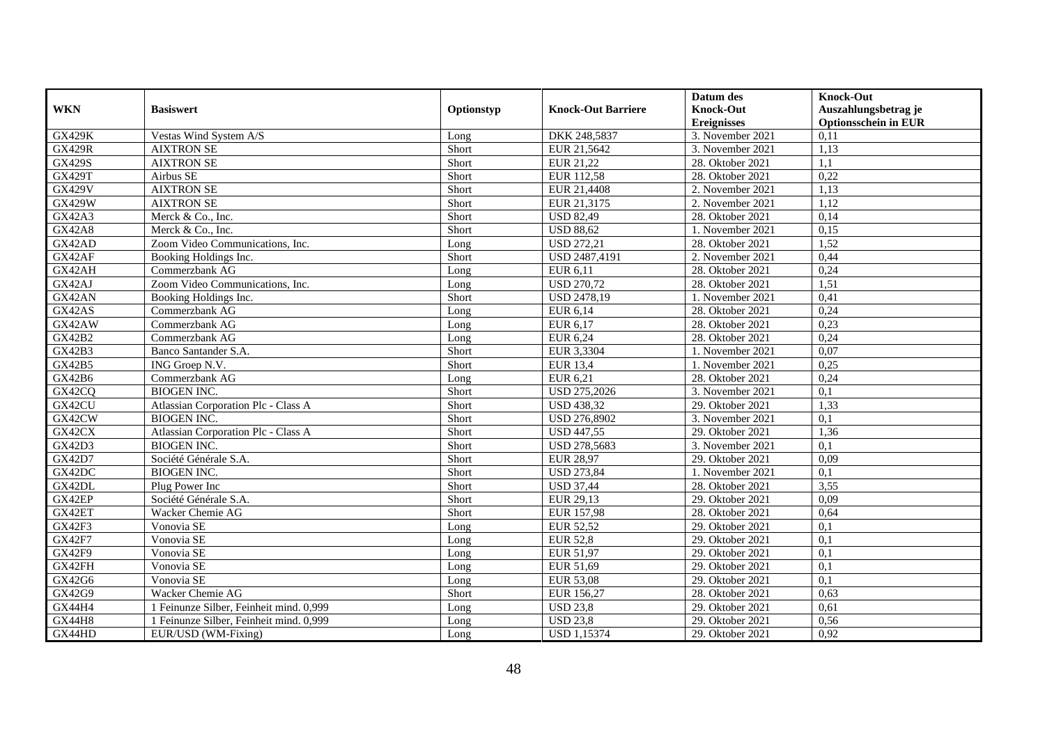| WKN | Basiswert | Optionstyp | Knock-Out Barriere | Datum des Knock-Out Ereignisses | Knock-Out Auszahlungsbetrag je Optionsschein in EUR |
|---|---|---|---|---|---|
| GX429K | Vestas Wind System A/S | Long | DKK 248,5837 | 3. November 2021 | 0,11 |
| GX429R | AIXTRON SE | Short | EUR 21,5642 | 3. November 2021 | 1,13 |
| GX429S | AIXTRON SE | Short | EUR 21,22 | 28. Oktober 2021 | 1,1 |
| GX429T | Airbus SE | Short | EUR 112,58 | 28. Oktober 2021 | 0,22 |
| GX429V | AIXTRON SE | Short | EUR 21,4408 | 2. November 2021 | 1,13 |
| GX429W | AIXTRON SE | Short | EUR 21,3175 | 2. November 2021 | 1,12 |
| GX42A3 | Merck & Co., Inc. | Short | USD 82,49 | 28. Oktober 2021 | 0,14 |
| GX42A8 | Merck & Co., Inc. | Short | USD 88,62 | 1. November 2021 | 0,15 |
| GX42AD | Zoom Video Communications, Inc. | Long | USD 272,21 | 28. Oktober 2021 | 1,52 |
| GX42AF | Booking Holdings Inc. | Short | USD 2487,4191 | 2. November 2021 | 0,44 |
| GX42AH | Commerzbank AG | Long | EUR 6,11 | 28. Oktober 2021 | 0,24 |
| GX42AJ | Zoom Video Communications, Inc. | Long | USD 270,72 | 28. Oktober 2021 | 1,51 |
| GX42AN | Booking Holdings Inc. | Short | USD 2478,19 | 1. November 2021 | 0,41 |
| GX42AS | Commerzbank AG | Long | EUR 6,14 | 28. Oktober 2021 | 0,24 |
| GX42AW | Commerzbank AG | Long | EUR 6,17 | 28. Oktober 2021 | 0,23 |
| GX42B2 | Commerzbank AG | Long | EUR 6,24 | 28. Oktober 2021 | 0,24 |
| GX42B3 | Banco Santander S.A. | Short | EUR 3,3304 | 1. November 2021 | 0,07 |
| GX42B5 | ING Groep N.V. | Short | EUR 13,4 | 1. November 2021 | 0,25 |
| GX42B6 | Commerzbank AG | Long | EUR 6,21 | 28. Oktober 2021 | 0,24 |
| GX42CQ | BIOGEN INC. | Short | USD 275,2026 | 3. November 2021 | 0,1 |
| GX42CU | Atlassian Corporation Plc - Class A | Short | USD 438,32 | 29. Oktober 2021 | 1,33 |
| GX42CW | BIOGEN INC. | Short | USD 276,8902 | 3. November 2021 | 0,1 |
| GX42CX | Atlassian Corporation Plc - Class A | Short | USD 447,55 | 29. Oktober 2021 | 1,36 |
| GX42D3 | BIOGEN INC. | Short | USD 278,5683 | 3. November 2021 | 0,1 |
| GX42D7 | Société Générale S.A. | Short | EUR 28,97 | 29. Oktober 2021 | 0,09 |
| GX42DC | BIOGEN INC. | Short | USD 273,84 | 1. November 2021 | 0,1 |
| GX42DL | Plug Power Inc | Short | USD 37,44 | 28. Oktober 2021 | 3,55 |
| GX42EP | Société Générale S.A. | Short | EUR 29,13 | 29. Oktober 2021 | 0,09 |
| GX42ET | Wacker Chemie AG | Short | EUR 157,98 | 28. Oktober 2021 | 0,64 |
| GX42F3 | Vonovia SE | Long | EUR 52,52 | 29. Oktober 2021 | 0,1 |
| GX42F7 | Vonovia SE | Long | EUR 52,8 | 29. Oktober 2021 | 0,1 |
| GX42F9 | Vonovia SE | Long | EUR 51,97 | 29. Oktober 2021 | 0,1 |
| GX42FH | Vonovia SE | Long | EUR 51,69 | 29. Oktober 2021 | 0,1 |
| GX42G6 | Vonovia SE | Long | EUR 53,08 | 29. Oktober 2021 | 0,1 |
| GX42G9 | Wacker Chemie AG | Short | EUR 156,27 | 28. Oktober 2021 | 0,63 |
| GX44H4 | 1 Feinunze Silber, Feinheit mind. 0,999 | Long | USD 23,8 | 29. Oktober 2021 | 0,61 |
| GX44H8 | 1 Feinunze Silber, Feinheit mind. 0,999 | Long | USD 23,8 | 29. Oktober 2021 | 0,56 |
| GX44HD | EUR/USD (WM-Fixing) | Long | USD 1,15374 | 29. Oktober 2021 | 0,92 |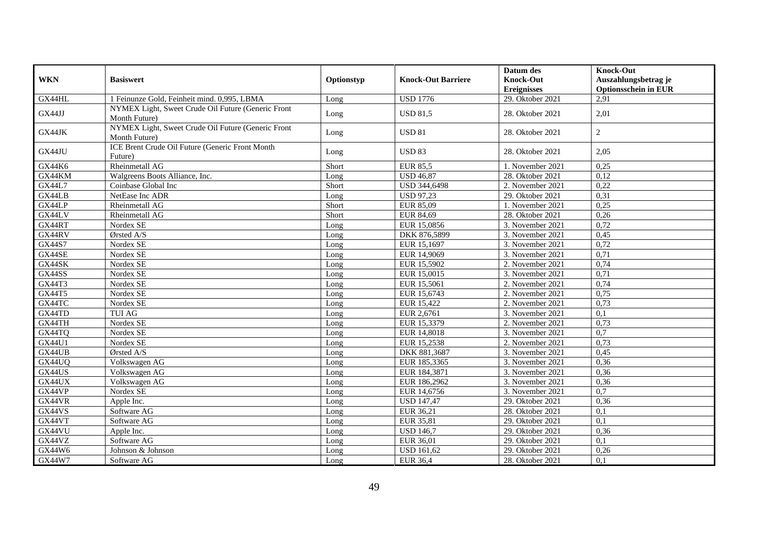| WKN | Basiswert | Optionstyp | Knock-Out Barriere | Datum des Knock-Out Ereignisses | Knock-Out Auszahlungsbetrag je Optionsschein in EUR |
| --- | --- | --- | --- | --- | --- |
| GX44HL | 1 Feinunze Gold, Feinheit mind. 0,995, LBMA | Long | USD 1776 | 29. Oktober 2021 | 2,91 |
| GX44JJ | NYMEX Light, Sweet Crude Oil Future (Generic Front Month Future) | Long | USD 81,5 | 28. Oktober 2021 | 2,01 |
| GX44JK | NYMEX Light, Sweet Crude Oil Future (Generic Front Month Future) | Long | USD 81 | 28. Oktober 2021 | 2 |
| GX44JU | ICE Brent Crude Oil Future (Generic Front Month Future) | Long | USD 83 | 28. Oktober 2021 | 2,05 |
| GX44K6 | Rheinmetall AG | Short | EUR 85,5 | 1. November 2021 | 0,25 |
| GX44KM | Walgreens Boots Alliance, Inc. | Long | USD 46,87 | 28. Oktober 2021 | 0,12 |
| GX44L7 | Coinbase Global Inc | Short | USD 344,6498 | 2. November 2021 | 0,22 |
| GX44LB | NetEase Inc ADR | Long | USD 97,23 | 29. Oktober 2021 | 0,31 |
| GX44LP | Rheinmetall AG | Short | EUR 85,09 | 1. November 2021 | 0,25 |
| GX44LV | Rheinmetall AG | Short | EUR 84,69 | 28. Oktober 2021 | 0,26 |
| GX44RT | Nordex SE | Long | EUR 15,0856 | 3. November 2021 | 0,72 |
| GX44RV | Ørsted A/S | Long | DKK 876,5899 | 3. November 2021 | 0,45 |
| GX44S7 | Nordex SE | Long | EUR 15,1697 | 3. November 2021 | 0,72 |
| GX44SE | Nordex SE | Long | EUR 14,9069 | 3. November 2021 | 0,71 |
| GX44SK | Nordex SE | Long | EUR 15,5902 | 2. November 2021 | 0,74 |
| GX44SS | Nordex SE | Long | EUR 15,0015 | 3. November 2021 | 0,71 |
| GX44T3 | Nordex SE | Long | EUR 15,5061 | 2. November 2021 | 0,74 |
| GX44T5 | Nordex SE | Long | EUR 15,6743 | 2. November 2021 | 0,75 |
| GX44TC | Nordex SE | Long | EUR 15,422 | 2. November 2021 | 0,73 |
| GX44TD | TUI AG | Long | EUR 2,6761 | 3. November 2021 | 0,1 |
| GX44TH | Nordex SE | Long | EUR 15,3379 | 2. November 2021 | 0,73 |
| GX44TQ | Nordex SE | Long | EUR 14,8018 | 3. November 2021 | 0,7 |
| GX44U1 | Nordex SE | Long | EUR 15,2538 | 2. November 2021 | 0,73 |
| GX44UB | Ørsted A/S | Long | DKK 881,3687 | 3. November 2021 | 0,45 |
| GX44UQ | Volkswagen AG | Long | EUR 185,3365 | 3. November 2021 | 0,36 |
| GX44US | Volkswagen AG | Long | EUR 184,3871 | 3. November 2021 | 0,36 |
| GX44UX | Volkswagen AG | Long | EUR 186,2962 | 3. November 2021 | 0,36 |
| GX44VP | Nordex SE | Long | EUR 14,6756 | 3. November 2021 | 0,7 |
| GX44VR | Apple Inc. | Long | USD 147,47 | 29. Oktober 2021 | 0,36 |
| GX44VS | Software AG | Long | EUR 36,21 | 28. Oktober 2021 | 0,1 |
| GX44VT | Software AG | Long | EUR 35,81 | 29. Oktober 2021 | 0,1 |
| GX44VU | Apple Inc. | Long | USD 146,7 | 29. Oktober 2021 | 0,36 |
| GX44VZ | Software AG | Long | EUR 36,01 | 29. Oktober 2021 | 0,1 |
| GX44W6 | Johnson & Johnson | Long | USD 161,62 | 29. Oktober 2021 | 0,26 |
| GX44W7 | Software AG | Long | EUR 36,4 | 28. Oktober 2021 | 0,1 |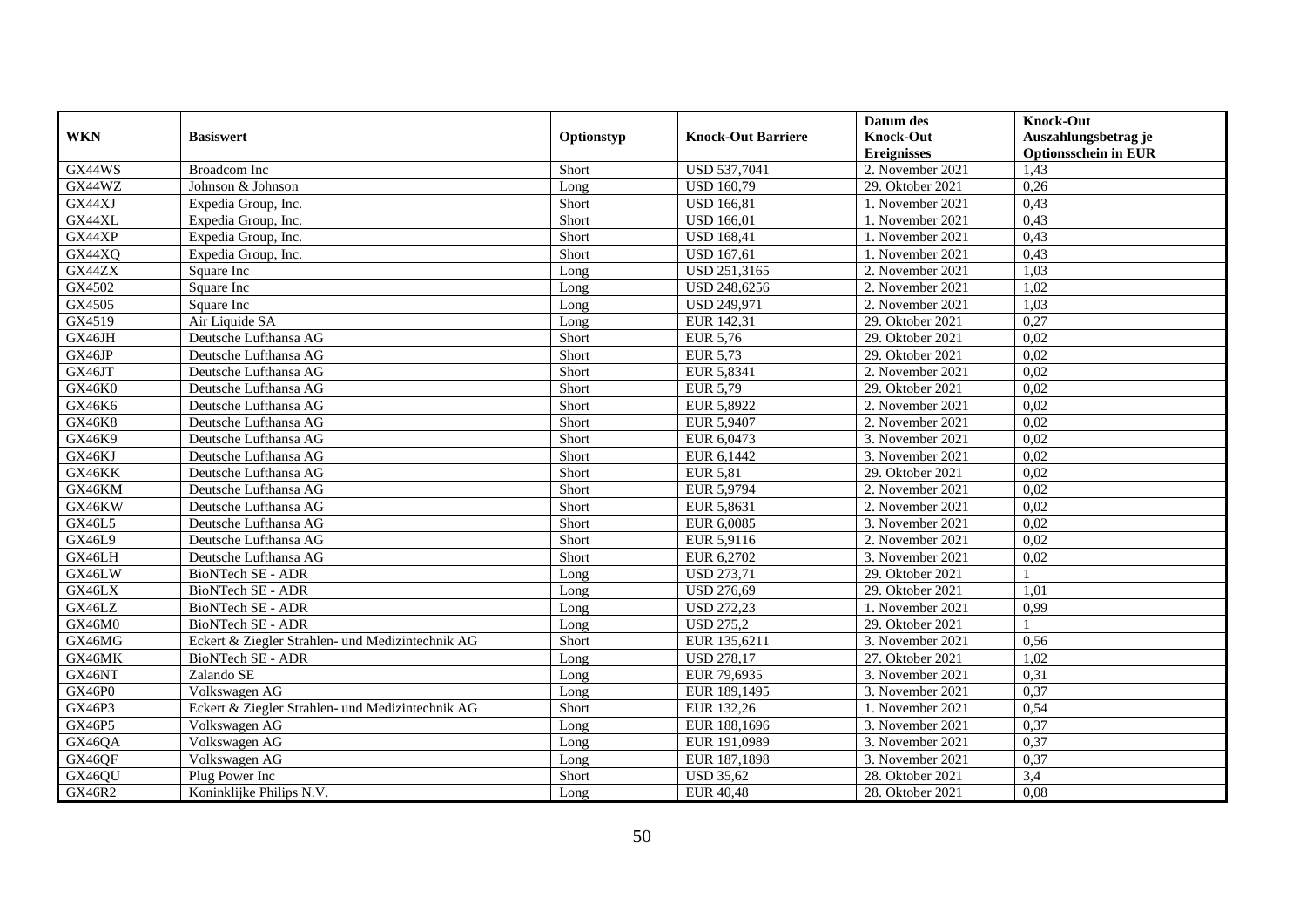| WKN | Basiswert | Optionstyp | Knock-Out Barriere | Datum des Knock-Out Ereignisses | Knock-Out Auszahlungsbetrag je Optionsschein in EUR |
|---|---|---|---|---|---|
| GX44WS | Broadcom Inc | Short | USD 537,7041 | 2. November 2021 | 1,43 |
| GX44WZ | Johnson & Johnson | Long | USD 160,79 | 29. Oktober 2021 | 0,26 |
| GX44XJ | Expedia Group, Inc. | Short | USD 166,81 | 1. November 2021 | 0,43 |
| GX44XL | Expedia Group, Inc. | Short | USD 166,01 | 1. November 2021 | 0,43 |
| GX44XP | Expedia Group, Inc. | Short | USD 168,41 | 1. November 2021 | 0,43 |
| GX44XQ | Expedia Group, Inc. | Short | USD 167,61 | 1. November 2021 | 0,43 |
| GX44ZX | Square Inc | Long | USD 251,3165 | 2. November 2021 | 1,03 |
| GX4502 | Square Inc | Long | USD 248,6256 | 2. November 2021 | 1,02 |
| GX4505 | Square Inc | Long | USD 249,971 | 2. November 2021 | 1,03 |
| GX4519 | Air Liquide SA | Long | EUR 142,31 | 29. Oktober 2021 | 0,27 |
| GX46JH | Deutsche Lufthansa AG | Short | EUR 5,76 | 29. Oktober 2021 | 0,02 |
| GX46JP | Deutsche Lufthansa AG | Short | EUR 5,73 | 29. Oktober 2021 | 0,02 |
| GX46JT | Deutsche Lufthansa AG | Short | EUR 5,8341 | 2. November 2021 | 0,02 |
| GX46K0 | Deutsche Lufthansa AG | Short | EUR 5,79 | 29. Oktober 2021 | 0,02 |
| GX46K6 | Deutsche Lufthansa AG | Short | EUR 5,8922 | 2. November 2021 | 0,02 |
| GX46K8 | Deutsche Lufthansa AG | Short | EUR 5,9407 | 2. November 2021 | 0,02 |
| GX46K9 | Deutsche Lufthansa AG | Short | EUR 6,0473 | 3. November 2021 | 0,02 |
| GX46KJ | Deutsche Lufthansa AG | Short | EUR 6,1442 | 3. November 2021 | 0,02 |
| GX46KK | Deutsche Lufthansa AG | Short | EUR 5,81 | 29. Oktober 2021 | 0,02 |
| GX46KM | Deutsche Lufthansa AG | Short | EUR 5,9794 | 2. November 2021 | 0,02 |
| GX46KW | Deutsche Lufthansa AG | Short | EUR 5,8631 | 2. November 2021 | 0,02 |
| GX46L5 | Deutsche Lufthansa AG | Short | EUR 6,0085 | 3. November 2021 | 0,02 |
| GX46L9 | Deutsche Lufthansa AG | Short | EUR 5,9116 | 2. November 2021 | 0,02 |
| GX46LH | Deutsche Lufthansa AG | Short | EUR 6,2702 | 3. November 2021 | 0,02 |
| GX46LW | BioNTech SE - ADR | Long | USD 273,71 | 29. Oktober 2021 | 1 |
| GX46LX | BioNTech SE - ADR | Long | USD 276,69 | 29. Oktober 2021 | 1,01 |
| GX46LZ | BioNTech SE - ADR | Long | USD 272,23 | 1. November 2021 | 0,99 |
| GX46M0 | BioNTech SE - ADR | Long | USD 275,2 | 29. Oktober 2021 | 1 |
| GX46MG | Eckert & Ziegler Strahlen- und Medizintechnik AG | Short | EUR 135,6211 | 3. November 2021 | 0,56 |
| GX46MK | BioNTech SE - ADR | Long | USD 278,17 | 27. Oktober 2021 | 1,02 |
| GX46NT | Zalando SE | Long | EUR 79,6935 | 3. November 2021 | 0,31 |
| GX46P0 | Volkswagen AG | Long | EUR 189,1495 | 3. November 2021 | 0,37 |
| GX46P3 | Eckert & Ziegler Strahlen- und Medizintechnik AG | Short | EUR 132,26 | 1. November 2021 | 0,54 |
| GX46P5 | Volkswagen AG | Long | EUR 188,1696 | 3. November 2021 | 0,37 |
| GX46QA | Volkswagen AG | Long | EUR 191,0989 | 3. November 2021 | 0,37 |
| GX46QF | Volkswagen AG | Long | EUR 187,1898 | 3. November 2021 | 0,37 |
| GX46QU | Plug Power Inc | Short | USD 35,62 | 28. Oktober 2021 | 3,4 |
| GX46R2 | Koninklijke Philips N.V. | Long | EUR 40,48 | 28. Oktober 2021 | 0,08 |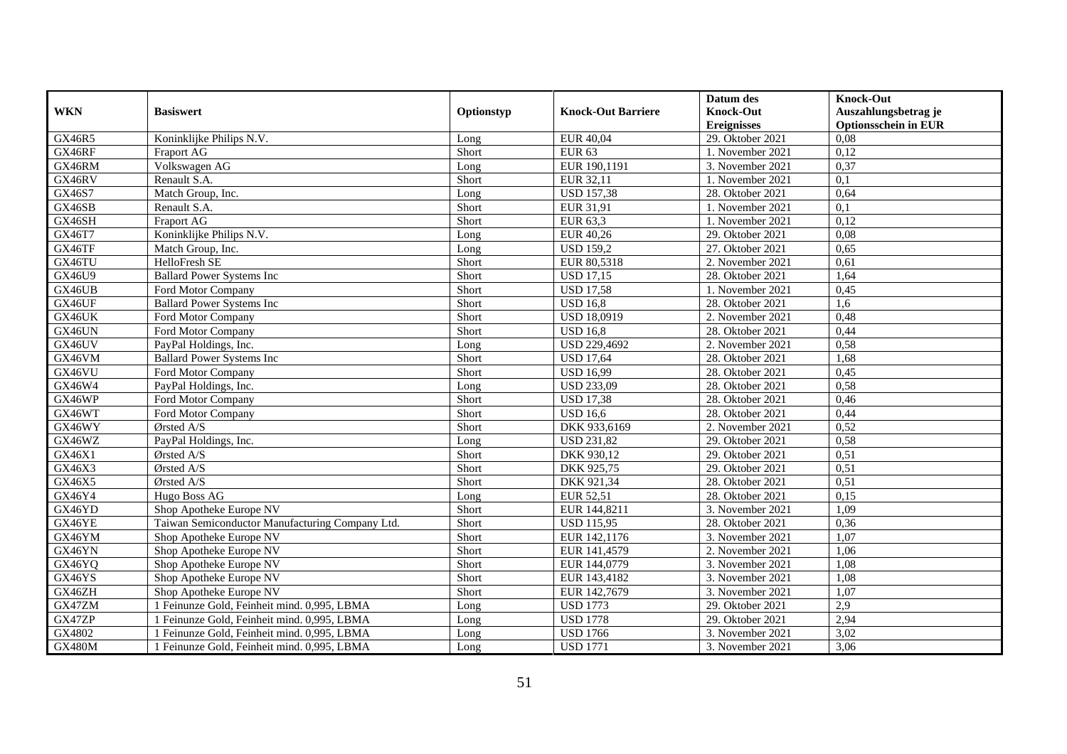| WKN | Basiswert | Optionstyp | Knock-Out Barriere | Datum des Knock-Out Ereignisses | Knock-Out Auszahlungsbetrag je Optionsschein in EUR |
|---|---|---|---|---|---|
| GX46R5 | Koninklijke Philips N.V. | Long | EUR 40,04 | 29. Oktober 2021 | 0,08 |
| GX46RF | Fraport AG | Short | EUR 63 | 1. November 2021 | 0,12 |
| GX46RM | Volkswagen AG | Long | EUR 190,1191 | 3. November 2021 | 0,37 |
| GX46RV | Renault S.A. | Short | EUR 32,11 | 1. November 2021 | 0,1 |
| GX46S7 | Match Group, Inc. | Long | USD 157,38 | 28. Oktober 2021 | 0,64 |
| GX46SB | Renault S.A. | Short | EUR 31,91 | 1. November 2021 | 0,1 |
| GX46SH | Fraport AG | Short | EUR 63,3 | 1. November 2021 | 0,12 |
| GX46T7 | Koninklijke Philips N.V. | Long | EUR 40,26 | 29. Oktober 2021 | 0,08 |
| GX46TF | Match Group, Inc. | Long | USD 159,2 | 27. Oktober 2021 | 0,65 |
| GX46TU | HelloFresh SE | Short | EUR 80,5318 | 2. November 2021 | 0,61 |
| GX46U9 | Ballard Power Systems Inc | Short | USD 17,15 | 28. Oktober 2021 | 1,64 |
| GX46UB | Ford Motor Company | Short | USD 17,58 | 1. November 2021 | 0,45 |
| GX46UF | Ballard Power Systems Inc | Short | USD 16,8 | 28. Oktober 2021 | 1,6 |
| GX46UK | Ford Motor Company | Short | USD 18,0919 | 2. November 2021 | 0,48 |
| GX46UN | Ford Motor Company | Short | USD 16,8 | 28. Oktober 2021 | 0,44 |
| GX46UV | PayPal Holdings, Inc. | Long | USD 229,4692 | 2. November 2021 | 0,58 |
| GX46VM | Ballard Power Systems Inc | Short | USD 17,64 | 28. Oktober 2021 | 1,68 |
| GX46VU | Ford Motor Company | Short | USD 16,99 | 28. Oktober 2021 | 0,45 |
| GX46W4 | PayPal Holdings, Inc. | Long | USD 233,09 | 28. Oktober 2021 | 0,58 |
| GX46WP | Ford Motor Company | Short | USD 17,38 | 28. Oktober 2021 | 0,46 |
| GX46WT | Ford Motor Company | Short | USD 16,6 | 28. Oktober 2021 | 0,44 |
| GX46WY | Ørsted A/S | Short | DKK 933,6169 | 2. November 2021 | 0,52 |
| GX46WZ | PayPal Holdings, Inc. | Long | USD 231,82 | 29. Oktober 2021 | 0,58 |
| GX46X1 | Ørsted A/S | Short | DKK 930,12 | 29. Oktober 2021 | 0,51 |
| GX46X3 | Ørsted A/S | Short | DKK 925,75 | 29. Oktober 2021 | 0,51 |
| GX46X5 | Ørsted A/S | Short | DKK 921,34 | 28. Oktober 2021 | 0,51 |
| GX46Y4 | Hugo Boss AG | Long | EUR 52,51 | 28. Oktober 2021 | 0,15 |
| GX46YD | Shop Apotheke Europe NV | Short | EUR 144,8211 | 3. November 2021 | 1,09 |
| GX46YE | Taiwan Semiconductor Manufacturing Company Ltd. | Short | USD 115,95 | 28. Oktober 2021 | 0,36 |
| GX46YM | Shop Apotheke Europe NV | Short | EUR 142,1176 | 3. November 2021 | 1,07 |
| GX46YN | Shop Apotheke Europe NV | Short | EUR 141,4579 | 2. November 2021 | 1,06 |
| GX46YQ | Shop Apotheke Europe NV | Short | EUR 144,0779 | 3. November 2021 | 1,08 |
| GX46YS | Shop Apotheke Europe NV | Short | EUR 143,4182 | 3. November 2021 | 1,08 |
| GX46ZH | Shop Apotheke Europe NV | Short | EUR 142,7679 | 3. November 2021 | 1,07 |
| GX47ZM | 1 Feinunze Gold, Feinheit mind. 0,995, LBMA | Long | USD 1773 | 29. Oktober 2021 | 2,9 |
| GX47ZP | 1 Feinunze Gold, Feinheit mind. 0,995, LBMA | Long | USD 1778 | 29. Oktober 2021 | 2,94 |
| GX4802 | 1 Feinunze Gold, Feinheit mind. 0,995, LBMA | Long | USD 1766 | 3. November 2021 | 3,02 |
| GX480M | 1 Feinunze Gold, Feinheit mind. 0,995, LBMA | Long | USD 1771 | 3. November 2021 | 3,06 |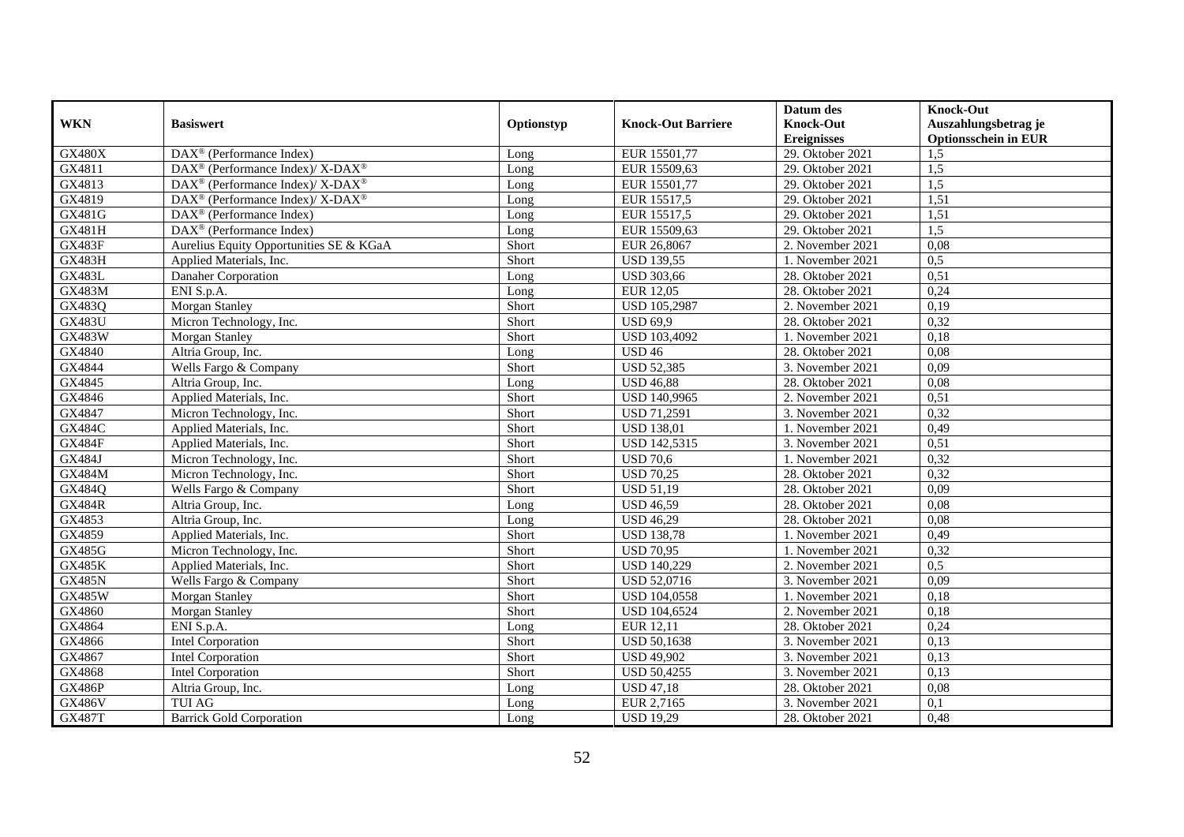| WKN | Basiswert | Optionstyp | Knock-Out Barriere | Datum des Knock-Out Ereignisses | Knock-Out Auszahlungsbetrag je Optionsschein in EUR |
|---|---|---|---|---|---|
| GX480X | DAX® (Performance Index) | Long | EUR 15501,77 | 29. Oktober 2021 | 1,5 |
| GX4811 | DAX® (Performance Index)/ X-DAX® | Long | EUR 15509,63 | 29. Oktober 2021 | 1,5 |
| GX4813 | DAX® (Performance Index)/ X-DAX® | Long | EUR 15501,77 | 29. Oktober 2021 | 1,5 |
| GX4819 | DAX® (Performance Index)/ X-DAX® | Long | EUR 15517,5 | 29. Oktober 2021 | 1,51 |
| GX481G | DAX® (Performance Index) | Long | EUR 15517,5 | 29. Oktober 2021 | 1,51 |
| GX481H | DAX® (Performance Index) | Long | EUR 15509,63 | 29. Oktober 2021 | 1,5 |
| GX483F | Aurelius Equity Opportunities SE & KGaA | Short | EUR 26,8067 | 2. November 2021 | 0,08 |
| GX483H | Applied Materials, Inc. | Short | USD 139,55 | 1. November 2021 | 0,5 |
| GX483L | Danaher Corporation | Long | USD 303,66 | 28. Oktober 2021 | 0,51 |
| GX483M | ENI S.p.A. | Long | EUR 12,05 | 28. Oktober 2021 | 0,24 |
| GX483Q | Morgan Stanley | Short | USD 105,2987 | 2. November 2021 | 0,19 |
| GX483U | Micron Technology, Inc. | Short | USD 69,9 | 28. Oktober 2021 | 0,32 |
| GX483W | Morgan Stanley | Short | USD 103,4092 | 1. November 2021 | 0,18 |
| GX4840 | Altria Group, Inc. | Long | USD 46 | 28. Oktober 2021 | 0,08 |
| GX4844 | Wells Fargo & Company | Short | USD 52,385 | 3. November 2021 | 0,09 |
| GX4845 | Altria Group, Inc. | Long | USD 46,88 | 28. Oktober 2021 | 0,08 |
| GX4846 | Applied Materials, Inc. | Short | USD 140,9965 | 2. November 2021 | 0,51 |
| GX4847 | Micron Technology, Inc. | Short | USD 71,2591 | 3. November 2021 | 0,32 |
| GX484C | Applied Materials, Inc. | Short | USD 138,01 | 1. November 2021 | 0,49 |
| GX484F | Applied Materials, Inc. | Short | USD 142,5315 | 3. November 2021 | 0,51 |
| GX484J | Micron Technology, Inc. | Short | USD 70,6 | 1. November 2021 | 0,32 |
| GX484M | Micron Technology, Inc. | Short | USD 70,25 | 28. Oktober 2021 | 0,32 |
| GX484Q | Wells Fargo & Company | Short | USD 51,19 | 28. Oktober 2021 | 0,09 |
| GX484R | Altria Group, Inc. | Long | USD 46,59 | 28. Oktober 2021 | 0,08 |
| GX4853 | Altria Group, Inc. | Long | USD 46,29 | 28. Oktober 2021 | 0,08 |
| GX4859 | Applied Materials, Inc. | Short | USD 138,78 | 1. November 2021 | 0,49 |
| GX485G | Micron Technology, Inc. | Short | USD 70,95 | 1. November 2021 | 0,32 |
| GX485K | Applied Materials, Inc. | Short | USD 140,229 | 2. November 2021 | 0,5 |
| GX485N | Wells Fargo & Company | Short | USD 52,0716 | 3. November 2021 | 0,09 |
| GX485W | Morgan Stanley | Short | USD 104,0558 | 1. November 2021 | 0,18 |
| GX4860 | Morgan Stanley | Short | USD 104,6524 | 2. November 2021 | 0,18 |
| GX4864 | ENI S.p.A. | Long | EUR 12,11 | 28. Oktober 2021 | 0,24 |
| GX4866 | Intel Corporation | Short | USD 50,1638 | 3. November 2021 | 0,13 |
| GX4867 | Intel Corporation | Short | USD 49,902 | 3. November 2021 | 0,13 |
| GX4868 | Intel Corporation | Short | USD 50,4255 | 3. November 2021 | 0,13 |
| GX486P | Altria Group, Inc. | Long | USD 47,18 | 28. Oktober 2021 | 0,08 |
| GX486V | TUI AG | Long | EUR 2,7165 | 3. November 2021 | 0,1 |
| GX487T | Barrick Gold Corporation | Long | USD 19,29 | 28. Oktober 2021 | 0,48 |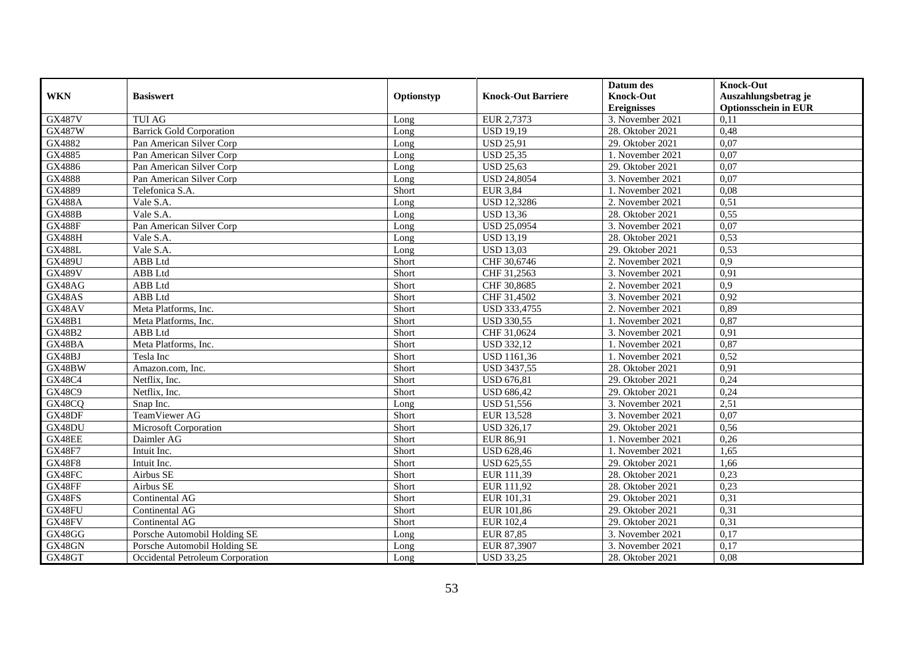| WKN | Basiswert | Optionstyp | Knock-Out Barriere | Datum des Knock-Out Ereignisses | Knock-Out Auszahlungsbetrag je Optionsschein in EUR |
|---|---|---|---|---|---|
| GX487V | TUI AG | Long | EUR 2,7373 | 3. November 2021 | 0,11 |
| GX487W | Barrick Gold Corporation | Long | USD 19,19 | 28. Oktober 2021 | 0,48 |
| GX4882 | Pan American Silver Corp | Long | USD 25,91 | 29. Oktober 2021 | 0,07 |
| GX4885 | Pan American Silver Corp | Long | USD 25,35 | 1. November 2021 | 0,07 |
| GX4886 | Pan American Silver Corp | Long | USD 25,63 | 29. Oktober 2021 | 0,07 |
| GX4888 | Pan American Silver Corp | Long | USD 24,8054 | 3. November 2021 | 0,07 |
| GX4889 | Telefonica S.A. | Short | EUR 3,84 | 1. November 2021 | 0,08 |
| GX488A | Vale S.A. | Long | USD 12,3286 | 2. November 2021 | 0,51 |
| GX488B | Vale S.A. | Long | USD 13,36 | 28. Oktober 2021 | 0,55 |
| GX488F | Pan American Silver Corp | Long | USD 25,0954 | 3. November 2021 | 0,07 |
| GX488H | Vale S.A. | Long | USD 13,19 | 28. Oktober 2021 | 0,53 |
| GX488L | Vale S.A. | Long | USD 13,03 | 29. Oktober 2021 | 0,53 |
| GX489U | ABB Ltd | Short | CHF 30,6746 | 2. November 2021 | 0,9 |
| GX489V | ABB Ltd | Short | CHF 31,2563 | 3. November 2021 | 0,91 |
| GX48AG | ABB Ltd | Short | CHF 30,8685 | 2. November 2021 | 0,9 |
| GX48AS | ABB Ltd | Short | CHF 31,4502 | 3. November 2021 | 0,92 |
| GX48AV | Meta Platforms, Inc. | Short | USD 333,4755 | 2. November 2021 | 0,89 |
| GX48B1 | Meta Platforms, Inc. | Short | USD 330,55 | 1. November 2021 | 0,87 |
| GX48B2 | ABB Ltd | Short | CHF 31,0624 | 3. November 2021 | 0,91 |
| GX48BA | Meta Platforms, Inc. | Short | USD 332,12 | 1. November 2021 | 0,87 |
| GX48BJ | Tesla Inc | Short | USD 1161,36 | 1. November 2021 | 0,52 |
| GX48BW | Amazon.com, Inc. | Short | USD 3437,55 | 28. Oktober 2021 | 0,91 |
| GX48C4 | Netflix, Inc. | Short | USD 676,81 | 29. Oktober 2021 | 0,24 |
| GX48C9 | Netflix, Inc. | Short | USD 686,42 | 29. Oktober 2021 | 0,24 |
| GX48CQ | Snap Inc. | Long | USD 51,556 | 3. November 2021 | 2,51 |
| GX48DF | TeamViewer AG | Short | EUR 13,528 | 3. November 2021 | 0,07 |
| GX48DU | Microsoft Corporation | Short | USD 326,17 | 29. Oktober 2021 | 0,56 |
| GX48EE | Daimler AG | Short | EUR 86,91 | 1. November 2021 | 0,26 |
| GX48F7 | Intuit Inc. | Short | USD 628,46 | 1. November 2021 | 1,65 |
| GX48F8 | Intuit Inc. | Short | USD 625,55 | 29. Oktober 2021 | 1,66 |
| GX48FC | Airbus SE | Short | EUR 111,39 | 28. Oktober 2021 | 0,23 |
| GX48FF | Airbus SE | Short | EUR 111,92 | 28. Oktober 2021 | 0,23 |
| GX48FS | Continental AG | Short | EUR 101,31 | 29. Oktober 2021 | 0,31 |
| GX48FU | Continental AG | Short | EUR 101,86 | 29. Oktober 2021 | 0,31 |
| GX48FV | Continental AG | Short | EUR 102,4 | 29. Oktober 2021 | 0,31 |
| GX48GG | Porsche Automobil Holding SE | Long | EUR 87,85 | 3. November 2021 | 0,17 |
| GX48GN | Porsche Automobil Holding SE | Long | EUR 87,3907 | 3. November 2021 | 0,17 |
| GX48GT | Occidental Petroleum Corporation | Long | USD 33,25 | 28. Oktober 2021 | 0,08 |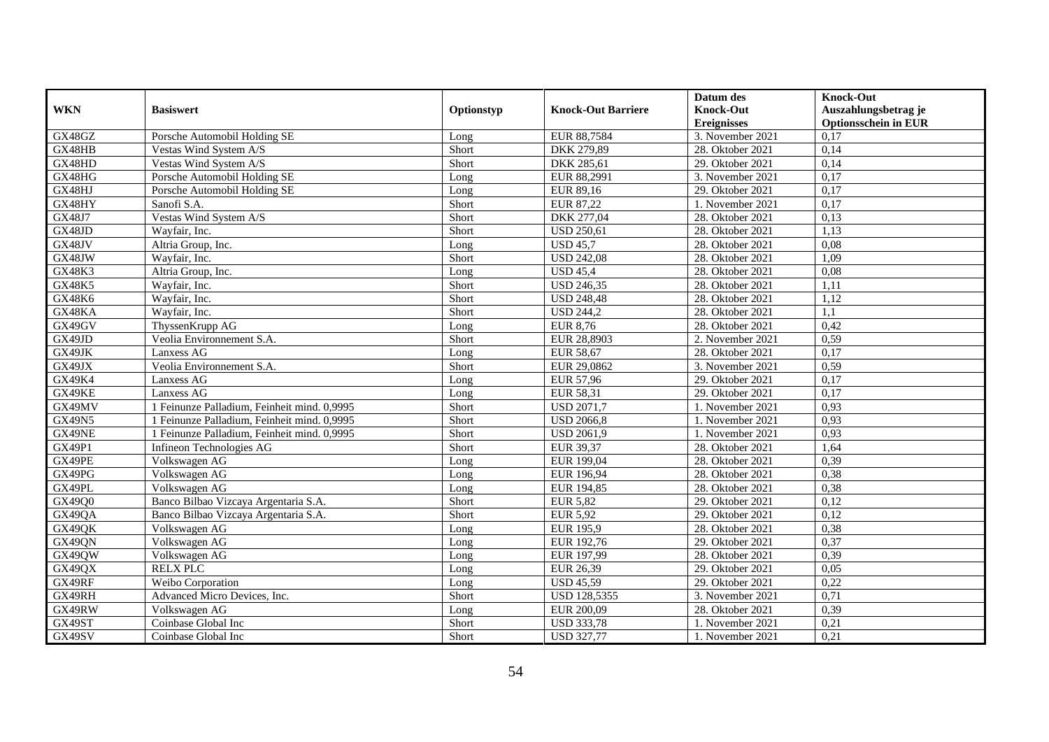| WKN | Basiswert | Optionstyp | Knock-Out Barriere | Datum des Knock-Out Ereignisses | Knock-Out Auszahlungsbetrag je Optionsschein in EUR |
|---|---|---|---|---|---|
| GX48GZ | Porsche Automobil Holding SE | Long | EUR 88,7584 | 3. November 2021 | 0,17 |
| GX48HB | Vestas Wind System A/S | Short | DKK 279,89 | 28. Oktober 2021 | 0,14 |
| GX48HD | Vestas Wind System A/S | Short | DKK 285,61 | 29. Oktober 2021 | 0,14 |
| GX48HG | Porsche Automobil Holding SE | Long | EUR 88,2991 | 3. November 2021 | 0,17 |
| GX48HJ | Porsche Automobil Holding SE | Long | EUR 89,16 | 29. Oktober 2021 | 0,17 |
| GX48HY | Sanofi S.A. | Short | EUR 87,22 | 1. November 2021 | 0,17 |
| GX48J7 | Vestas Wind System A/S | Short | DKK 277,04 | 28. Oktober 2021 | 0,13 |
| GX48JD | Wayfair, Inc. | Short | USD 250,61 | 28. Oktober 2021 | 1,13 |
| GX48JV | Altria Group, Inc. | Long | USD 45,7 | 28. Oktober 2021 | 0,08 |
| GX48JW | Wayfair, Inc. | Short | USD 242,08 | 28. Oktober 2021 | 1,09 |
| GX48K3 | Altria Group, Inc. | Long | USD 45,4 | 28. Oktober 2021 | 0,08 |
| GX48K5 | Wayfair, Inc. | Short | USD 246,35 | 28. Oktober 2021 | 1,11 |
| GX48K6 | Wayfair, Inc. | Short | USD 248,48 | 28. Oktober 2021 | 1,12 |
| GX48KA | Wayfair, Inc. | Short | USD 244,2 | 28. Oktober 2021 | 1,1 |
| GX49GV | ThyssenKrupp AG | Long | EUR 8,76 | 28. Oktober 2021 | 0,42 |
| GX49JD | Veolia Environnement S.A. | Short | EUR 28,8903 | 2. November 2021 | 0,59 |
| GX49JK | Lanxess AG | Long | EUR 58,67 | 28. Oktober 2021 | 0,17 |
| GX49JX | Veolia Environnement S.A. | Short | EUR 29,0862 | 3. November 2021 | 0,59 |
| GX49K4 | Lanxess AG | Long | EUR 57,96 | 29. Oktober 2021 | 0,17 |
| GX49KE | Lanxess AG | Long | EUR 58,31 | 29. Oktober 2021 | 0,17 |
| GX49MV | 1 Feinunze Palladium, Feinheit mind. 0,9995 | Short | USD 2071,7 | 1. November 2021 | 0,93 |
| GX49N5 | 1 Feinunze Palladium, Feinheit mind. 0,9995 | Short | USD 2066,8 | 1. November 2021 | 0,93 |
| GX49NE | 1 Feinunze Palladium, Feinheit mind. 0,9995 | Short | USD 2061,9 | 1. November 2021 | 0,93 |
| GX49P1 | Infineon Technologies AG | Short | EUR 39,37 | 28. Oktober 2021 | 1,64 |
| GX49PE | Volkswagen AG | Long | EUR 199,04 | 28. Oktober 2021 | 0,39 |
| GX49PG | Volkswagen AG | Long | EUR 196,94 | 28. Oktober 2021 | 0,38 |
| GX49PL | Volkswagen AG | Long | EUR 194,85 | 28. Oktober 2021 | 0,38 |
| GX49Q0 | Banco Bilbao Vizcaya Argentaria S.A. | Short | EUR 5,82 | 29. Oktober 2021 | 0,12 |
| GX49QA | Banco Bilbao Vizcaya Argentaria S.A. | Short | EUR 5,92 | 29. Oktober 2021 | 0,12 |
| GX49QK | Volkswagen AG | Long | EUR 195,9 | 28. Oktober 2021 | 0,38 |
| GX49QN | Volkswagen AG | Long | EUR 192,76 | 29. Oktober 2021 | 0,37 |
| GX49QW | Volkswagen AG | Long | EUR 197,99 | 28. Oktober 2021 | 0,39 |
| GX49QX | RELX PLC | Long | EUR 26,39 | 29. Oktober 2021 | 0,05 |
| GX49RF | Weibo Corporation | Long | USD 45,59 | 29. Oktober 2021 | 0,22 |
| GX49RH | Advanced Micro Devices, Inc. | Short | USD 128,5355 | 3. November 2021 | 0,71 |
| GX49RW | Volkswagen AG | Long | EUR 200,09 | 28. Oktober 2021 | 0,39 |
| GX49ST | Coinbase Global Inc | Short | USD 333,78 | 1. November 2021 | 0,21 |
| GX49SV | Coinbase Global Inc | Short | USD 327,77 | 1. November 2021 | 0,21 |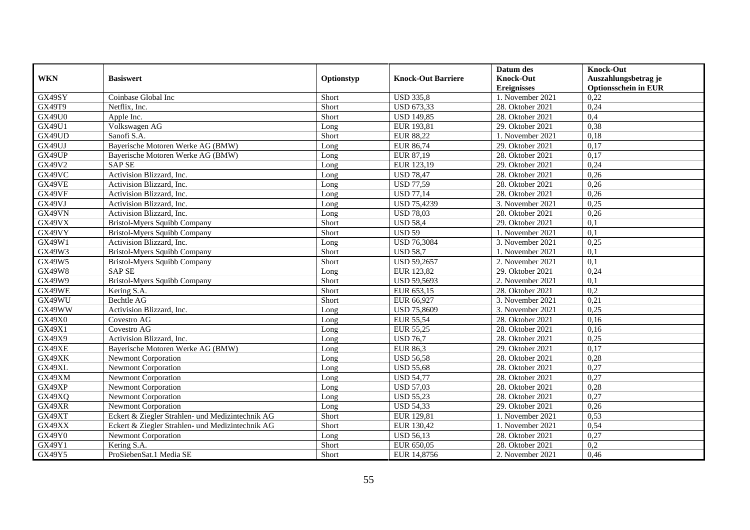| WKN | Basiswert | Optionstyp | Knock-Out Barriere | Datum des Knock-Out Ereignisses | Knock-Out Auszahlungsbetrag je Optionsschein in EUR |
|---|---|---|---|---|---|
| GX49SY | Coinbase Global Inc | Short | USD 335,8 | 1. November 2021 | 0,22 |
| GX49T9 | Netflix, Inc. | Short | USD 673,33 | 28. Oktober 2021 | 0,24 |
| GX49U0 | Apple Inc. | Short | USD 149,85 | 28. Oktober 2021 | 0,4 |
| GX49U1 | Volkswagen AG | Long | EUR 193,81 | 29. Oktober 2021 | 0,38 |
| GX49UD | Sanofi S.A. | Short | EUR 88,22 | 1. November 2021 | 0,18 |
| GX49UJ | Bayerische Motoren Werke AG (BMW) | Long | EUR 86,74 | 29. Oktober 2021 | 0,17 |
| GX49UP | Bayerische Motoren Werke AG (BMW) | Long | EUR 87,19 | 28. Oktober 2021 | 0,17 |
| GX49V2 | SAP SE | Long | EUR 123,19 | 29. Oktober 2021 | 0,24 |
| GX49VC | Activision Blizzard, Inc. | Long | USD 78,47 | 28. Oktober 2021 | 0,26 |
| GX49VE | Activision Blizzard, Inc. | Long | USD 77,59 | 28. Oktober 2021 | 0,26 |
| GX49VF | Activision Blizzard, Inc. | Long | USD 77,14 | 28. Oktober 2021 | 0,26 |
| GX49VJ | Activision Blizzard, Inc. | Long | USD 75,4239 | 3. November 2021 | 0,25 |
| GX49VN | Activision Blizzard, Inc. | Long | USD 78,03 | 28. Oktober 2021 | 0,26 |
| GX49VX | Bristol-Myers Squibb Company | Short | USD 58,4 | 29. Oktober 2021 | 0,1 |
| GX49VY | Bristol-Myers Squibb Company | Short | USD 59 | 1. November 2021 | 0,1 |
| GX49W1 | Activision Blizzard, Inc. | Long | USD 76,3084 | 3. November 2021 | 0,25 |
| GX49W3 | Bristol-Myers Squibb Company | Short | USD 58,7 | 1. November 2021 | 0,1 |
| GX49W5 | Bristol-Myers Squibb Company | Short | USD 59,2657 | 2. November 2021 | 0,1 |
| GX49W8 | SAP SE | Long | EUR 123,82 | 29. Oktober 2021 | 0,24 |
| GX49W9 | Bristol-Myers Squibb Company | Short | USD 59,5693 | 2. November 2021 | 0,1 |
| GX49WE | Kering S.A. | Short | EUR 653,15 | 28. Oktober 2021 | 0,2 |
| GX49WU | Bechtle AG | Short | EUR 66,927 | 3. November 2021 | 0,21 |
| GX49WW | Activision Blizzard, Inc. | Long | USD 75,8609 | 3. November 2021 | 0,25 |
| GX49X0 | Covestro AG | Long | EUR 55,54 | 28. Oktober 2021 | 0,16 |
| GX49X1 | Covestro AG | Long | EUR 55,25 | 28. Oktober 2021 | 0,16 |
| GX49X9 | Activision Blizzard, Inc. | Long | USD 76,7 | 28. Oktober 2021 | 0,25 |
| GX49XE | Bayerische Motoren Werke AG (BMW) | Long | EUR 86,3 | 29. Oktober 2021 | 0,17 |
| GX49XK | Newmont Corporation | Long | USD 56,58 | 28. Oktober 2021 | 0,28 |
| GX49XL | Newmont Corporation | Long | USD 55,68 | 28. Oktober 2021 | 0,27 |
| GX49XM | Newmont Corporation | Long | USD 54,77 | 28. Oktober 2021 | 0,27 |
| GX49XP | Newmont Corporation | Long | USD 57,03 | 28. Oktober 2021 | 0,28 |
| GX49XQ | Newmont Corporation | Long | USD 55,23 | 28. Oktober 2021 | 0,27 |
| GX49XR | Newmont Corporation | Long | USD 54,33 | 29. Oktober 2021 | 0,26 |
| GX49XT | Eckert & Ziegler Strahlen- und Medizintechnik AG | Short | EUR 129,81 | 1. November 2021 | 0,53 |
| GX49XX | Eckert & Ziegler Strahlen- und Medizintechnik AG | Short | EUR 130,42 | 1. November 2021 | 0,54 |
| GX49Y0 | Newmont Corporation | Long | USD 56,13 | 28. Oktober 2021 | 0,27 |
| GX49Y1 | Kering S.A. | Short | EUR 650,05 | 28. Oktober 2021 | 0,2 |
| GX49Y5 | ProSiebenSat.1 Media SE | Short | EUR 14,8756 | 2. November 2021 | 0,46 |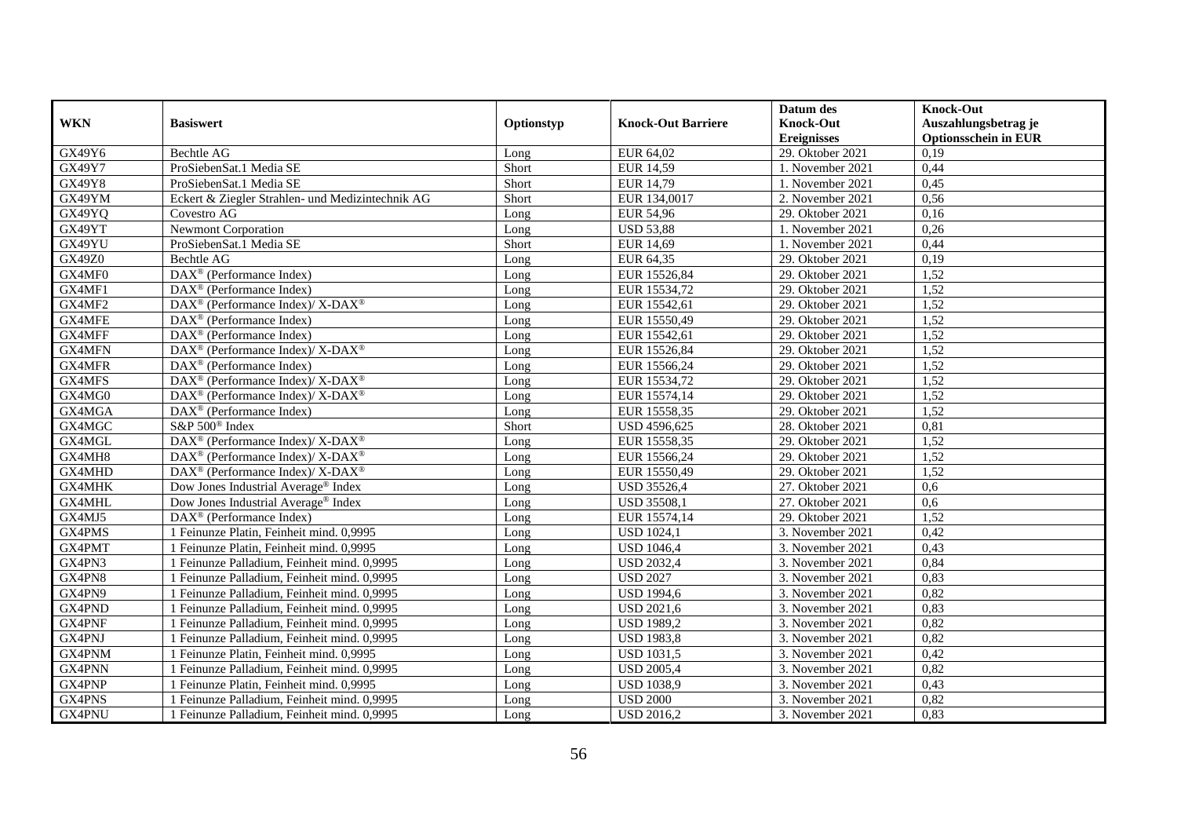| WKN | Basiswert | Optionstyp | Knock-Out Barriere | Datum des Knock-Out Ereignisses | Knock-Out Auszahlungsbetrag je Optionsschein in EUR |
|---|---|---|---|---|---|
| GX49Y6 | Bechtle AG | Long | EUR 64,02 | 29. Oktober 2021 | 0,19 |
| GX49Y7 | ProSiebenSat.1 Media SE | Short | EUR 14,59 | 1. November 2021 | 0,44 |
| GX49Y8 | ProSiebenSat.1 Media SE | Short | EUR 14,79 | 1. November 2021 | 0,45 |
| GX49YM | Eckert & Ziegler Strahlen- und Medizintechnik AG | Short | EUR 134,0017 | 2. November 2021 | 0,56 |
| GX49YQ | Covestro AG | Long | EUR 54,96 | 29. Oktober 2021 | 0,16 |
| GX49YT | Newmont Corporation | Long | USD 53,88 | 1. November 2021 | 0,26 |
| GX49YU | ProSiebenSat.1 Media SE | Short | EUR 14,69 | 1. November 2021 | 0,44 |
| GX49Z0 | Bechtle AG | Long | EUR 64,35 | 29. Oktober 2021 | 0,19 |
| GX4MF0 | DAX® (Performance Index) | Long | EUR 15526,84 | 29. Oktober 2021 | 1,52 |
| GX4MF1 | DAX® (Performance Index) | Long | EUR 15534,72 | 29. Oktober 2021 | 1,52 |
| GX4MF2 | DAX® (Performance Index)/ X-DAX® | Long | EUR 15542,61 | 29. Oktober 2021 | 1,52 |
| GX4MFE | DAX® (Performance Index) | Long | EUR 15550,49 | 29. Oktober 2021 | 1,52 |
| GX4MFF | DAX® (Performance Index) | Long | EUR 15542,61 | 29. Oktober 2021 | 1,52 |
| GX4MFN | DAX® (Performance Index)/ X-DAX® | Long | EUR 15526,84 | 29. Oktober 2021 | 1,52 |
| GX4MFR | DAX® (Performance Index) | Long | EUR 15566,24 | 29. Oktober 2021 | 1,52 |
| GX4MFS | DAX® (Performance Index)/ X-DAX® | Long | EUR 15534,72 | 29. Oktober 2021 | 1,52 |
| GX4MG0 | DAX® (Performance Index)/ X-DAX® | Long | EUR 15574,14 | 29. Oktober 2021 | 1,52 |
| GX4MGA | DAX® (Performance Index) | Long | EUR 15558,35 | 29. Oktober 2021 | 1,52 |
| GX4MGC | S&P 500® Index | Short | USD 4596,625 | 28. Oktober 2021 | 0,81 |
| GX4MGL | DAX® (Performance Index)/ X-DAX® | Long | EUR 15558,35 | 29. Oktober 2021 | 1,52 |
| GX4MH8 | DAX® (Performance Index)/ X-DAX® | Long | EUR 15566,24 | 29. Oktober 2021 | 1,52 |
| GX4MHD | DAX® (Performance Index)/ X-DAX® | Long | EUR 15550,49 | 29. Oktober 2021 | 1,52 |
| GX4MHK | Dow Jones Industrial Average® Index | Long | USD 35526,4 | 27. Oktober 2021 | 0,6 |
| GX4MHL | Dow Jones Industrial Average® Index | Long | USD 35508,1 | 27. Oktober 2021 | 0,6 |
| GX4MJ5 | DAX® (Performance Index) | Long | EUR 15574,14 | 29. Oktober 2021 | 1,52 |
| GX4PMS | 1 Feinunze Platin, Feinheit mind. 0,9995 | Long | USD 1024,1 | 3. November 2021 | 0,42 |
| GX4PMT | 1 Feinunze Platin, Feinheit mind. 0,9995 | Long | USD 1046,4 | 3. November 2021 | 0,43 |
| GX4PN3 | 1 Feinunze Palladium, Feinheit mind. 0,9995 | Long | USD 2032,4 | 3. November 2021 | 0,84 |
| GX4PN8 | 1 Feinunze Palladium, Feinheit mind. 0,9995 | Long | USD 2027 | 3. November 2021 | 0,83 |
| GX4PN9 | 1 Feinunze Palladium, Feinheit mind. 0,9995 | Long | USD 1994,6 | 3. November 2021 | 0,82 |
| GX4PND | 1 Feinunze Palladium, Feinheit mind. 0,9995 | Long | USD 2021,6 | 3. November 2021 | 0,83 |
| GX4PNF | 1 Feinunze Palladium, Feinheit mind. 0,9995 | Long | USD 1989,2 | 3. November 2021 | 0,82 |
| GX4PNJ | 1 Feinunze Palladium, Feinheit mind. 0,9995 | Long | USD 1983,8 | 3. November 2021 | 0,82 |
| GX4PNM | 1 Feinunze Platin, Feinheit mind. 0,9995 | Long | USD 1031,5 | 3. November 2021 | 0,42 |
| GX4PNN | 1 Feinunze Palladium, Feinheit mind. 0,9995 | Long | USD 2005,4 | 3. November 2021 | 0,82 |
| GX4PNP | 1 Feinunze Platin, Feinheit mind. 0,9995 | Long | USD 1038,9 | 3. November 2021 | 0,43 |
| GX4PNS | 1 Feinunze Palladium, Feinheit mind. 0,9995 | Long | USD 2000 | 3. November 2021 | 0,82 |
| GX4PNU | 1 Feinunze Palladium, Feinheit mind. 0,9995 | Long | USD 2016,2 | 3. November 2021 | 0,83 |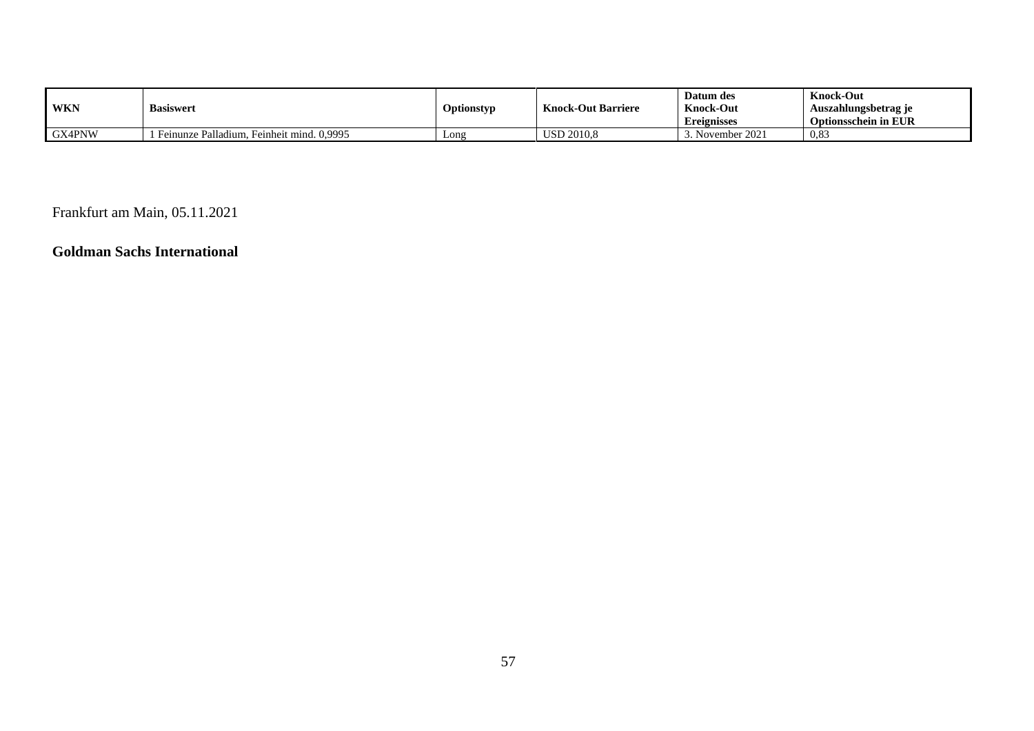| WKN | Basiswert | Optionstyp | Knock-Out Barriere | Datum des Knock-Out Ereignisses | Knock-Out Auszahlungsbetrag je Optionsschein in EUR |
|---|---|---|---|---|---|
| GX4PNW | 1 Feinunze Palladium, Feinheit mind. 0,9995 | Long | USD 2010,8 | 3. November 2021 | 0,83 |

Frankfurt am Main, 05.11.2021

**Goldman Sachs International**